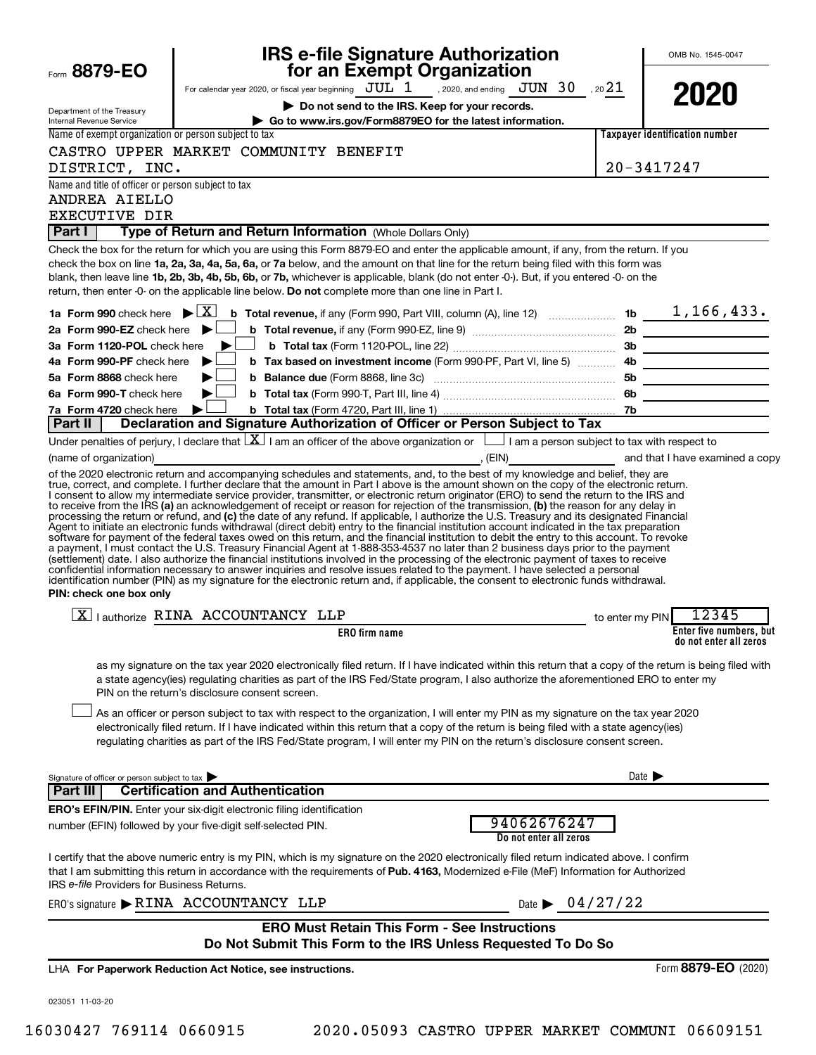Form **8879-EO**

Department of the Treasury
Internal Revenue Service

# IRS e-file Signature Authorization for an Exempt Organization

For calendar year 2020, or fiscal year beginning JUL 1, 2020, and ending JUN 30, 2021

▶ **Do not send to the IRS. Keep for your records.**

▶ **Go to www.irs.gov/Form8879EO for the latest information.**

OMB No. 1545-0047

**2020**

Name of exempt organization or person subject to tax: CASTRO UPPER MARKET COMMUNITY BENEFIT DISTRICT, INC.

Taxpayer identification number: 20-3417247

Name and title of officer or person subject to tax: ANDREA AIELLO, EXECUTIVE DIR

**Part I — Type of Return and Return Information** (Whole Dollars Only)

Check the box for the return for which you are using this Form 8879-EO and enter the applicable amount, if any, from the return. If you check the box on line **1a, 2a, 3a, 4a, 5a, 6a,** or **7a** below, and the amount on that line for the return being filed with this form was blank, then leave line **1b, 2b, 3b, 4b, 5b, 6b,** or **7b,** whichever is applicable, blank (do not enter -0-). But, if you entered -0- on the return, then enter -0- on the applicable line below. **Do not** complete more than one line in Part I.

| | | | |
|---|---|---|---|
| **1a Form 990** check here ▶ [X] | **b Total revenue,** if any (Form 990, Part VIII, column (A), line 12) | **1b** | 1,166,433. |
| **2a Form 990-EZ** check here ▶ [ ] | **b Total revenue,** if any (Form 990-EZ, line 9) | **2b** | |
| **3a Form 1120-POL** check here ▶ [ ] | **b Total tax** (Form 1120-POL, line 22) | **3b** | |
| **4a Form 990-PF** check here ▶ [ ] | **b Tax based on investment income** (Form 990-PF, Part VI, line 5) | **4b** | |
| **5a Form 8868** check here ▶ [ ] | **b Balance due** (Form 8868, line 3c) | **5b** | |
| **6a Form 990-T** check here ▶ [ ] | **b Total tax** (Form 990-T, Part III, line 4) | **6b** | |
| **7a Form 4720** check here ▶ [ ] | **b Total tax** (Form 4720, Part III, line 1) | **7b** | |

**Part II — Declaration and Signature Authorization of Officer or Person Subject to Tax**

Under penalties of perjury, I declare that [X] I am an officer of the above organization or [ ] I am a person subject to tax with respect to (name of organization) ____________, (EIN) ____________ and that I have examined a copy of the 2020 electronic return and accompanying schedules and statements, and, to the best of my knowledge and belief, they are true, correct, and complete. I further declare that the amount in Part I above is the amount shown on the copy of the electronic return. I consent to allow my intermediate service provider, transmitter, or electronic return originator (ERO) to send the return to the IRS and to receive from the IRS **(a)** an acknowledgement of receipt or reason for rejection of the transmission, **(b)** the reason for any delay in processing the return or refund, and **(c)** the date of any refund. If applicable, I authorize the U.S. Treasury and its designated Financial Agent to initiate an electronic funds withdrawal (direct debit) entry to the financial institution account indicated in the tax preparation software for payment of the federal taxes owed on this return, and the financial institution to debit the entry to this account. To revoke a payment, I must contact the U.S. Treasury Financial Agent at 1-888-353-4537 no later than 2 business days prior to the payment (settlement) date. I also authorize the financial institutions involved in the processing of the electronic payment of taxes to receive confidential information necessary to answer inquiries and resolve issues related to the payment. I have selected a personal identification number (PIN) as my signature for the electronic return and, if applicable, the consent to electronic funds withdrawal.

**PIN: check one box only**

[X] I authorize RINA ACCOUNTANCY LLP (ERO firm name) to enter my PIN 12345 (Enter five numbers, but do not enter all zeros) as my signature on the tax year 2020 electronically filed return. If I have indicated within this return that a copy of the return is being filed with a state agency(ies) regulating charities as part of the IRS Fed/State program, I also authorize the aforementioned ERO to enter my PIN on the return's disclosure consent screen.

[ ] As an officer or person subject to tax with respect to the organization, I will enter my PIN as my signature on the tax year 2020 electronically filed return. If I have indicated within this return that a copy of the return is being filed with a state agency(ies) regulating charities as part of the IRS Fed/State program, I will enter my PIN on the return's disclosure consent screen.

Signature of officer or person subject to tax ▶ ____________ Date ▶ ____________

**Part III — Certification and Authentication**

**ERO's EFIN/PIN.** Enter your six-digit electronic filing identification number (EFIN) followed by your five-digit self-selected PIN.

94062676247 (Do not enter all zeros)

I certify that the above numeric entry is my PIN, which is my signature on the 2020 electronically filed return indicated above. I confirm that I am submitting this return in accordance with the requirements of **Pub. 4163,** Modernized e-File (MeF) Information for Authorized IRS *e-file* Providers for Business Returns.

ERO's signature ▶ RINA ACCOUNTANCY LLP Date ▶ 04/27/22

**ERO Must Retain This Form - See Instructions**
**Do Not Submit This Form to the IRS Unless Requested To Do So**

LHA **For Paperwork Reduction Act Notice, see instructions.** Form **8879-EO** (2020)

023051 11-03-20

16030427 769114 0660915 2020.05093 CASTRO UPPER MARKET COMMUNI 06609151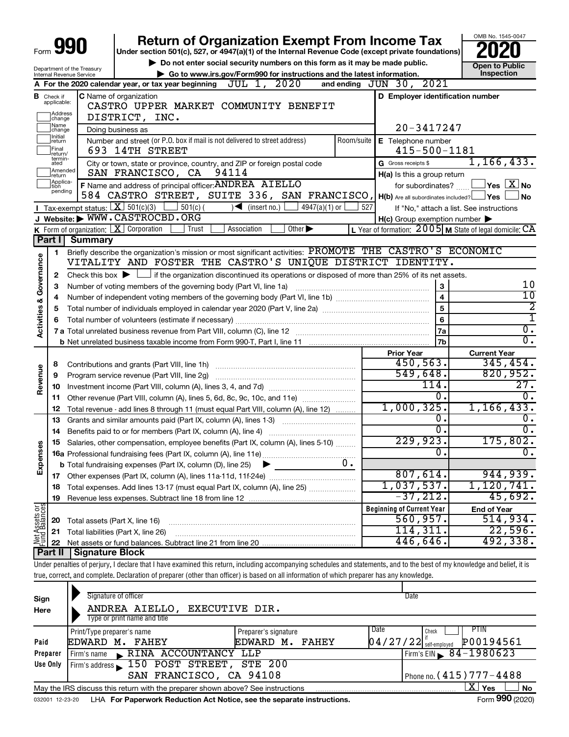# Form 990 — Return of Organization Exempt From Income Tax — 2020

Under section 501(c), 527, or 4947(a)(1) of the Internal Revenue Code (except private foundations)

▶ Do not enter social security numbers on this form as it may be made public.

▶ Go to www.irs.gov/Form990 for instructions and the latest information.

OMB No. 1545-0047

**Open to Public Inspection**

Department of the Treasury
Internal Revenue Service

**A** For the 2020 calendar year, or tax year beginning JUL 1, 2020 and ending JUN 30, 2021

**B** Check if applicable: Address change, Name change, Initial return, Final return/terminated, Amended return, Application pending

**C** Name of organization: CASTRO UPPER MARKET COMMUNITY BENEFIT DISTRICT, INC.

Doing business as

Number and street (or P.O. box if mail is not delivered to street address): 693 14TH STREET

City or town, state or province, country, and ZIP or foreign postal code: SAN FRANCISCO, CA 94114

**D** Employer identification number: 20-3417247

**E** Telephone number: 415-500-1181

**G** Gross receipts $ 1,166,433.

**F** Name and address of principal officer: ANDREA AIELLO, 584 CASTRO STREET, SUITE 336, SAN FRANCISCO,

**H(a)** Is this a group return for subordinates? Yes [ ] No [X]

**H(b)** Are all subordinates included? Yes [ ] No [ ] If "No," attach a list. See instructions

**H(c)** Group exemption number ▶

**I** Tax-exempt status: [X] 501(c)(3) [ ] 501(c) ( ) ◀ (insert no.) [ ] 4947(a)(1) or [ ] 527

**J** Website: ▶ WWW.CASTROCBD.ORG

**K** Form of organization: [X] Corporation [ ] Trust [ ] Association [ ] Other ▶

**L** Year of formation: 2005 **M** State of legal domicile: CA

## Part I Summary

**Activities & Governance**

1. Briefly describe the organization's mission or most significant activities: PROMOTE THE CASTRO'S ECONOMIC VITALITY AND FOSTER THE CASTRO'S UNIQUE DISTRICT IDENTITY.
2. Check this box ▶ [ ] if the organization discontinued its operations or disposed of more than 25% of its net assets.

| | | Line | Value |
|---|---|---|---|
| 3 | Number of voting members of the governing body (Part VI, line 1a) | 3 | 10 |
| 4 | Number of independent voting members of the governing body (Part VI, line 1b) | 4 | 10 |
| 5 | Total number of individuals employed in calendar year 2020 (Part V, line 2a) | 5 | 2 |
| 6 | Total number of volunteers (estimate if necessary) | 6 | 1 |
| 7a | Total unrelated business revenue from Part VIII, column (C), line 12 | 7a | 0. |
| b | Net unrelated business taxable income from Form 990-T, Part I, line 11 | 7b | 0. |

| | | Prior Year | Current Year |
|---|---|---|---|
| **Revenue** | | | |
| 8 | Contributions and grants (Part VIII, line 1h) | 450,563. | 345,454. |
| 9 | Program service revenue (Part VIII, line 2g) | 549,648. | 820,952. |
| 10 | Investment income (Part VIII, column (A), lines 3, 4, and 7d) | 114. | 27. |
| 11 | Other revenue (Part VIII, column (A), lines 5, 6d, 8c, 9c, 10c, and 11e) | 0. | 0. |
| 12 | Total revenue - add lines 8 through 11 (must equal Part VIII, column (A), line 12) | 1,000,325. | 1,166,433. |
| **Expenses** | | | |
| 13 | Grants and similar amounts paid (Part IX, column (A), lines 1-3) | 0. | 0. |
| 14 | Benefits paid to or for members (Part IX, column (A), line 4) | 0. | 0. |
| 15 | Salaries, other compensation, employee benefits (Part IX, column (A), lines 5-10) | 229,923. | 175,802. |
| 16a | Professional fundraising fees (Part IX, column (A), line 11e) | 0. | 0. |
| b | Total fundraising expenses (Part IX, column (D), line 25) ▶ 0. | | |
| 17 | Other expenses (Part IX, column (A), lines 11a-11d, 11f-24e) | 807,614. | 944,939. |
| 18 | Total expenses. Add lines 13-17 (must equal Part IX, column (A), line 25) | 1,037,537. | 1,120,741. |
| 19 | Revenue less expenses. Subtract line 18 from line 12 | -37,212. | 45,692. |

| **Net Assets or Fund Balances** | | Beginning of Current Year | End of Year |
|---|---|---|---|
| 20 | Total assets (Part X, line 16) | 560,957. | 514,934. |
| 21 | Total liabilities (Part X, line 26) | 114,311. | 22,596. |
| 22 | Net assets or fund balances. Subtract line 21 from line 20 | 446,646. | 492,338. |

## Part II Signature Block

Under penalties of perjury, I declare that I have examined this return, including accompanying schedules and statements, and to the best of my knowledge and belief, it is true, correct, and complete. Declaration of preparer (other than officer) is based on all information of which preparer has any knowledge.

**Sign Here**

Signature of officer — Date

ANDREA AIELLO, EXECUTIVE DIR.
Type or print name and title

**Paid Preparer Use Only**

| Print/Type preparer's name | Preparer's signature | Date | Check if self-employed | PTIN |
|---|---|---|---|---|
| EDWARD M. FAHEY | EDWARD M. FAHEY | 04/27/22 | [ ] | P00194561 |

Firm's name ▶ RINA ACCOUNTANCY LLP — Firm's EIN ▶ 84-1980623

Firm's address ▶ 150 POST STREET, STE 200, SAN FRANCISCO, CA 94108 — Phone no. (415)777-4488

May the IRS discuss this return with the preparer shown above? See instructions [X] Yes [ ] No

032001 12-23-20 LHA For Paperwork Reduction Act Notice, see the separate instructions. Form **990** (2020)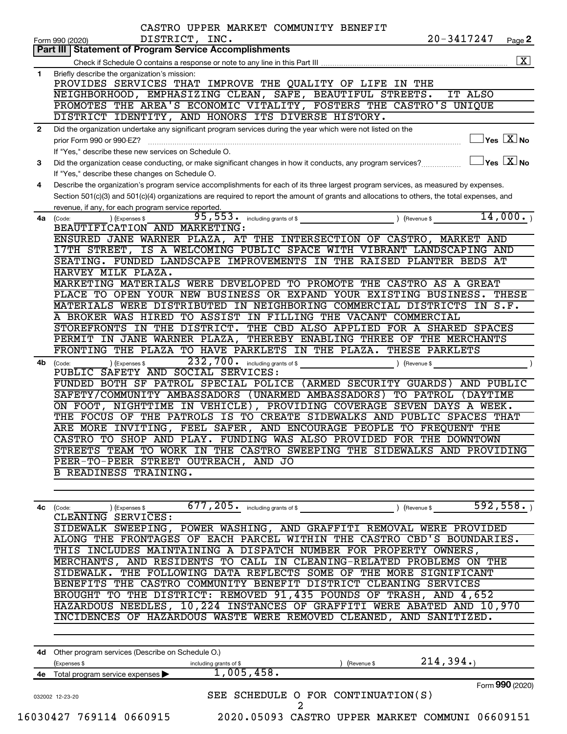CASTRO UPPER MARKET COMMUNITY BENEFIT DISTRICT, INC.

Form 990 (2020) 20-3417247 Page **2**

## Part III | Statement of Program Service Accomplishments

Check if Schedule O contains a response or note to any line in this Part III ... [X]

**1** Briefly describe the organization's mission:

PROVIDES SERVICES THAT IMPROVE THE QUALITY OF LIFE IN THE NEIGHBORHOOD, EMPHASIZING CLEAN, SAFE, BEAUTIFUL STREETS. IT ALSO PROMOTES THE AREA'S ECONOMIC VITALITY, FOSTERS THE CASTRO'S UNIQUE DISTRICT IDENTITY, AND HONORS ITS DIVERSE HISTORY.

**2** Did the organization undertake any significant program services during the year which were not listed on the prior Form 990 or 990-EZ? ... [ ] Yes [X] No

If "Yes," describe these new services on Schedule O.

**3** Did the organization cease conducting, or make significant changes in how it conducts, any program services? ... [ ] Yes [X] No

If "Yes," describe these changes on Schedule O.

**4** Describe the organization's program service accomplishments for each of its three largest program services, as measured by expenses. Section 501(c)(3) and 501(c)(4) organizations are required to report the amount of grants and allocations to others, the total expenses, and revenue, if any, for each program service reported.

**4a** (Code: ) (Expenses $ 95,553. including grants of $ ) (Revenue $ 14,000.)

BEAUTIFICATION AND MARKETING:
ENSURED JANE WARNER PLAZA, AT THE INTERSECTION OF CASTRO, MARKET AND 17TH STREET, IS A WELCOMING PUBLIC SPACE WITH VIBRANT LANDSCAPING AND SEATING. FUNDED LANDSCAPE IMPROVEMENTS IN THE RAISED PLANTER BEDS AT HARVEY MILK PLAZA.
MARKETING MATERIALS WERE DEVELOPED TO PROMOTE THE CASTRO AS A GREAT PLACE TO OPEN YOUR NEW BUSINESS OR EXPAND YOUR EXISTING BUSINESS. THESE MATERIALS WERE DISTRIBUTED IN NEIGHBORING COMMERCIAL DISTRICTS IN S.F. A BROKER WAS HIRED TO ASSIST IN FILLING THE VACANT COMMERCIAL STOREFRONTS IN THE DISTRICT. THE CBD ALSO APPLIED FOR A SHARED SPACES PERMIT IN JANE WARNER PLAZA, THEREBY ENABLING THREE OF THE MERCHANTS FRONTING THE PLAZA TO HAVE PARKLETS IN THE PLAZA. THESE PARKLETS

**4b** (Code: ) (Expenses $ 232,700. including grants of $ ) (Revenue $ )

PUBLIC SAFETY AND SOCIAL SERVICES:
FUNDED BOTH SF PATROL SPECIAL POLICE (ARMED SECURITY GUARDS) AND PUBLIC SAFETY/COMMUNITY AMBASSADORS (UNARMED AMBASSADORS) TO PATROL (DAYTIME ON FOOT, NIGHTTIME IN VEHICLE), PROVIDING COVERAGE SEVEN DAYS A WEEK. THE FOCUS OF THE PATROLS IS TO CREATE SIDEWALKS AND PUBLIC SPACES THAT ARE MORE INVITING, FEEL SAFER, AND ENCOURAGE PEOPLE TO FREQUENT THE CASTRO TO SHOP AND PLAY. FUNDING WAS ALSO PROVIDED FOR THE DOWNTOWN STREETS TEAM TO WORK IN THE CASTRO SWEEPING THE SIDEWALKS AND PROVIDING PEER-TO-PEER STREET OUTREACH, AND JO
B READINESS TRAINING.

**4c** (Code: ) (Expenses $ 677,205. including grants of $ ) (Revenue $ 592,558.)

CLEANING SERVICES:
SIDEWALK SWEEPING, POWER WASHING, AND GRAFFITI REMOVAL WERE PROVIDED ALONG THE FRONTAGES OF EACH PARCEL WITHIN THE CASTRO CBD'S BOUNDARIES. THIS INCLUDES MAINTAINING A DISPATCH NUMBER FOR PROPERTY OWNERS, MERCHANTS, AND RESIDENTS TO CALL IN CLEANING-RELATED PROBLEMS ON THE SIDEWALK. THE FOLLOWING DATA REFLECTS SOME OF THE MORE SIGNIFICANT BENEFITS THE CASTRO COMMUNITY BENEFIT DISTRICT CLEANING SERVICES BROUGHT TO THE DISTRICT: REMOVED 91,435 POUNDS OF TRASH, AND 4,652 HAZARDOUS NEEDLES, 10,224 INSTANCES OF GRAFFITI WERE ABATED AND 10,970 INCIDENCES OF HAZARDOUS WASTE WERE REMOVED CLEANED, AND SANITIZED.

**4d** Other program services (Describe on Schedule O.)
(Expenses $ including grants of $ ) (Revenue $ 214,394.)

**4e** Total program service expenses ▶ 1,005,458.

Form **990** (2020)

032002 12-23-20

SEE SCHEDULE O FOR CONTINUATION(S)

16030427 769114 0660915 2020.05093 CASTRO UPPER MARKET COMMUNI 06609151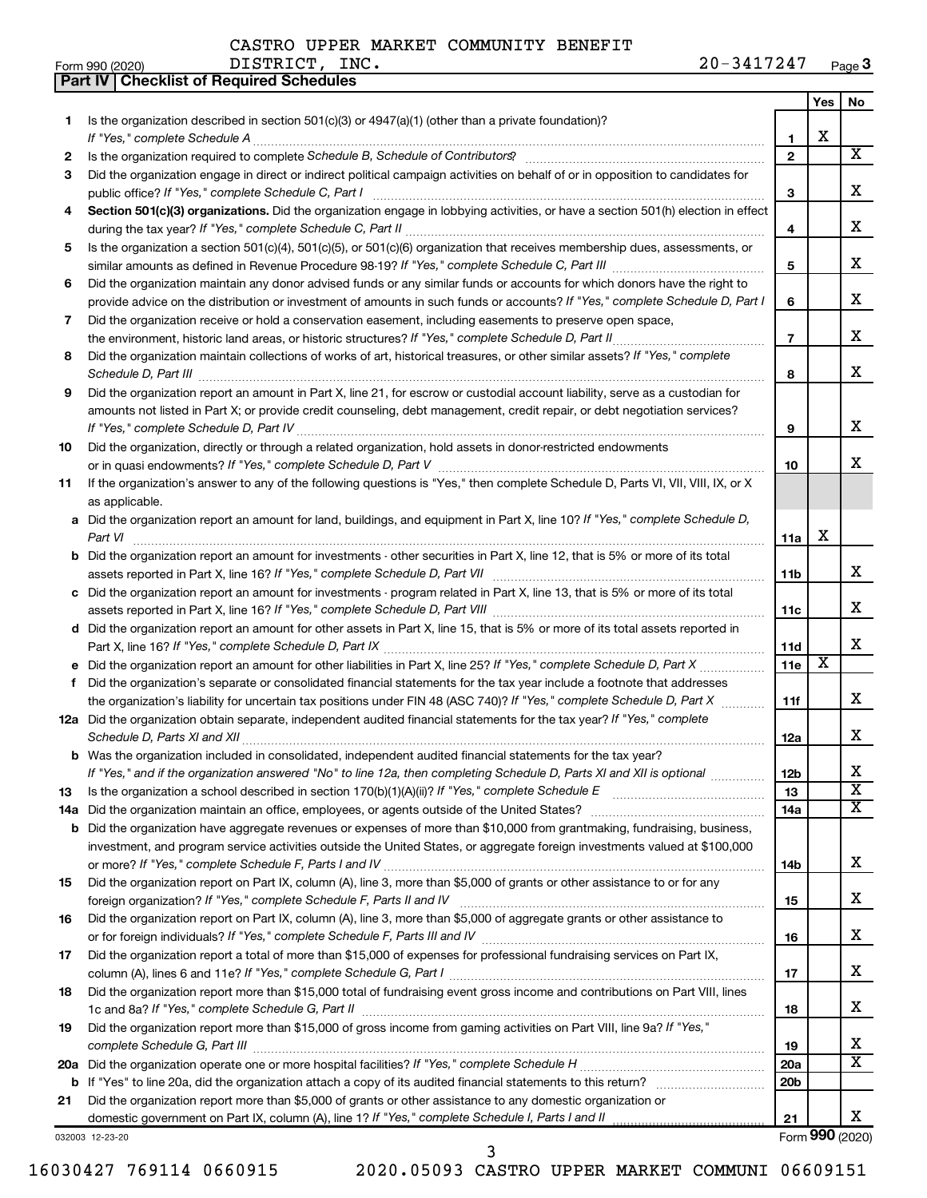CASTRO UPPER MARKET COMMUNITY BENEFIT DISTRICT, INC.

Form 990 (2020) 20-3417247 Page 3

**Part IV | Checklist of Required Schedules**

| | | | Yes | No |
|---|---|---|---|---|
| 1 | Is the organization described in section 501(c)(3) or 4947(a)(1) (other than a private foundation)? *If "Yes," complete Schedule A* | 1 | X | |
| 2 | Is the organization required to complete *Schedule B, Schedule of Contributors*? | 2 | | X |
| 3 | Did the organization engage in direct or indirect political campaign activities on behalf of or in opposition to candidates for public office? *If "Yes," complete Schedule C, Part I* | 3 | | X |
| 4 | **Section 501(c)(3) organizations.** Did the organization engage in lobbying activities, or have a section 501(h) election in effect during the tax year? *If "Yes," complete Schedule C, Part II* | 4 | | X |
| 5 | Is the organization a section 501(c)(4), 501(c)(5), or 501(c)(6) organization that receives membership dues, assessments, or similar amounts as defined in Revenue Procedure 98-19? *If "Yes," complete Schedule C, Part III* | 5 | | X |
| 6 | Did the organization maintain any donor advised funds or any similar funds or accounts for which donors have the right to provide advice on the distribution or investment of amounts in such funds or accounts? *If "Yes," complete Schedule D, Part I* | 6 | | X |
| 7 | Did the organization receive or hold a conservation easement, including easements to preserve open space, the environment, historic land areas, or historic structures? *If "Yes," complete Schedule D, Part II* | 7 | | X |
| 8 | Did the organization maintain collections of works of art, historical treasures, or other similar assets? *If "Yes," complete Schedule D, Part III* | 8 | | X |
| 9 | Did the organization report an amount in Part X, line 21, for escrow or custodial account liability, serve as a custodian for amounts not listed in Part X; or provide credit counseling, debt management, credit repair, or debt negotiation services? *If "Yes," complete Schedule D, Part IV* | 9 | | X |
| 10 | Did the organization, directly or through a related organization, hold assets in donor-restricted endowments or in quasi endowments? *If "Yes," complete Schedule D, Part V* | 10 | | X |
| 11 | If the organization's answer to any of the following questions is "Yes," then complete Schedule D, Parts VI, VII, VIII, IX, or X as applicable. | | | |
| a | Did the organization report an amount for land, buildings, and equipment in Part X, line 10? *If "Yes," complete Schedule D, Part VI* | 11a | X | |
| b | Did the organization report an amount for investments - other securities in Part X, line 12, that is 5% or more of its total assets reported in Part X, line 16? *If "Yes," complete Schedule D, Part VII* | 11b | | X |
| c | Did the organization report an amount for investments - program related in Part X, line 13, that is 5% or more of its total assets reported in Part X, line 16? *If "Yes," complete Schedule D, Part VIII* | 11c | | X |
| d | Did the organization report an amount for other assets in Part X, line 15, that is 5% or more of its total assets reported in Part X, line 16? *If "Yes," complete Schedule D, Part IX* | 11d | | X |
| e | Did the organization report an amount for other liabilities in Part X, line 25? *If "Yes," complete Schedule D, Part X* | 11e | X | |
| f | Did the organization's separate or consolidated financial statements for the tax year include a footnote that addresses the organization's liability for uncertain tax positions under FIN 48 (ASC 740)? *If "Yes," complete Schedule D, Part X* | 11f | | X |
| 12a | Did the organization obtain separate, independent audited financial statements for the tax year? *If "Yes," complete Schedule D, Parts XI and XII* | 12a | | X |
| b | Was the organization included in consolidated, independent audited financial statements for the tax year? *If "Yes," and if the organization answered "No" to line 12a, then completing Schedule D, Parts XI and XII is optional* | 12b | | X |
| 13 | Is the organization a school described in section 170(b)(1)(A)(ii)? *If "Yes," complete Schedule E* | 13 | | X |
| 14a | Did the organization maintain an office, employees, or agents outside of the United States? | 14a | | X |
| b | Did the organization have aggregate revenues or expenses of more than $10,000 from grantmaking, fundraising, business, investment, and program service activities outside the United States, or aggregate foreign investments valued at $100,000 or more? *If "Yes," complete Schedule F, Parts I and IV* | 14b | | X |
| 15 | Did the organization report on Part IX, column (A), line 3, more than $5,000 of grants or other assistance to or for any foreign organization? *If "Yes," complete Schedule F, Parts II and IV* | 15 | | X |
| 16 | Did the organization report on Part IX, column (A), line 3, more than $5,000 of aggregate grants or other assistance to or for foreign individuals? *If "Yes," complete Schedule F, Parts III and IV* | 16 | | X |
| 17 | Did the organization report a total of more than $15,000 of expenses for professional fundraising services on Part IX, column (A), lines 6 and 11e? *If "Yes," complete Schedule G, Part I* | 17 | | X |
| 18 | Did the organization report more than $15,000 total of fundraising event gross income and contributions on Part VIII, lines 1c and 8a? *If "Yes," complete Schedule G, Part II* | 18 | | X |
| 19 | Did the organization report more than $15,000 of gross income from gaming activities on Part VIII, line 9a? *If "Yes," complete Schedule G, Part III* | 19 | | X |
| 20a | Did the organization operate one or more hospital facilities? *If "Yes," complete Schedule H* | 20a | | X |
| b | If "Yes" to line 20a, did the organization attach a copy of its audited financial statements to this return? | 20b | | |
| 21 | Did the organization report more than $5,000 of grants or other assistance to any domestic organization or domestic government on Part IX, column (A), line 1? *If "Yes," complete Schedule I, Parts I and II* | 21 | | X |

032003 12-23-20

Form **990** (2020)

16030427 769114 0660915 2020.05093 CASTRO UPPER MARKET COMMUNI 06609151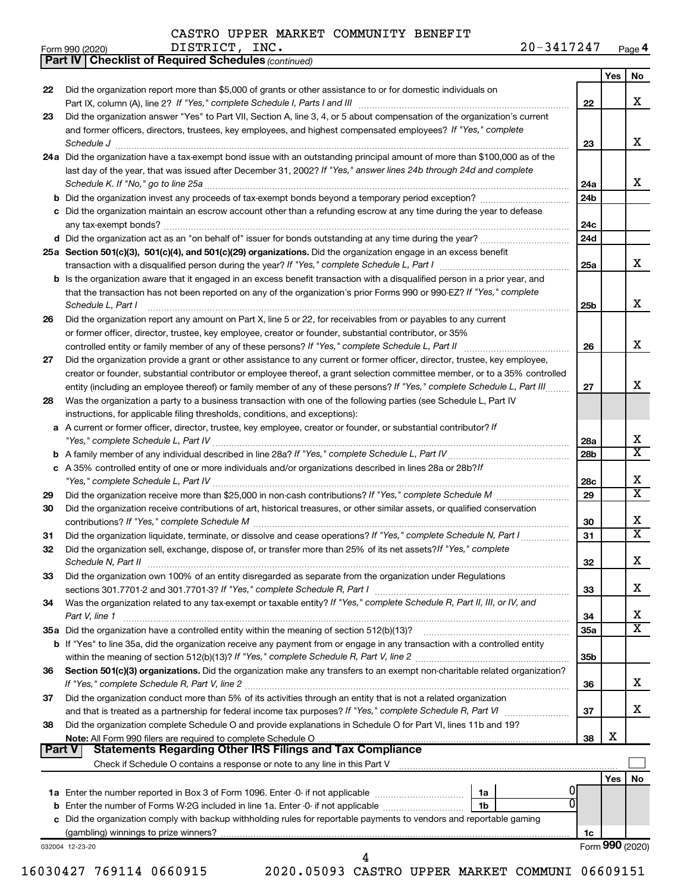CASTRO UPPER MARKET COMMUNITY BENEFIT DISTRICT, INC. 20-3417247

Form 990 (2020)

**Part IV | Checklist of Required Schedules** *(continued)*

| | | | Yes | No |
|---|---|---|---|---|
| 22 | Did the organization report more than $5,000 of grants or other assistance to or for domestic individuals on Part IX, column (A), line 2? *If "Yes," complete Schedule I, Parts I and III* | 22 | | X |
| 23 | Did the organization answer "Yes" to Part VII, Section A, line 3, 4, or 5 about compensation of the organization's current and former officers, directors, trustees, key employees, and highest compensated employees? *If "Yes," complete Schedule J* | 23 | | X |
| 24a | Did the organization have a tax-exempt bond issue with an outstanding principal amount of more than $100,000 as of the last day of the year, that was issued after December 31, 2002? *If "Yes," answer lines 24b through 24d and complete Schedule K. If "No," go to line 25a* | 24a | | X |
| b | Did the organization invest any proceeds of tax-exempt bonds beyond a temporary period exception? | 24b | | |
| c | Did the organization maintain an escrow account other than a refunding escrow at any time during the year to defease any tax-exempt bonds? | 24c | | |
| d | Did the organization act as an "on behalf of" issuer for bonds outstanding at any time during the year? | 24d | | |
| 25a | **Section 501(c)(3), 501(c)(4), and 501(c)(29) organizations.** Did the organization engage in an excess benefit transaction with a disqualified person during the year? *If "Yes," complete Schedule L, Part I* | 25a | | X |
| b | Is the organization aware that it engaged in an excess benefit transaction with a disqualified person in a prior year, and that the transaction has not been reported on any of the organization's prior Forms 990 or 990-EZ? *If "Yes," complete Schedule L, Part I* | 25b | | X |
| 26 | Did the organization report any amount on Part X, line 5 or 22, for receivables from or payables to any current or former officer, director, trustee, key employee, creator or founder, substantial contributor, or 35% controlled entity or family member of any of these persons? *If "Yes," complete Schedule L, Part II* | 26 | | X |
| 27 | Did the organization provide a grant or other assistance to any current or former officer, director, trustee, key employee, creator or founder, substantial contributor or employee thereof, a grant selection committee member, or to a 35% controlled entity (including an employee thereof) or family member of any of these persons? *If "Yes," complete Schedule L, Part III* | 27 | | X |
| 28 | Was the organization a party to a business transaction with one of the following parties (see Schedule L, Part IV instructions, for applicable filing thresholds, conditions, and exceptions): | | | |
| a | A current or former officer, director, trustee, key employee, creator or founder, or substantial contributor? *If "Yes," complete Schedule L, Part IV* | 28a | | X |
| b | A family member of any individual described in line 28a? *If "Yes," complete Schedule L, Part IV* | 28b | | X |
| c | A 35% controlled entity of one or more individuals and/or organizations described in lines 28a or 28b? *If "Yes," complete Schedule L, Part IV* | 28c | | X |
| 29 | Did the organization receive more than $25,000 in non-cash contributions? *If "Yes," complete Schedule M* | 29 | | X |
| 30 | Did the organization receive contributions of art, historical treasures, or other similar assets, or qualified conservation contributions? *If "Yes," complete Schedule M* | 30 | | X |
| 31 | Did the organization liquidate, terminate, or dissolve and cease operations? *If "Yes," complete Schedule N, Part I* | 31 | | X |
| 32 | Did the organization sell, exchange, dispose of, or transfer more than 25% of its net assets? *If "Yes," complete Schedule N, Part II* | 32 | | X |
| 33 | Did the organization own 100% of an entity disregarded as separate from the organization under Regulations sections 301.7701-2 and 301.7701-3? *If "Yes," complete Schedule R, Part I* | 33 | | X |
| 34 | Was the organization related to any tax-exempt or taxable entity? *If "Yes," complete Schedule R, Part II, III, or IV, and Part V, line 1* | 34 | | X |
| 35a | Did the organization have a controlled entity within the meaning of section 512(b)(13)? | 35a | | X |
| b | If "Yes" to line 35a, did the organization receive any payment from or engage in any transaction with a controlled entity within the meaning of section 512(b)(13)? *If "Yes," complete Schedule R, Part V, line 2* | 35b | | |
| 36 | **Section 501(c)(3) organizations.** Did the organization make any transfers to an exempt non-charitable related organization? *If "Yes," complete Schedule R, Part V, line 2* | 36 | | X |
| 37 | Did the organization conduct more than 5% of its activities through an entity that is not a related organization and that is treated as a partnership for federal income tax purposes? *If "Yes," complete Schedule R, Part VI* | 37 | | X |
| 38 | Did the organization complete Schedule O and provide explanations in Schedule O for Part VI, lines 11b and 19? **Note:** All Form 990 filers are required to complete Schedule O | 38 | X | |

**Part V | Statements Regarding Other IRS Filings and Tax Compliance**

Check if Schedule O contains a response or note to any line in this Part V ☐

| | | | | | Yes | No |
|---|---|---|---|---|---|---|
| 1a | Enter the number reported in Box 3 of Form 1096. Enter -0- if not applicable | 1a | 0 | | | |
| b | Enter the number of Forms W-2G included in line 1a. Enter -0- if not applicable | 1b | 0 | | | |
| c | Did the organization comply with backup withholding rules for reportable payments to vendors and reportable gaming (gambling) winnings to prize winners? | | | 1c | | |

032004 12-23-20

Form **990** (2020)

16030427 769114 0660915 2020.05093 CASTRO UPPER MARKET COMMUNI 06609151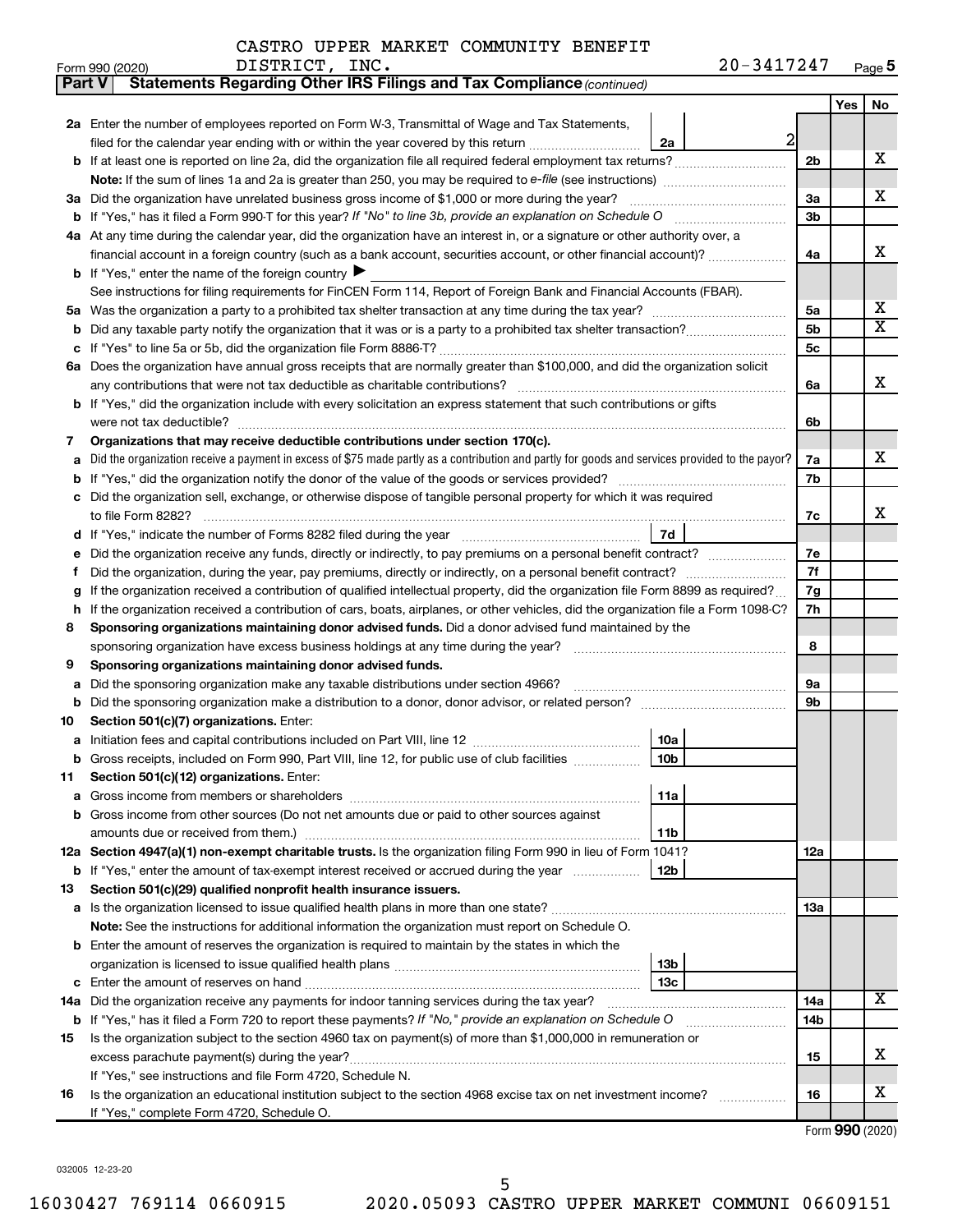CASTRO UPPER MARKET COMMUNITY BENEFIT DISTRICT, INC. 20-3417247

Form 990 (2020) Page 5

**Part V Statements Regarding Other IRS Filings and Tax Compliance** *(continued)*

| | | | | Yes | No |
|---|---|---|---|---|---|
| **2a** | Enter the number of employees reported on Form W-3, Transmittal of Wage and Tax Statements, filed for the calendar year ending with or within the year covered by this return | 2a 2 | | | |
| **b** | If at least one is reported on line 2a, did the organization file all required federal employment tax returns? | | 2b | | X |
| | **Note:** If the sum of lines 1a and 2a is greater than 250, you may be required to *e-file* (see instructions) | | | | |
| **3a** | Did the organization have unrelated business gross income of $1,000 or more during the year? | | 3a | | X |
| **b** | If "Yes," has it filed a Form 990-T for this year? *If "No" to line 3b, provide an explanation on Schedule O* | | 3b | | |
| **4a** | At any time during the calendar year, did the organization have an interest in, or a signature or other authority over, a financial account in a foreign country (such as a bank account, securities account, or other financial account)? | | 4a | | X |
| **b** | If "Yes," enter the name of the foreign country ▶ | | | | |
| | See instructions for filing requirements for FinCEN Form 114, Report of Foreign Bank and Financial Accounts (FBAR). | | | | |
| **5a** | Was the organization a party to a prohibited tax shelter transaction at any time during the tax year? | | 5a | | X |
| **b** | Did any taxable party notify the organization that it was or is a party to a prohibited tax shelter transaction? | | 5b | | X |
| **c** | If "Yes" to line 5a or 5b, did the organization file Form 8886-T? | | 5c | | |
| **6a** | Does the organization have annual gross receipts that are normally greater than $100,000, and did the organization solicit any contributions that were not tax deductible as charitable contributions? | | 6a | | X |
| **b** | If "Yes," did the organization include with every solicitation an express statement that such contributions or gifts were not tax deductible? | | 6b | | |
| **7** | **Organizations that may receive deductible contributions under section 170(c).** | | | | |
| **a** | Did the organization receive a payment in excess of $75 made partly as a contribution and partly for goods and services provided to the payor? | | 7a | | X |
| **b** | If "Yes," did the organization notify the donor of the value of the goods or services provided? | | 7b | | |
| **c** | Did the organization sell, exchange, or otherwise dispose of tangible personal property for which it was required to file Form 8282? | | 7c | | X |
| **d** | If "Yes," indicate the number of Forms 8282 filed during the year | 7d | | | |
| **e** | Did the organization receive any funds, directly or indirectly, to pay premiums on a personal benefit contract? | | 7e | | |
| **f** | Did the organization, during the year, pay premiums, directly or indirectly, on a personal benefit contract? | | 7f | | |
| **g** | If the organization received a contribution of qualified intellectual property, did the organization file Form 8899 as required? | | 7g | | |
| **h** | If the organization received a contribution of cars, boats, airplanes, or other vehicles, did the organization file a Form 1098-C? | | 7h | | |
| **8** | **Sponsoring organizations maintaining donor advised funds.** Did a donor advised fund maintained by the sponsoring organization have excess business holdings at any time during the year? | | 8 | | |
| **9** | **Sponsoring organizations maintaining donor advised funds.** | | | | |
| **a** | Did the sponsoring organization make any taxable distributions under section 4966? | | 9a | | |
| **b** | Did the sponsoring organization make a distribution to a donor, donor advisor, or related person? | | 9b | | |
| **10** | **Section 501(c)(7) organizations.** Enter: | | | | |
| **a** | Initiation fees and capital contributions included on Part VIII, line 12 | 10a | | | |
| **b** | Gross receipts, included on Form 990, Part VIII, line 12, for public use of club facilities | 10b | | | |
| **11** | **Section 501(c)(12) organizations.** Enter: | | | | |
| **a** | Gross income from members or shareholders | 11a | | | |
| **b** | Gross income from other sources (Do not net amounts due or paid to other sources against amounts due or received from them.) | 11b | | | |
| **12a** | **Section 4947(a)(1) non-exempt charitable trusts.** Is the organization filing Form 990 in lieu of Form 1041? | | 12a | | |
| **b** | If "Yes," enter the amount of tax-exempt interest received or accrued during the year | 12b | | | |
| **13** | **Section 501(c)(29) qualified nonprofit health insurance issuers.** | | | | |
| **a** | Is the organization licensed to issue qualified health plans in more than one state? | | 13a | | |
| | **Note:** See the instructions for additional information the organization must report on Schedule O. | | | | |
| **b** | Enter the amount of reserves the organization is required to maintain by the states in which the organization is licensed to issue qualified health plans | 13b | | | |
| **c** | Enter the amount of reserves on hand | 13c | | | |
| **14a** | Did the organization receive any payments for indoor tanning services during the tax year? | | 14a | | X |
| **b** | If "Yes," has it filed a Form 720 to report these payments? *If "No," provide an explanation on Schedule O* | | 14b | | |
| **15** | Is the organization subject to the section 4960 tax on payment(s) of more than $1,000,000 in remuneration or excess parachute payment(s) during the year? | | 15 | | X |
| | If "Yes," see instructions and file Form 4720, Schedule N. | | | | |
| **16** | Is the organization an educational institution subject to the section 4968 excise tax on net investment income? | | 16 | | X |
| | If "Yes," complete Form 4720, Schedule O. | | | | |

Form **990** (2020)

032005 12-23-20

16030427 769114 0660915 2020.05093 CASTRO UPPER MARKET COMMUNI 06609151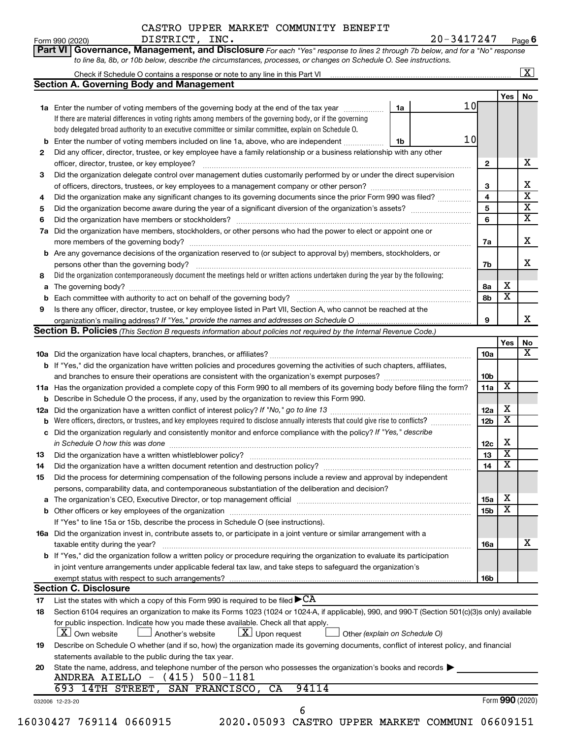CASTRO UPPER MARKET COMMUNITY BENEFIT DISTRICT, INC.

Form 990 (2020) 20-3417247 Page 6

**Part VI Governance, Management, and Disclosure** *For each "Yes" response to lines 2 through 7b below, and for a "No" response to line 8a, 8b, or 10b below, describe the circumstances, processes, or changes on Schedule O. See instructions.*

Check if Schedule O contains a response or note to any line in this Part VI [X]

## Section A. Governing Body and Management

| | | | Yes | No |
|---|---|---|---|---|
| **1a** | Enter the number of voting members of the governing body at the end of the tax year — **1a** 10. If there are material differences in voting rights among members of the governing body, or if the governing body delegated broad authority to an executive committee or similar committee, explain on Schedule O. | | | |
| **b** | Enter the number of voting members included on line 1a, above, who are independent — **1b** 10 | | | |
| **2** | Did any officer, director, trustee, or key employee have a family relationship or a business relationship with any other officer, director, trustee, or key employee? | 2 | | X |
| **3** | Did the organization delegate control over management duties customarily performed by or under the direct supervision of officers, directors, trustees, or key employees to a management company or other person? | 3 | | X |
| **4** | Did the organization make any significant changes to its governing documents since the prior Form 990 was filed? | 4 | | X |
| **5** | Did the organization become aware during the year of a significant diversion of the organization's assets? | 5 | | X |
| **6** | Did the organization have members or stockholders? | 6 | | X |
| **7a** | Did the organization have members, stockholders, or other persons who had the power to elect or appoint one or more members of the governing body? | 7a | | X |
| **b** | Are any governance decisions of the organization reserved to (or subject to approval by) members, stockholders, or persons other than the governing body? | 7b | | X |
| **8** | Did the organization contemporaneously document the meetings held or written actions undertaken during the year by the following: | | | |
| **a** | The governing body? | 8a | X | |
| **b** | Each committee with authority to act on behalf of the governing body? | 8b | X | |
| **9** | Is there any officer, director, trustee, or key employee listed in Part VII, Section A, who cannot be reached at the organization's mailing address? *If "Yes," provide the names and addresses on Schedule O* | 9 | | X |

## Section B. Policies *(This Section B requests information about policies not required by the Internal Revenue Code.)*

| | | | Yes | No |
|---|---|---|---|---|
| **10a** | Did the organization have local chapters, branches, or affiliates? | 10a | | X |
| **b** | If "Yes," did the organization have written policies and procedures governing the activities of such chapters, affiliates, and branches to ensure their operations are consistent with the organization's exempt purposes? | 10b | | |
| **11a** | Has the organization provided a complete copy of this Form 990 to all members of its governing body before filing the form? | 11a | X | |
| **b** | Describe in Schedule O the process, if any, used by the organization to review this Form 990. | | | |
| **12a** | Did the organization have a written conflict of interest policy? *If "No," go to line 13* | 12a | X | |
| **b** | Were officers, directors, or trustees, and key employees required to disclose annually interests that could give rise to conflicts? | 12b | X | |
| **c** | Did the organization regularly and consistently monitor and enforce compliance with the policy? *If "Yes," describe in Schedule O how this was done* | 12c | X | |
| **13** | Did the organization have a written whistleblower policy? | 13 | X | |
| **14** | Did the organization have a written document retention and destruction policy? | 14 | X | |
| **15** | Did the process for determining compensation of the following persons include a review and approval by independent persons, comparability data, and contemporaneous substantiation of the deliberation and decision? | | | |
| **a** | The organization's CEO, Executive Director, or top management official | 15a | X | |
| **b** | Other officers or key employees of the organization | 15b | X | |
| | If "Yes" to line 15a or 15b, describe the process in Schedule O (see instructions). | | | |
| **16a** | Did the organization invest in, contribute assets to, or participate in a joint venture or similar arrangement with a taxable entity during the year? | 16a | | X |
| **b** | If "Yes," did the organization follow a written policy or procedure requiring the organization to evaluate its participation in joint venture arrangements under applicable federal tax law, and take steps to safeguard the organization's exempt status with respect to such arrangements? | 16b | | |

## Section C. Disclosure

**17** List the states with which a copy of this Form 990 is required to be filed ▶ CA

**18** Section 6104 requires an organization to make its Forms 1023 (1024 or 1024-A, if applicable), 990, and 990-T (Section 501(c)(3)s only) available for public inspection. Indicate how you made these available. Check all that apply.

[X] Own website [ ] Another's website [X] Upon request [ ] Other *(explain on Schedule O)*

**19** Describe on Schedule O whether (and if so, how) the organization made its governing documents, conflict of interest policy, and financial statements available to the public during the tax year.

**20** State the name, address, and telephone number of the person who possesses the organization's books and records ▶

ANDREA AIELLO - (415) 500-1181
693 14TH STREET, SAN FRANCISCO, CA 94114

032006 12-23-20 Form **990** (2020)

16030427 769114 0660915 2020.05093 CASTRO UPPER MARKET COMMUNI 06609151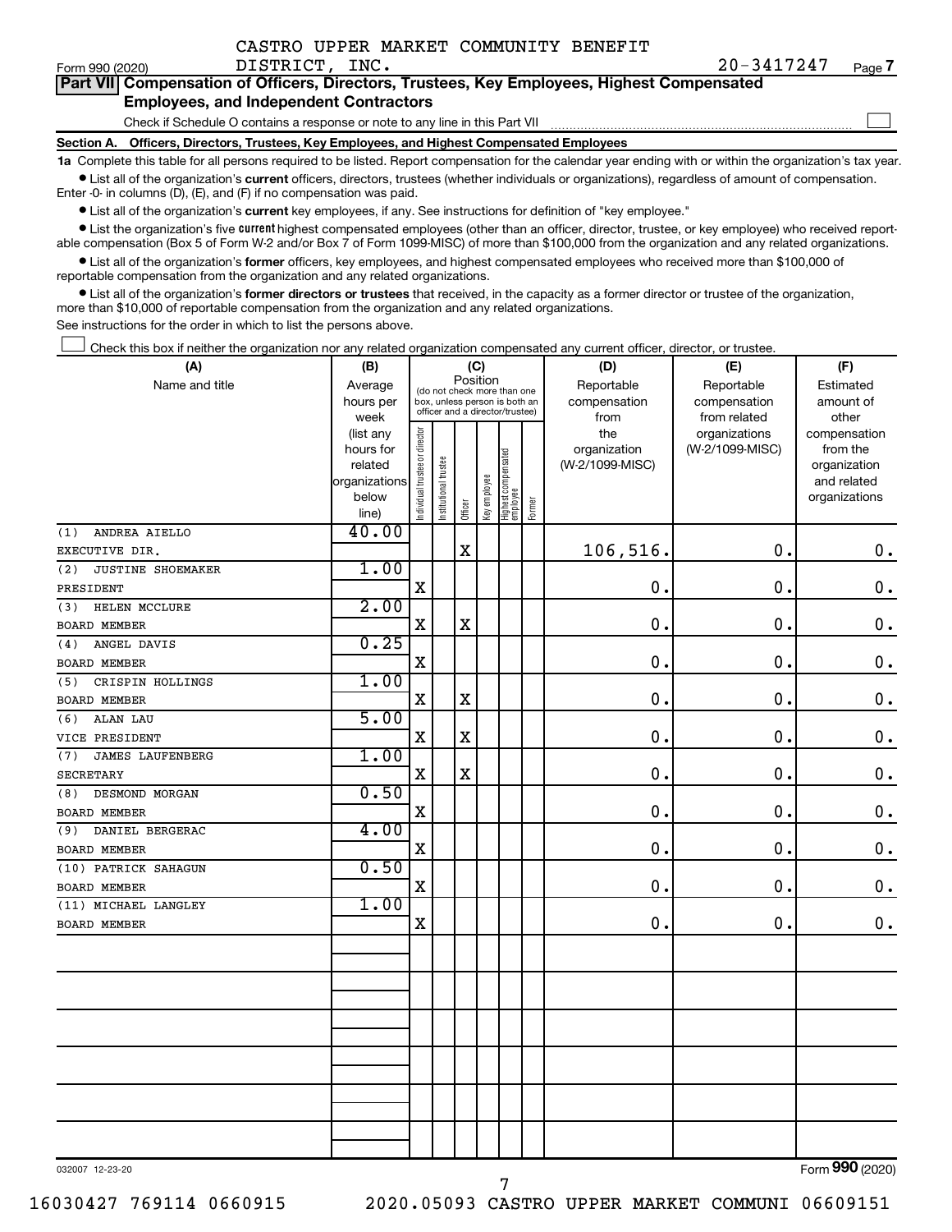CASTRO UPPER MARKET COMMUNITY BENEFIT DISTRICT, INC. 20-3417247

Form 990 (2020) Page 7

**Part VII Compensation of Officers, Directors, Trustees, Key Employees, Highest Compensated Employees, and Independent Contractors**

Check if Schedule O contains a response or note to any line in this Part VII

**Section A. Officers, Directors, Trustees, Key Employees, and Highest Compensated Employees**

**1a** Complete this table for all persons required to be listed. Report compensation for the calendar year ending with or within the organization's tax year.

- List all of the organization's **current** officers, directors, trustees (whether individuals or organizations), regardless of amount of compensation. Enter -0- in columns (D), (E), and (F) if no compensation was paid.
- List all of the organization's **current** key employees, if any. See instructions for definition of "key employee."
- List the organization's five **current** highest compensated employees (other than an officer, director, trustee, or key employee) who received reportable compensation (Box 5 of Form W-2 and/or Box 7 of Form 1099-MISC) of more than $100,000 from the organization and any related organizations.
- List all of the organization's **former** officers, key employees, and highest compensated employees who received more than $100,000 of reportable compensation from the organization and any related organizations.
- List all of the organization's **former directors or trustees** that received, in the capacity as a former director or trustee of the organization, more than $10,000 of reportable compensation from the organization and any related organizations.

See instructions for the order in which to list the persons above.

Check this box if neither the organization nor any related organization compensated any current officer, director, or trustee.

| (A) Name and title | (B) Average hours per week (list any hours for related organizations below line) | (C) Position: Individual trustee or director | Institutional trustee | Officer | Key employee | Highest compensated employee | Former | (D) Reportable compensation from the organization (W-2/1099-MISC) | (E) Reportable compensation from related organizations (W-2/1099-MISC) | (F) Estimated amount of other compensation from the organization and related organizations |
|---|---|---|---|---|---|---|---|---|---|---|
| (1) ANDREA AIELLO<br>EXECUTIVE DIR. | 40.00 | | | X | | | | 106,516. | 0. | 0. |
| (2) JUSTINE SHOEMAKER<br>PRESIDENT | 1.00 | X | | | | | | 0. | 0. | 0. |
| (3) HELEN MCCLURE<br>BOARD MEMBER | 2.00 | X | | X | | | | 0. | 0. | 0. |
| (4) ANGEL DAVIS<br>BOARD MEMBER | 0.25 | X | | | | | | 0. | 0. | 0. |
| (5) CRISPIN HOLLINGS<br>BOARD MEMBER | 1.00 | X | | X | | | | 0. | 0. | 0. |
| (6) ALAN LAU<br>VICE PRESIDENT | 5.00 | X | | X | | | | 0. | 0. | 0. |
| (7) JAMES LAUFENBERG<br>SECRETARY | 1.00 | X | | X | | | | 0. | 0. | 0. |
| (8) DESMOND MORGAN<br>BOARD MEMBER | 0.50 | X | | | | | | 0. | 0. | 0. |
| (9) DANIEL BERGERAC<br>BOARD MEMBER | 4.00 | X | | | | | | 0. | 0. | 0. |
| (10) PATRICK SAHAGUN<br>BOARD MEMBER | 0.50 | X | | | | | | 0. | 0. | 0. |
| (11) MICHAEL LANGLEY<br>BOARD MEMBER | 1.00 | X | | | | | | 0. | 0. | 0. |

032007 12-23-20 Form 990 (2020)

16030427 769114 0660915 2020.05093 CASTRO UPPER MARKET COMMUNI 06609151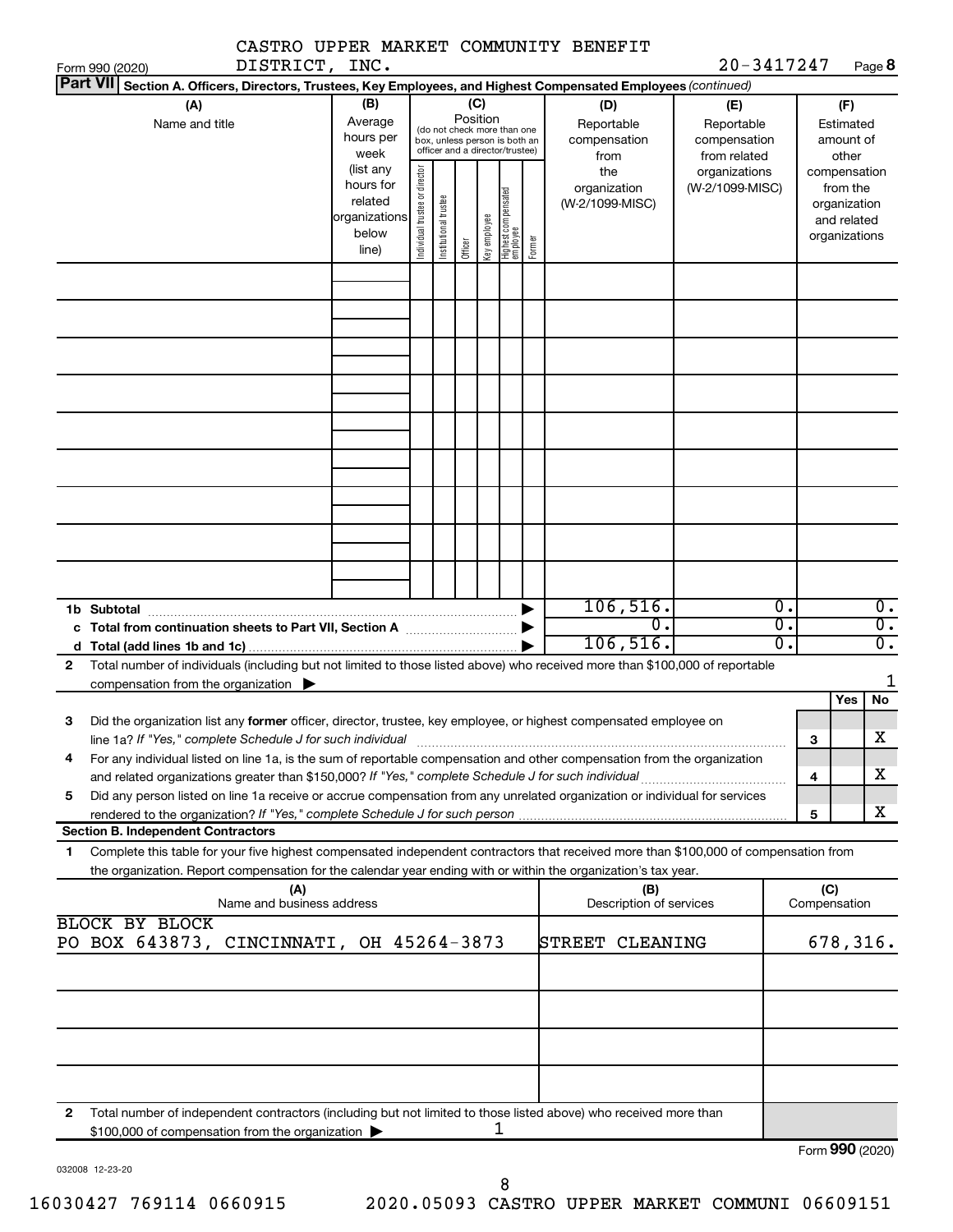CASTRO UPPER MARKET COMMUNITY BENEFIT DISTRICT, INC. 20-3417247

Form 990 (2020) Page 8

**Part VII Section A. Officers, Directors, Trustees, Key Employees, and Highest Compensated Employees** *(continued)*

| (A) Name and title | (B) Average hours per week (list any hours for related organizations below line) | (C) Position: Individual trustee or director | Institutional trustee | Officer | Key employee | Highest compensated employee | Former | (D) Reportable compensation from the organization (W-2/1099-MISC) | (E) Reportable compensation from related organizations (W-2/1099-MISC) | (F) Estimated amount of other compensation from the organization and related organizations |
|---|---|---|---|---|---|---|---|---|---|---|
| | | | | | | | | | | |
| | | | | | | | | | | |
| | | | | | | | | | | |
| | | | | | | | | | | |
| | | | | | | | | | | |
| | | | | | | | | | | |
| | | | | | | | | | | |
| | | | | | | | | | | |
| | | | | | | | | | | |
| **1b Subtotal** | | | | | | | ▶ | 106,516. | 0. | 0. |
| **c Total from continuation sheets to Part VII, Section A** | | | | | | | ▶ | 0. | 0. | 0. |
| **d Total (add lines 1b and 1c)** | | | | | | | ▶ | 106,516. | 0. | 0. |

**2** Total number of individuals (including but not limited to those listed above) who received more than $100,000 of reportable compensation from the organization ▶ 1

| | | | Yes | No |
|---|---|---|---|---|
| **3** | Did the organization list any **former** officer, director, trustee, key employee, or highest compensated employee on line 1a? *If "Yes," complete Schedule J for such individual* | 3 | | X |
| **4** | For any individual listed on line 1a, is the sum of reportable compensation and other compensation from the organization and related organizations greater than $150,000? *If "Yes," complete Schedule J for such individual* | 4 | | X |
| **5** | Did any person listed on line 1a receive or accrue compensation from any unrelated organization or individual for services rendered to the organization? *If "Yes," complete Schedule J for such person* | 5 | | X |

**Section B. Independent Contractors**

**1** Complete this table for your five highest compensated independent contractors that received more than $100,000 of compensation from the organization. Report compensation for the calendar year ending with or within the organization's tax year.

| (A) Name and business address | (B) Description of services | (C) Compensation |
|---|---|---|
| BLOCK BY BLOCK<br>PO BOX 643873, CINCINNATI, OH 45264-3873 | STREET CLEANING | 678,316. |
| | | |
| | | |
| | | |
| | | |

**2** Total number of independent contractors (including but not limited to those listed above) who received more than $100,000 of compensation from the organization ▶ 1

Form **990** (2020)

032008 12-23-20

16030427 769114 0660915 2020.05093 CASTRO UPPER MARKET COMMUNI 06609151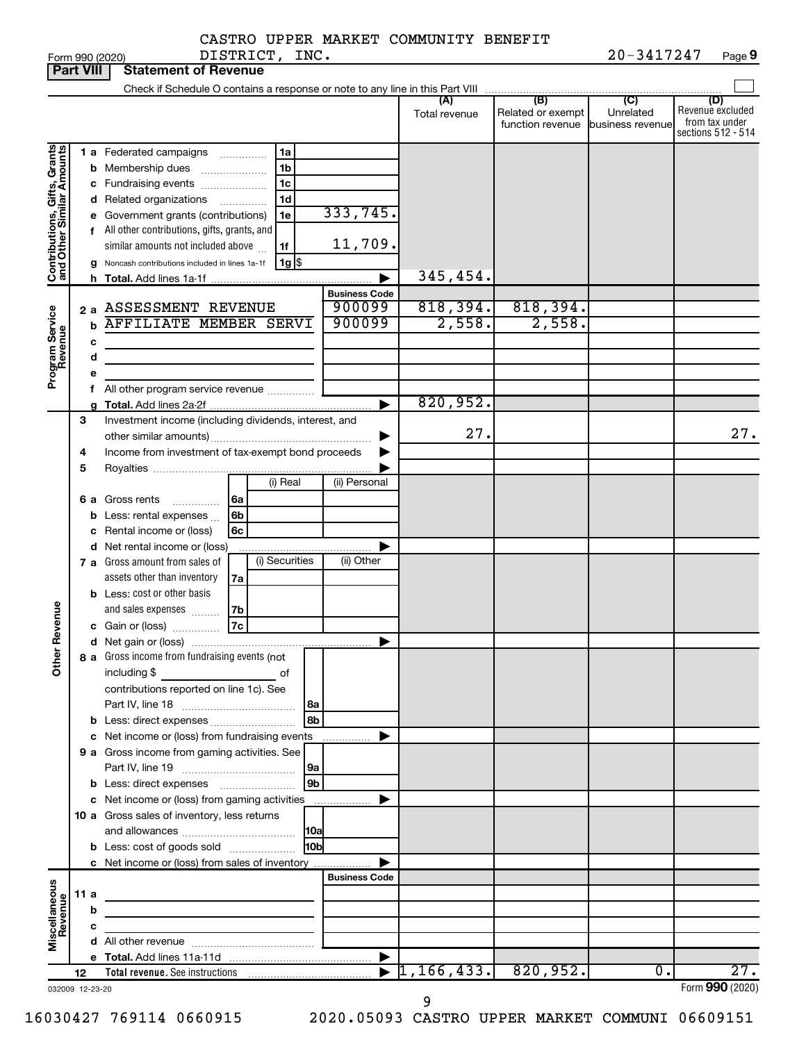CASTRO UPPER MARKET COMMUNITY BENEFIT DISTRICT, INC.

20-3417247

## Part VIII Statement of Revenue

Check if Schedule O contains a response or note to any line in this Part VIII

| | | | (A) Total revenue | (B) Related or exempt function revenue | (C) Unrelated business revenue | (D) Revenue excluded from tax under sections 512 - 514 |
|---|---|---|---|---|---|---|
| **Contributions, Gifts, Grants and Other Similar Amounts** | | | | | | |
| 1 a | Federated campaigns (1a) | | | | | |
| b | Membership dues (1b) | | | | | |
| c | Fundraising events (1c) | | | | | |
| d | Related organizations (1d) | | | | | |
| e | Government grants (contributions) (1e) | 333,745. | | | | |
| f | All other contributions, gifts, grants, and similar amounts not included above (1f) | 11,709. | | | | |
| g | Noncash contributions included in lines 1a-1f (1g) $ | | | | | |
| h | Total. Add lines 1a-1f | | 345,454. | | | |
| **Program Service Revenue** | | Business Code | | | | |
| 2 a | ASSESSMENT REVENUE | 900099 | 818,394. | 818,394. | | |
| b | AFFILIATE MEMBER SERVI | 900099 | 2,558. | 2,558. | | |
| c | | | | | | |
| d | | | | | | |
| e | | | | | | |
| f | All other program service revenue | | | | | |
| g | Total. Add lines 2a-2f | | 820,952. | | | |
| **Other Revenue** | | | | | | |
| 3 | Investment income (including dividends, interest, and other similar amounts) | | 27. | | | 27. |
| 4 | Income from investment of tax-exempt bond proceeds | | | | | |
| 5 | Royalties | | | | | |
| 6 a | Gross rents (6a) — (i) Real / (ii) Personal | | | | | |
| b | Less: rental expenses (6b) | | | | | |
| c | Rental income or (loss) (6c) | | | | | |
| d | Net rental income or (loss) | | | | | |
| 7 a | Gross amount from sales of assets other than inventory (7a) — (i) Securities / (ii) Other | | | | | |
| b | Less: cost or other basis and sales expenses (7b) | | | | | |
| c | Gain or (loss) (7c) | | | | | |
| d | Net gain or (loss) | | | | | |
| 8 a | Gross income from fundraising events (not including $ of contributions reported on line 1c). See Part IV, line 18 (8a) | | | | | |
| b | Less: direct expenses (8b) | | | | | |
| c | Net income or (loss) from fundraising events | | | | | |
| 9 a | Gross income from gaming activities. See Part IV, line 19 (9a) | | | | | |
| b | Less: direct expenses (9b) | | | | | |
| c | Net income or (loss) from gaming activities | | | | | |
| 10 a | Gross sales of inventory, less returns and allowances (10a) | | | | | |
| b | Less: cost of goods sold (10b) | | | | | |
| c | Net income or (loss) from sales of inventory | | | | | |
| **Miscellaneous Revenue** | | Business Code | | | | |
| 11 a | | | | | | |
| b | | | | | | |
| c | | | | | | |
| d | All other revenue | | | | | |
| e | Total. Add lines 11a-11d | | | | | |
| 12 | Total revenue. See instructions | | 1,166,433. | 820,952. | 0. | 27. |

032009 12-23-20

Form **990** (2020)

16030427 769114 0660915 2020.05093 CASTRO UPPER MARKET COMMUNI 06609151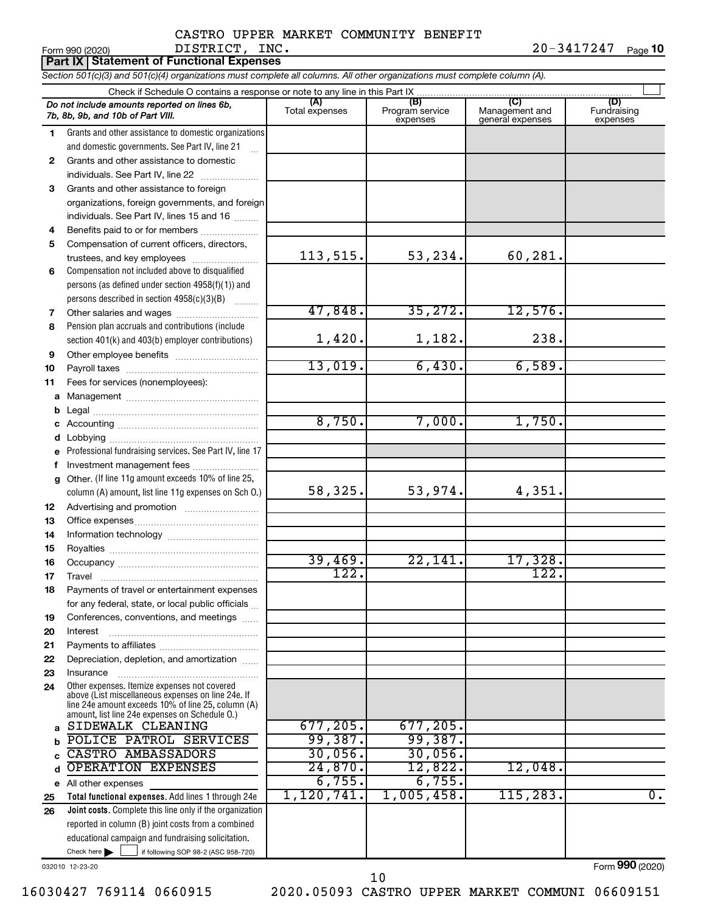CASTRO UPPER MARKET COMMUNITY BENEFIT DISTRICT, INC. 20-3417247

Form 990 (2020)

**Part IX | Statement of Functional Expenses**

*Section 501(c)(3) and 501(c)(4) organizations must complete all columns. All other organizations must complete column (A).*

Check if Schedule O contains a response or note to any line in this Part IX ☐

| | *Do not include amounts reported on lines 6b, 7b, 8b, 9b, and 10b of Part VIII.* | (A) Total expenses | (B) Program service expenses | (C) Management and general expenses | (D) Fundraising expenses |
|---|---|---|---|---|---|
| 1 | Grants and other assistance to domestic organizations and domestic governments. See Part IV, line 21 | | | | |
| 2 | Grants and other assistance to domestic individuals. See Part IV, line 22 | | | | |
| 3 | Grants and other assistance to foreign organizations, foreign governments, and foreign individuals. See Part IV, lines 15 and 16 | | | | |
| 4 | Benefits paid to or for members | | | | |
| 5 | Compensation of current officers, directors, trustees, and key employees | 113,515. | 53,234. | 60,281. | |
| 6 | Compensation not included above to disqualified persons (as defined under section 4958(f)(1)) and persons described in section 4958(c)(3)(B) | | | | |
| 7 | Other salaries and wages | 47,848. | 35,272. | 12,576. | |
| 8 | Pension plan accruals and contributions (include section 401(k) and 403(b) employer contributions) | 1,420. | 1,182. | 238. | |
| 9 | Other employee benefits | | | | |
| 10 | Payroll taxes | 13,019. | 6,430. | 6,589. | |
| 11 | Fees for services (nonemployees): | | | | |
| a | Management | | | | |
| b | Legal | | | | |
| c | Accounting | 8,750. | 7,000. | 1,750. | |
| d | Lobbying | | | | |
| e | Professional fundraising services. See Part IV, line 17 | | | | |
| f | Investment management fees | | | | |
| g | Other. (If line 11g amount exceeds 10% of line 25, column (A) amount, list line 11g expenses on Sch O.) | 58,325. | 53,974. | 4,351. | |
| 12 | Advertising and promotion | | | | |
| 13 | Office expenses | | | | |
| 14 | Information technology | | | | |
| 15 | Royalties | | | | |
| 16 | Occupancy | 39,469. | 22,141. | 17,328. | |
| 17 | Travel | 122. | | 122. | |
| 18 | Payments of travel or entertainment expenses for any federal, state, or local public officials | | | | |
| 19 | Conferences, conventions, and meetings | | | | |
| 20 | Interest | | | | |
| 21 | Payments to affiliates | | | | |
| 22 | Depreciation, depletion, and amortization | | | | |
| 23 | Insurance | | | | |
| 24 | Other expenses. Itemize expenses not covered above (List miscellaneous expenses on line 24e. If line 24e amount exceeds 10% of line 25, column (A) amount, list line 24e expenses on Schedule O.) | | | | |
| a | SIDEWALK CLEANING | 677,205. | 677,205. | | |
| b | POLICE PATROL SERVICES | 99,387. | 99,387. | | |
| c | CASTRO AMBASSADORS | 30,056. | 30,056. | | |
| d | OPERATION EXPENSES | 24,870. | 12,822. | 12,048. | |
| e | All other expenses | 6,755. | 6,755. | | |
| 25 | **Total functional expenses.** Add lines 1 through 24e | 1,120,741. | 1,005,458. | 115,283. | 0. |
| 26 | **Joint costs.** Complete this line only if the organization reported in column (B) joint costs from a combined educational campaign and fundraising solicitation. Check here ☐ if following SOP 98-2 (ASC 958-720) | | | | |

032010 12-23-20

Form **990** (2020)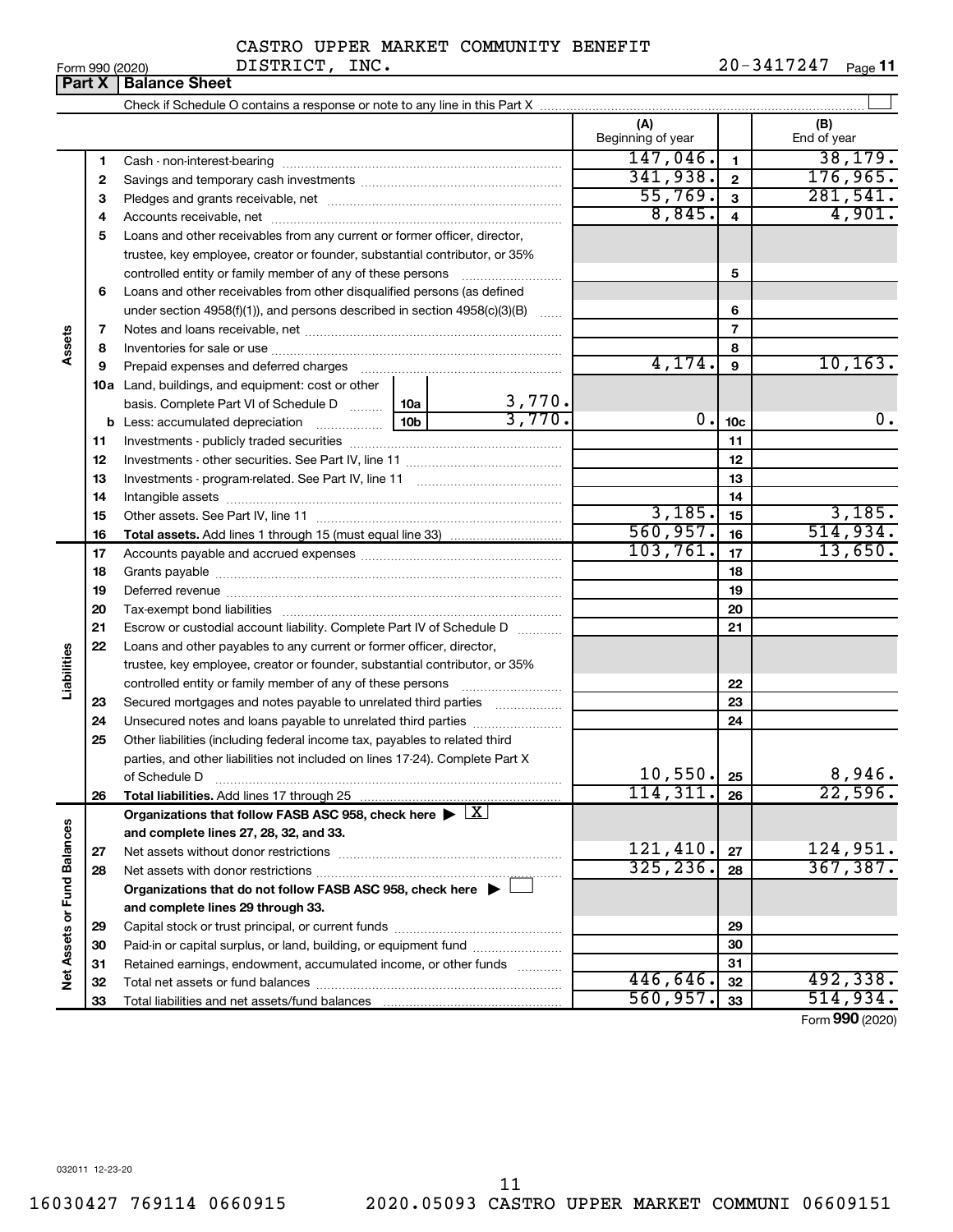CASTRO UPPER MARKET COMMUNITY BENEFIT DISTRICT, INC.

Form 990 (2020) 20-3417247 Page 11

**Part X | Balance Sheet**

Check if Schedule O contains a response or note to any line in this Part X

| | | | | (A) Beginning of year | | (B) End of year |
|---|---|---|---|---|---|---|
| **Assets** | 1 | Cash - non-interest-bearing | | 147,046. | 1 | 38,179. |
| | 2 | Savings and temporary cash investments | | 341,938. | 2 | 176,965. |
| | 3 | Pledges and grants receivable, net | | 55,769. | 3 | 281,541. |
| | 4 | Accounts receivable, net | | 8,845. | 4 | 4,901. |
| | 5 | Loans and other receivables from any current or former officer, director, trustee, key employee, creator or founder, substantial contributor, or 35% controlled entity or family member of any of these persons | | | 5 | |
| | 6 | Loans and other receivables from other disqualified persons (as defined under section 4958(f)(1)), and persons described in section 4958(c)(3)(B) | | | 6 | |
| | 7 | Notes and loans receivable, net | | | 7 | |
| | 8 | Inventories for sale or use | | | 8 | |
| | 9 | Prepaid expenses and deferred charges | | 4,174. | 9 | 10,163. |
| | 10a | Land, buildings, and equipment: cost or other basis. Complete Part VI of Schedule D | 10a 3,770. | | | |
| | b | Less: accumulated depreciation | 10b 3,770. | 0. | 10c | 0. |
| | 11 | Investments - publicly traded securities | | | 11 | |
| | 12 | Investments - other securities. See Part IV, line 11 | | | 12 | |
| | 13 | Investments - program-related. See Part IV, line 11 | | | 13 | |
| | 14 | Intangible assets | | | 14 | |
| | 15 | Other assets. See Part IV, line 11 | | 3,185. | 15 | 3,185. |
| | 16 | **Total assets.** Add lines 1 through 15 (must equal line 33) | | 560,957. | 16 | 514,934. |
| **Liabilities** | 17 | Accounts payable and accrued expenses | | 103,761. | 17 | 13,650. |
| | 18 | Grants payable | | | 18 | |
| | 19 | Deferred revenue | | | 19 | |
| | 20 | Tax-exempt bond liabilities | | | 20 | |
| | 21 | Escrow or custodial account liability. Complete Part IV of Schedule D | | | 21 | |
| | 22 | Loans and other payables to any current or former officer, director, trustee, key employee, creator or founder, substantial contributor, or 35% controlled entity or family member of any of these persons | | | 22 | |
| | 23 | Secured mortgages and notes payable to unrelated third parties | | | 23 | |
| | 24 | Unsecured notes and loans payable to unrelated third parties | | | 24 | |
| | 25 | Other liabilities (including federal income tax, payables to related third parties, and other liabilities not included on lines 17-24). Complete Part X of Schedule D | | 10,550. | 25 | 8,946. |
| | 26 | **Total liabilities.** Add lines 17 through 25 | | 114,311. | 26 | 22,596. |
| **Net Assets or Fund Balances** | | **Organizations that follow FASB ASC 958, check here ▶ [X] and complete lines 27, 28, 32, and 33.** | | | | |
| | 27 | Net assets without donor restrictions | | 121,410. | 27 | 124,951. |
| | 28 | Net assets with donor restrictions | | 325,236. | 28 | 367,387. |
| | | **Organizations that do not follow FASB ASC 958, check here ▶ [ ] and complete lines 29 through 33.** | | | | |
| | 29 | Capital stock or trust principal, or current funds | | | 29 | |
| | 30 | Paid-in or capital surplus, or land, building, or equipment fund | | | 30 | |
| | 31 | Retained earnings, endowment, accumulated income, or other funds | | | 31 | |
| | 32 | Total net assets or fund balances | | 446,646. | 32 | 492,338. |
| | 33 | Total liabilities and net assets/fund balances | | 560,957. | 33 | 514,934. |

Form **990** (2020)

032011 12-23-20

16030427 769114 0660915 2020.05093 CASTRO UPPER MARKET COMMUNI 06609151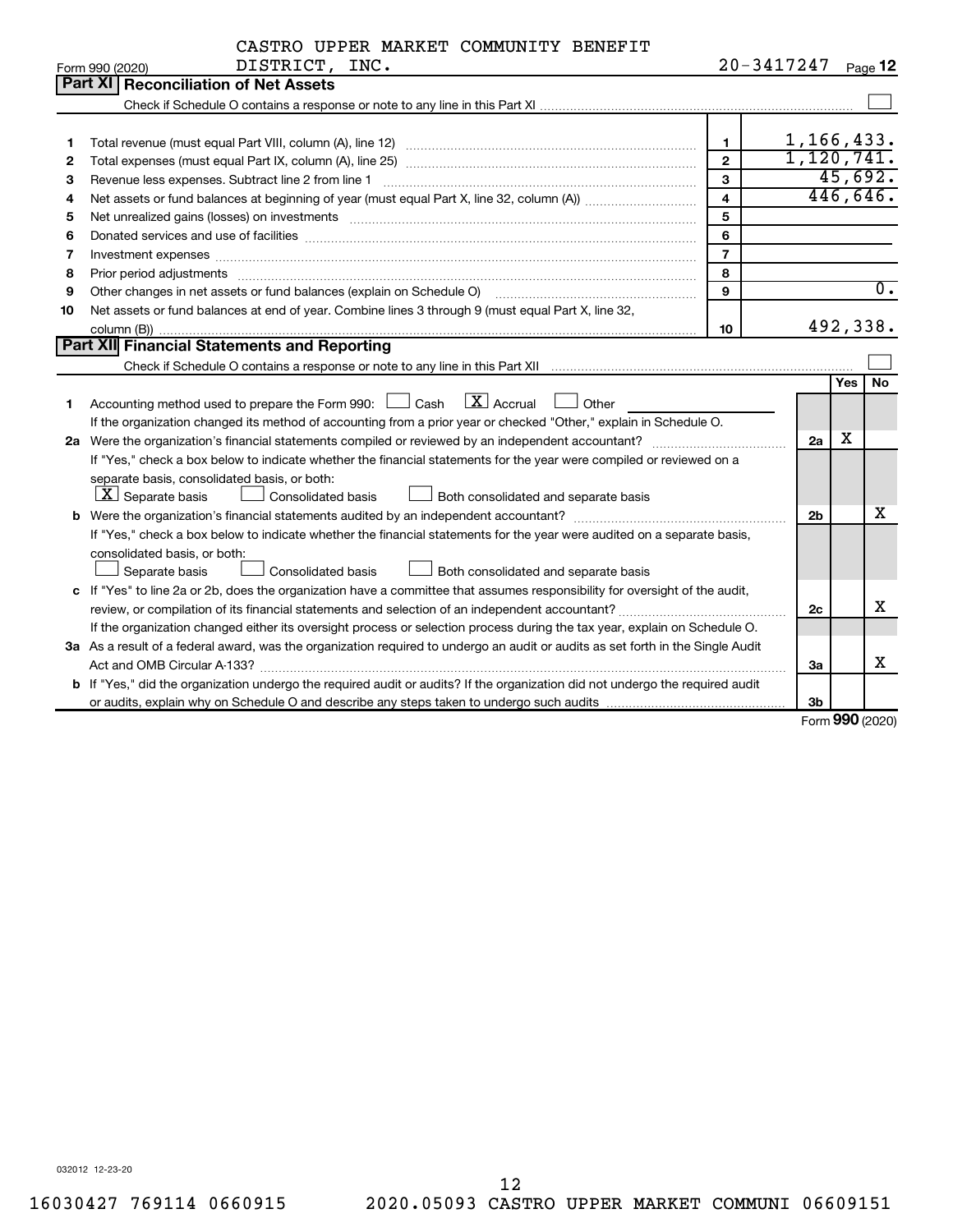CASTRO UPPER MARKET COMMUNITY BENEFIT DISTRICT, INC. 20-3417247

Form 990 (2020) Page **12**

## Part XI Reconciliation of Net Assets

Check if Schedule O contains a response or note to any line in this Part XI ☐

| | | | |
|---|---|---|---|
| 1 | Total revenue (must equal Part VIII, column (A), line 12) | 1 | 1,166,433. |
| 2 | Total expenses (must equal Part IX, column (A), line 25) | 2 | 1,120,741. |
| 3 | Revenue less expenses. Subtract line 2 from line 1 | 3 | 45,692. |
| 4 | Net assets or fund balances at beginning of year (must equal Part X, line 32, column (A)) | 4 | 446,646. |
| 5 | Net unrealized gains (losses) on investments | 5 | |
| 6 | Donated services and use of facilities | 6 | |
| 7 | Investment expenses | 7 | |
| 8 | Prior period adjustments | 8 | |
| 9 | Other changes in net assets or fund balances (explain on Schedule O) | 9 | 0. |
| 10 | Net assets or fund balances at end of year. Combine lines 3 through 9 (must equal Part X, line 32, column (B)) | 10 | 492,338. |

## Part XII Financial Statements and Reporting

Check if Schedule O contains a response or note to any line in this Part XII ☐

| | | | Yes | No |
|---|---|---|---|---|
| 1 | Accounting method used to prepare the Form 990: ☐ Cash ☒ Accrual ☐ Other<br>If the organization changed its method of accounting from a prior year or checked "Other," explain in Schedule O. | | | |
| 2a | Were the organization's financial statements compiled or reviewed by an independent accountant?<br>If "Yes," check a box below to indicate whether the financial statements for the year were compiled or reviewed on a separate basis, consolidated basis, or both:<br>☒ Separate basis ☐ Consolidated basis ☐ Both consolidated and separate basis | 2a | X | |
| b | Were the organization's financial statements audited by an independent accountant?<br>If "Yes," check a box below to indicate whether the financial statements for the year were audited on a separate basis, consolidated basis, or both:<br>☐ Separate basis ☐ Consolidated basis ☐ Both consolidated and separate basis | 2b | | X |
| c | If "Yes" to line 2a or 2b, does the organization have a committee that assumes responsibility for oversight of the audit, review, or compilation of its financial statements and selection of an independent accountant?<br>If the organization changed either its oversight process or selection process during the tax year, explain on Schedule O. | 2c | | X |
| 3a | As a result of a federal award, was the organization required to undergo an audit or audits as set forth in the Single Audit Act and OMB Circular A-133? | 3a | | X |
| b | If "Yes," did the organization undergo the required audit or audits? If the organization did not undergo the required audit or audits, explain why on Schedule O and describe any steps taken to undergo such audits | 3b | | |

Form **990** (2020)

032012 12-23-20

16030427 769114 0660915 2020.05093 CASTRO UPPER MARKET COMMUNI 06609151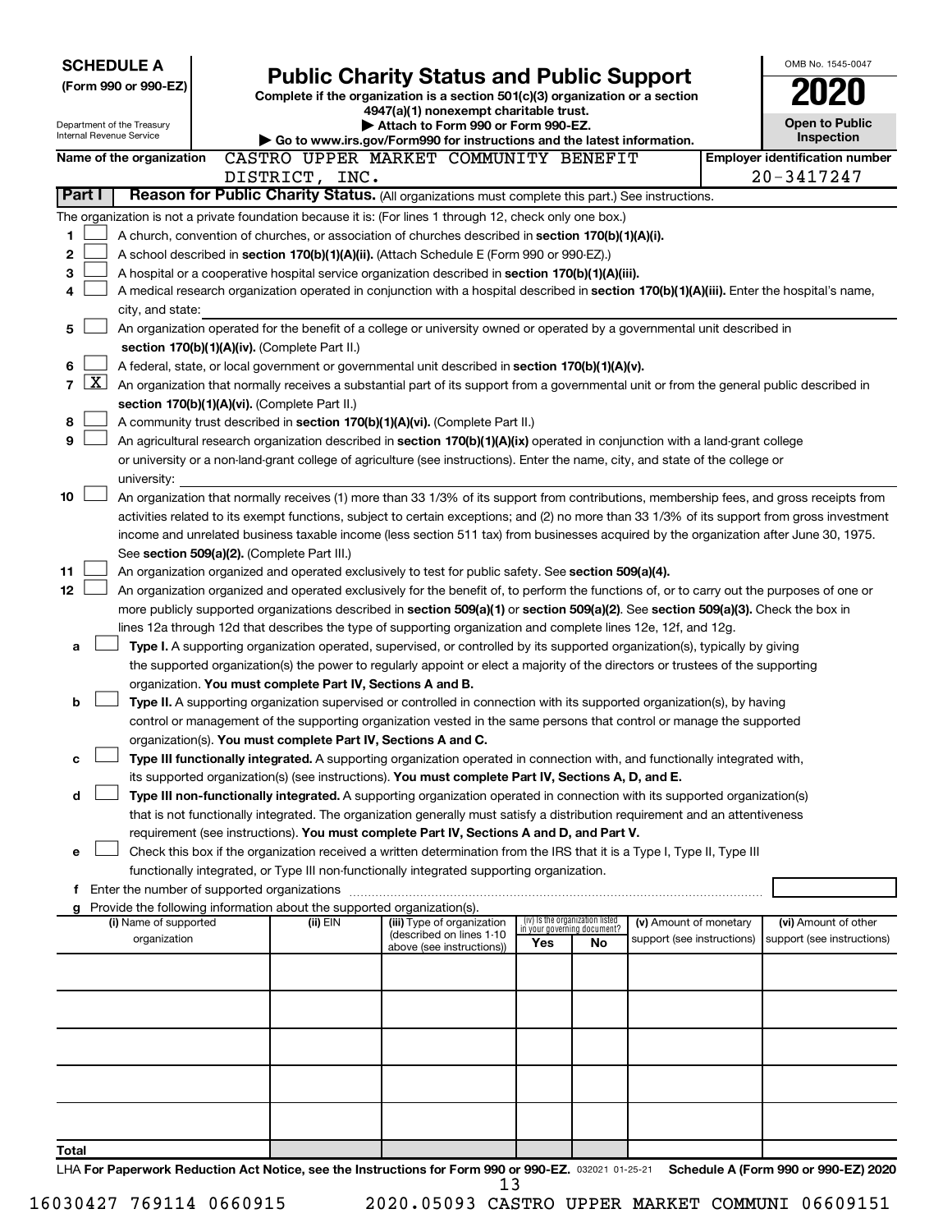**SCHEDULE A**
**(Form 990 or 990-EZ)**

Department of the Treasury
Internal Revenue Service

# Public Charity Status and Public Support

**Complete if the organization is a section 501(c)(3) organization or a section 4947(a)(1) nonexempt charitable trust.**
**▶ Attach to Form 990 or Form 990-EZ.**
**▶ Go to www.irs.gov/Form990 for instructions and the latest information.**

OMB No. 1545-0047

**2020**

**Open to Public Inspection**

**Name of the organization** CASTRO UPPER MARKET COMMUNITY BENEFIT DISTRICT, INC.

**Employer identification number** 20-3417247

**Part I** **Reason for Public Charity Status.** (All organizations must complete this part.) See instructions.

The organization is not a private foundation because it is: (For lines 1 through 12, check only one box.)

1 ☐ A church, convention of churches, or association of churches described in **section 170(b)(1)(A)(i).**

2 ☐ A school described in **section 170(b)(1)(A)(ii).** (Attach Schedule E (Form 990 or 990-EZ).)

3 ☐ A hospital or a cooperative hospital service organization described in **section 170(b)(1)(A)(iii).**

4 ☐ A medical research organization operated in conjunction with a hospital described in **section 170(b)(1)(A)(iii).** Enter the hospital's name, city, and state: ____

5 ☐ An organization operated for the benefit of a college or university owned or operated by a governmental unit described in **section 170(b)(1)(A)(iv).** (Complete Part II.)

6 ☐ A federal, state, or local government or governmental unit described in **section 170(b)(1)(A)(v).**

7 ☒ An organization that normally receives a substantial part of its support from a governmental unit or from the general public described in **section 170(b)(1)(A)(vi).** (Complete Part II.)

8 ☐ A community trust described in **section 170(b)(1)(A)(vi).** (Complete Part II.)

9 ☐ An agricultural research organization described in **section 170(b)(1)(A)(ix)** operated in conjunction with a land-grant college or university or a non-land-grant college of agriculture (see instructions). Enter the name, city, and state of the college or university: ____

10 ☐ An organization that normally receives (1) more than 33 1/3% of its support from contributions, membership fees, and gross receipts from activities related to its exempt functions, subject to certain exceptions; and (2) no more than 33 1/3% of its support from gross investment income and unrelated business taxable income (less section 511 tax) from businesses acquired by the organization after June 30, 1975. See **section 509(a)(2).** (Complete Part III.)

11 ☐ An organization organized and operated exclusively to test for public safety. See **section 509(a)(4).**

12 ☐ An organization organized and operated exclusively for the benefit of, to perform the functions of, or to carry out the purposes of one or more publicly supported organizations described in **section 509(a)(1)** or **section 509(a)(2)**. See **section 509(a)(3).** Check the box in lines 12a through 12d that describes the type of supporting organization and complete lines 12e, 12f, and 12g.

**a** ☐ **Type I.** A supporting organization operated, supervised, or controlled by its supported organization(s), typically by giving the supported organization(s) the power to regularly appoint or elect a majority of the directors or trustees of the supporting organization. **You must complete Part IV, Sections A and B.**

**b** ☐ **Type II.** A supporting organization supervised or controlled in connection with its supported organization(s), by having control or management of the supporting organization vested in the same persons that control or manage the supported organization(s). **You must complete Part IV, Sections A and C.**

**c** ☐ **Type III functionally integrated.** A supporting organization operated in connection with, and functionally integrated with, its supported organization(s) (see instructions). **You must complete Part IV, Sections A, D, and E.**

**d** ☐ **Type III non-functionally integrated.** A supporting organization operated in connection with its supported organization(s) that is not functionally integrated. The organization generally must satisfy a distribution requirement and an attentiveness requirement (see instructions). **You must complete Part IV, Sections A and D, and Part V.**

**e** ☐ Check this box if the organization received a written determination from the IRS that it is a Type I, Type II, Type III functionally integrated, or Type III non-functionally integrated supporting organization.

**f** Enter the number of supported organizations ____

**g** Provide the following information about the supported organization(s).

| (i) Name of supported organization | (ii) EIN | (iii) Type of organization (described on lines 1-10 above (see instructions)) | (iv) Is the organization listed in your governing document? Yes | No | (v) Amount of monetary support (see instructions) | (vi) Amount of other support (see instructions) |
|---|---|---|---|---|---|---|
| | | | | | | |
| | | | | | | |
| | | | | | | |
| | | | | | | |
| | | | | | | |
| **Total** | | | | | | |

LHA **For Paperwork Reduction Act Notice, see the Instructions for Form 990 or 990-EZ.** 032021 01-25-21 **Schedule A (Form 990 or 990-EZ) 2020**

16030427 769114 0660915 2020.05093 CASTRO UPPER MARKET COMMUNI 06609151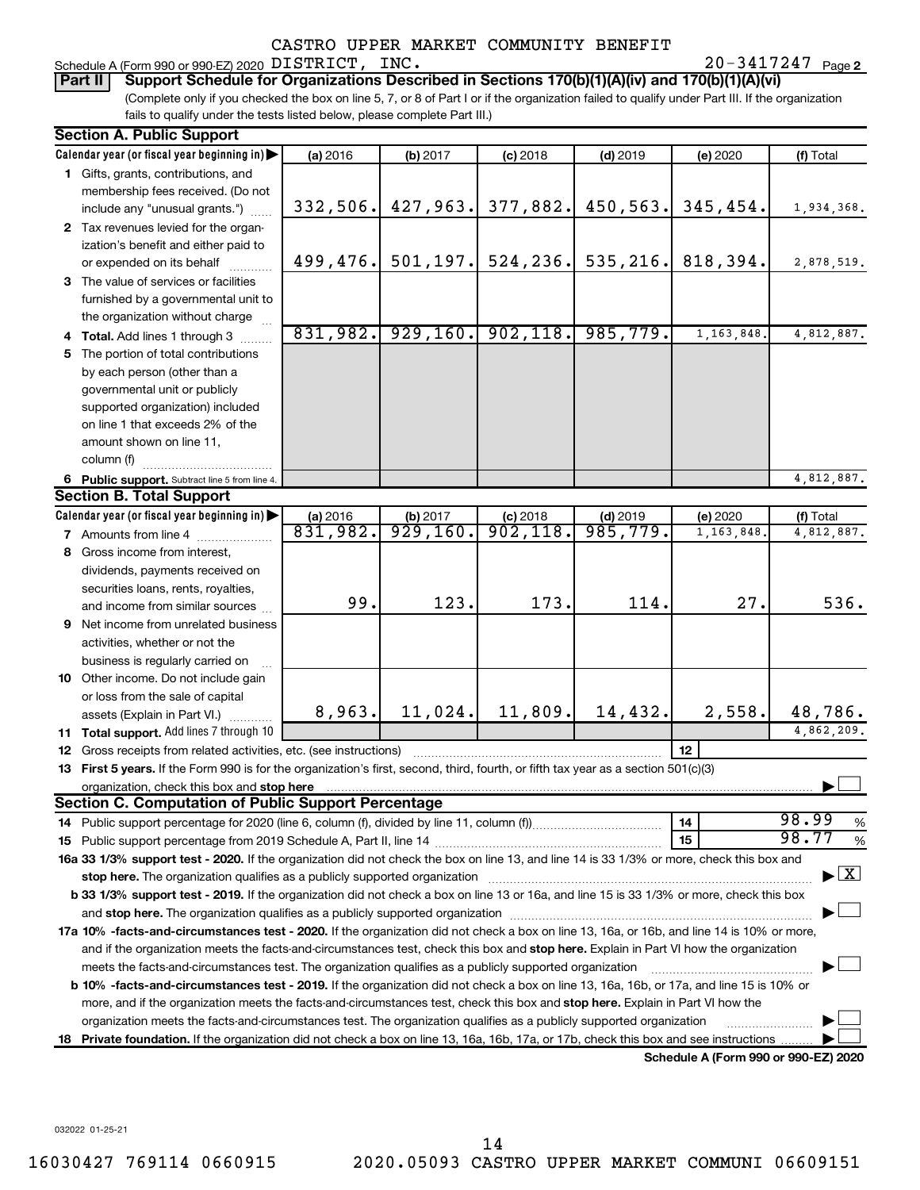CASTRO UPPER MARKET COMMUNITY BENEFIT

Schedule A (Form 990 or 990-EZ) 2020 DISTRICT, INC. 20-3417247 Page 2

**Part II** **Support Schedule for Organizations Described in Sections 170(b)(1)(A)(iv) and 170(b)(1)(A)(vi)**

(Complete only if you checked the box on line 5, 7, or 8 of Part I or if the organization failed to qualify under Part III. If the organization fails to qualify under the tests listed below, please complete Part III.)

## Section A. Public Support

| Calendar year (or fiscal year beginning in) | (a) 2016 | (b) 2017 | (c) 2018 | (d) 2019 | (e) 2020 | (f) Total |
|---|---|---|---|---|---|---|
| 1 Gifts, grants, contributions, and membership fees received. (Do not include any "unusual grants.") | 332,506. | 427,963. | 377,882. | 450,563. | 345,454. | 1,934,368. |
| 2 Tax revenues levied for the organization's benefit and either paid to or expended on its behalf | 499,476. | 501,197. | 524,236. | 535,216. | 818,394. | 2,878,519. |
| 3 The value of services or facilities furnished by a governmental unit to the organization without charge | | | | | | |
| 4 Total. Add lines 1 through 3 | 831,982. | 929,160. | 902,118. | 985,779. | 1,163,848. | 4,812,887. |
| 5 The portion of total contributions by each person (other than a governmental unit or publicly supported organization) included on line 1 that exceeds 2% of the amount shown on line 11, column (f) | | | | | | |
| 6 Public support. Subtract line 5 from line 4. | | | | | | 4,812,887. |

## Section B. Total Support

| Calendar year (or fiscal year beginning in) | (a) 2016 | (b) 2017 | (c) 2018 | (d) 2019 | (e) 2020 | (f) Total |
|---|---|---|---|---|---|---|
| 7 Amounts from line 4 | 831,982. | 929,160. | 902,118. | 985,779. | 1,163,848. | 4,812,887. |
| 8 Gross income from interest, dividends, payments received on securities loans, rents, royalties, and income from similar sources | 99. | 123. | 173. | 114. | 27. | 536. |
| 9 Net income from unrelated business activities, whether or not the business is regularly carried on | | | | | | |
| 10 Other income. Do not include gain or loss from the sale of capital assets (Explain in Part VI.) | 8,963. | 11,024. | 11,809. | 14,432. | 2,558. | 48,786. |
| 11 Total support. Add lines 7 through 10 | | | | | | 4,862,209. |

12 Gross receipts from related activities, etc. (see instructions) | 12 |

13 **First 5 years.** If the Form 990 is for the organization's first, second, third, fourth, or fifth tax year as a section 501(c)(3) organization, check this box and **stop here** ☐

## Section C. Computation of Public Support Percentage

14 Public support percentage for 2020 (line 6, column (f), divided by line 11, column (f)) | 14 | 98.99 %

15 Public support percentage from 2019 Schedule A, Part II, line 14 | 15 | 98.77 %

**16a 33 1/3% support test - 2020.** If the organization did not check the box on line 13, and line 14 is 33 1/3% or more, check this box and **stop here.** The organization qualifies as a publicly supported organization ☒

**b 33 1/3% support test - 2019.** If the organization did not check a box on line 13 or 16a, and line 15 is 33 1/3% or more, check this box and **stop here.** The organization qualifies as a publicly supported organization ☐

**17a 10% -facts-and-circumstances test - 2020.** If the organization did not check a box on line 13, 16a, or 16b, and line 14 is 10% or more, and if the organization meets the facts-and-circumstances test, check this box and **stop here.** Explain in Part VI how the organization meets the facts-and-circumstances test. The organization qualifies as a publicly supported organization ☐

**b 10% -facts-and-circumstances test - 2019.** If the organization did not check a box on line 13, 16a, 16b, or 17a, and line 15 is 10% or more, and if the organization meets the facts-and-circumstances test, check this box and **stop here.** Explain in Part VI how the organization meets the facts-and-circumstances test. The organization qualifies as a publicly supported organization ☐

**18 Private foundation.** If the organization did not check a box on line 13, 16a, 16b, 17a, or 17b, check this box and see instructions ☐

**Schedule A (Form 990 or 990-EZ) 2020**

032022 01-25-21

16030427 769114 0660915 2020.05093 CASTRO UPPER MARKET COMMUNI 06609151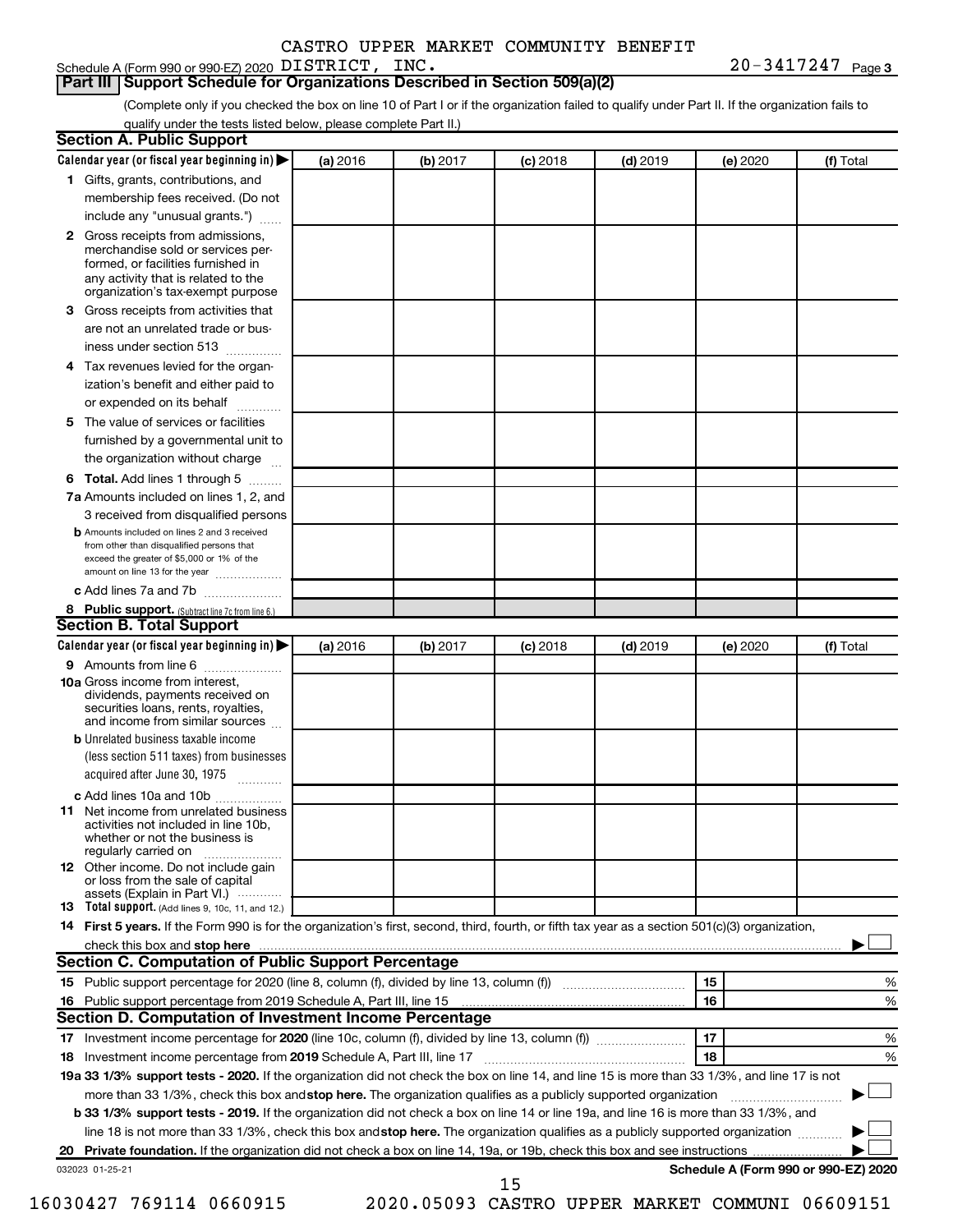CASTRO UPPER MARKET COMMUNITY BENEFIT

Schedule A (Form 990 or 990-EZ) 2020 DISTRICT, INC. 20-3417247 Page **3**

## Part III Support Schedule for Organizations Described in Section 509(a)(2)

(Complete only if you checked the box on line 10 of Part I or if the organization failed to qualify under Part II. If the organization fails to qualify under the tests listed below, please complete Part II.)

### Section A. Public Support

| Calendar year (or fiscal year beginning in) ▶ | (a) 2016 | (b) 2017 | (c) 2018 | (d) 2019 | (e) 2020 | (f) Total |
|---|---|---|---|---|---|---|
| **1** Gifts, grants, contributions, and membership fees received. (Do not include any "unusual grants.") | | | | | | |
| **2** Gross receipts from admissions, merchandise sold or services performed, or facilities furnished in any activity that is related to the organization's tax-exempt purpose | | | | | | |
| **3** Gross receipts from activities that are not an unrelated trade or business under section 513 | | | | | | |
| **4** Tax revenues levied for the organization's benefit and either paid to or expended on its behalf | | | | | | |
| **5** The value of services or facilities furnished by a governmental unit to the organization without charge | | | | | | |
| **6 Total.** Add lines 1 through 5 | | | | | | |
| **7a** Amounts included on lines 1, 2, and 3 received from disqualified persons | | | | | | |
| **b** Amounts included on lines 2 and 3 received from other than disqualified persons that exceed the greater of $5,000 or 1% of the amount on line 13 for the year | | | | | | |
| **c** Add lines 7a and 7b | | | | | | |
| **8 Public support.** (Subtract line 7c from line 6.) | | | | | | |

### Section B. Total Support

| Calendar year (or fiscal year beginning in) ▶ | (a) 2016 | (b) 2017 | (c) 2018 | (d) 2019 | (e) 2020 | (f) Total |
|---|---|---|---|---|---|---|
| **9** Amounts from line 6 | | | | | | |
| **10a** Gross income from interest, dividends, payments received on securities loans, rents, royalties, and income from similar sources | | | | | | |
| **b** Unrelated business taxable income (less section 511 taxes) from businesses acquired after June 30, 1975 | | | | | | |
| **c** Add lines 10a and 10b | | | | | | |
| **11** Net income from unrelated business activities not included in line 10b, whether or not the business is regularly carried on | | | | | | |
| **12** Other income. Do not include gain or loss from the sale of capital assets (Explain in Part VI.) | | | | | | |
| **13 Total support.** (Add lines 9, 10c, 11, and 12.) | | | | | | |

**14 First 5 years.** If the Form 990 is for the organization's first, second, third, fourth, or fifth tax year as a section 501(c)(3) organization, check this box and **stop here** ▶ ☐

### Section C. Computation of Public Support Percentage

| | | | |
|---|---|---|---|
| **15** Public support percentage for 2020 (line 8, column (f), divided by line 13, column (f)) | **15** | | % |
| **16** Public support percentage from 2019 Schedule A, Part III, line 15 | **16** | | % |

### Section D. Computation of Investment Income Percentage

| | | | |
|---|---|---|---|
| **17** Investment income percentage for **2020** (line 10c, column (f), divided by line 13, column (f)) | **17** | | % |
| **18** Investment income percentage from **2019** Schedule A, Part III, line 17 | **18** | | % |

**19a 33 1/3% support tests - 2020.** If the organization did not check the box on line 14, and line 15 is more than 33 1/3%, and line 17 is not more than 33 1/3%, check this box and **stop here.** The organization qualifies as a publicly supported organization ▶ ☐

**b 33 1/3% support tests - 2019.** If the organization did not check a box on line 14 or line 19a, and line 16 is more than 33 1/3%, and line 18 is not more than 33 1/3%, check this box and **stop here.** The organization qualifies as a publicly supported organization ▶ ☐

**20 Private foundation.** If the organization did not check a box on line 14, 19a, or 19b, check this box and see instructions ▶ ☐

032023 01-25-21 **Schedule A (Form 990 or 990-EZ) 2020**

16030427 769114 0660915 2020.05093 CASTRO UPPER MARKET COMMUNI 06609151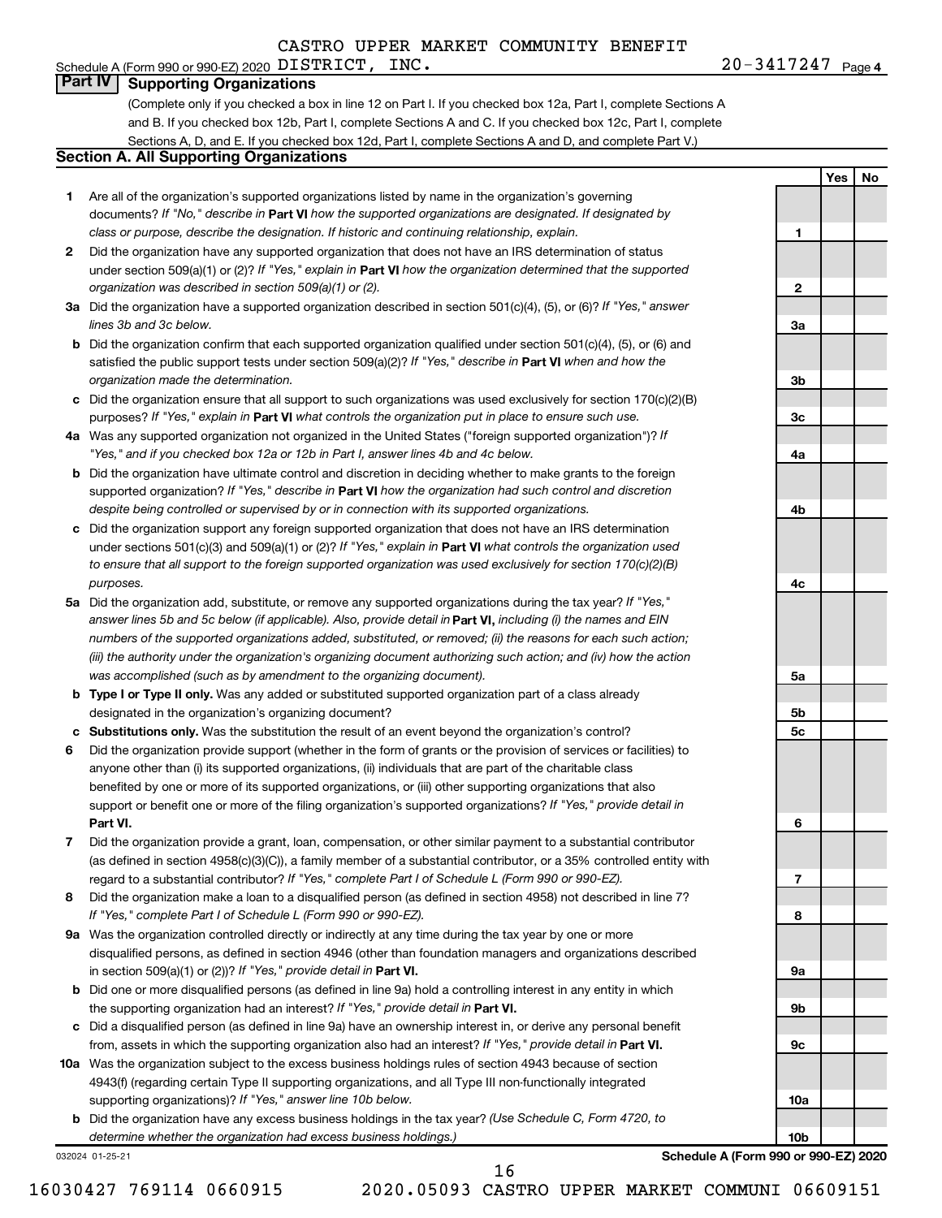CASTRO UPPER MARKET COMMUNITY BENEFIT

Schedule A (Form 990 or 990-EZ) 2020 DISTRICT, INC. 20-3417247 Page 4

## Part IV Supporting Organizations

(Complete only if you checked a box in line 12 on Part I. If you checked box 12a, Part I, complete Sections A and B. If you checked box 12b, Part I, complete Sections A and C. If you checked box 12c, Part I, complete Sections A, D, and E. If you checked box 12d, Part I, complete Sections A and D, and complete Part V.)

### Section A. All Supporting Organizations

| | | | Yes | No |
|---|---|---|---|---|
| **1** | Are all of the organization's supported organizations listed by name in the organization's governing documents? *If "No," describe in* **Part VI** *how the supported organizations are designated. If designated by class or purpose, describe the designation. If historic and continuing relationship, explain.* | 1 | | |
| **2** | Did the organization have any supported organization that does not have an IRS determination of status under section 509(a)(1) or (2)? *If "Yes," explain in* **Part VI** *how the organization determined that the supported organization was described in section 509(a)(1) or (2).* | 2 | | |
| **3a** | Did the organization have a supported organization described in section 501(c)(4), (5), or (6)? *If "Yes," answer lines 3b and 3c below.* | 3a | | |
| **b** | Did the organization confirm that each supported organization qualified under section 501(c)(4), (5), or (6) and satisfied the public support tests under section 509(a)(2)? *If "Yes," describe in* **Part VI** *when and how the organization made the determination.* | 3b | | |
| **c** | Did the organization ensure that all support to such organizations was used exclusively for section 170(c)(2)(B) purposes? *If "Yes," explain in* **Part VI** *what controls the organization put in place to ensure such use.* | 3c | | |
| **4a** | Was any supported organization not organized in the United States ("foreign supported organization")? *If "Yes," and if you checked box 12a or 12b in Part I, answer lines 4b and 4c below.* | 4a | | |
| **b** | Did the organization have ultimate control and discretion in deciding whether to make grants to the foreign supported organization? *If "Yes," describe in* **Part VI** *how the organization had such control and discretion despite being controlled or supervised by or in connection with its supported organizations.* | 4b | | |
| **c** | Did the organization support any foreign supported organization that does not have an IRS determination under sections 501(c)(3) and 509(a)(1) or (2)? *If "Yes," explain in* **Part VI** *what controls the organization used to ensure that all support to the foreign supported organization was used exclusively for section 170(c)(2)(B) purposes.* | 4c | | |
| **5a** | Did the organization add, substitute, or remove any supported organizations during the tax year? *If "Yes," answer lines 5b and 5c below (if applicable). Also, provide detail in* **Part VI,** *including (i) the names and EIN numbers of the supported organizations added, substituted, or removed; (ii) the reasons for each such action; (iii) the authority under the organization's organizing document authorizing such action; and (iv) how the action was accomplished (such as by amendment to the organizing document).* | 5a | | |
| **b** | **Type I or Type II only.** Was any added or substituted supported organization part of a class already designated in the organization's organizing document? | 5b | | |
| **c** | **Substitutions only.** Was the substitution the result of an event beyond the organization's control? | 5c | | |
| **6** | Did the organization provide support (whether in the form of grants or the provision of services or facilities) to anyone other than (i) its supported organizations, (ii) individuals that are part of the charitable class benefited by one or more of its supported organizations, or (iii) other supporting organizations that also support or benefit one or more of the filing organization's supported organizations? *If "Yes," provide detail in* **Part VI.** | 6 | | |
| **7** | Did the organization provide a grant, loan, compensation, or other similar payment to a substantial contributor (as defined in section 4958(c)(3)(C)), a family member of a substantial contributor, or a 35% controlled entity with regard to a substantial contributor? *If "Yes," complete Part I of Schedule L (Form 990 or 990-EZ).* | 7 | | |
| **8** | Did the organization make a loan to a disqualified person (as defined in section 4958) not described in line 7? *If "Yes," complete Part I of Schedule L (Form 990 or 990-EZ).* | 8 | | |
| **9a** | Was the organization controlled directly or indirectly at any time during the tax year by one or more disqualified persons, as defined in section 4946 (other than foundation managers and organizations described in section 509(a)(1) or (2))? *If "Yes," provide detail in* **Part VI.** | 9a | | |
| **b** | Did one or more disqualified persons (as defined in line 9a) hold a controlling interest in any entity in which the supporting organization had an interest? *If "Yes," provide detail in* **Part VI.** | 9b | | |
| **c** | Did a disqualified person (as defined in line 9a) have an ownership interest in, or derive any personal benefit from, assets in which the supporting organization also had an interest? *If "Yes," provide detail in* **Part VI.** | 9c | | |
| **10a** | Was the organization subject to the excess business holdings rules of section 4943 because of section 4943(f) (regarding certain Type II supporting organizations, and all Type III non-functionally integrated supporting organizations)? *If "Yes," answer line 10b below.* | 10a | | |
| **b** | Did the organization have any excess business holdings in the tax year? *(Use Schedule C, Form 4720, to determine whether the organization had excess business holdings.)* | 10b | | |

032024 01-25-21 **Schedule A (Form 990 or 990-EZ) 2020**

16030427 769114 0660915 2020.05093 CASTRO UPPER MARKET COMMUNI 06609151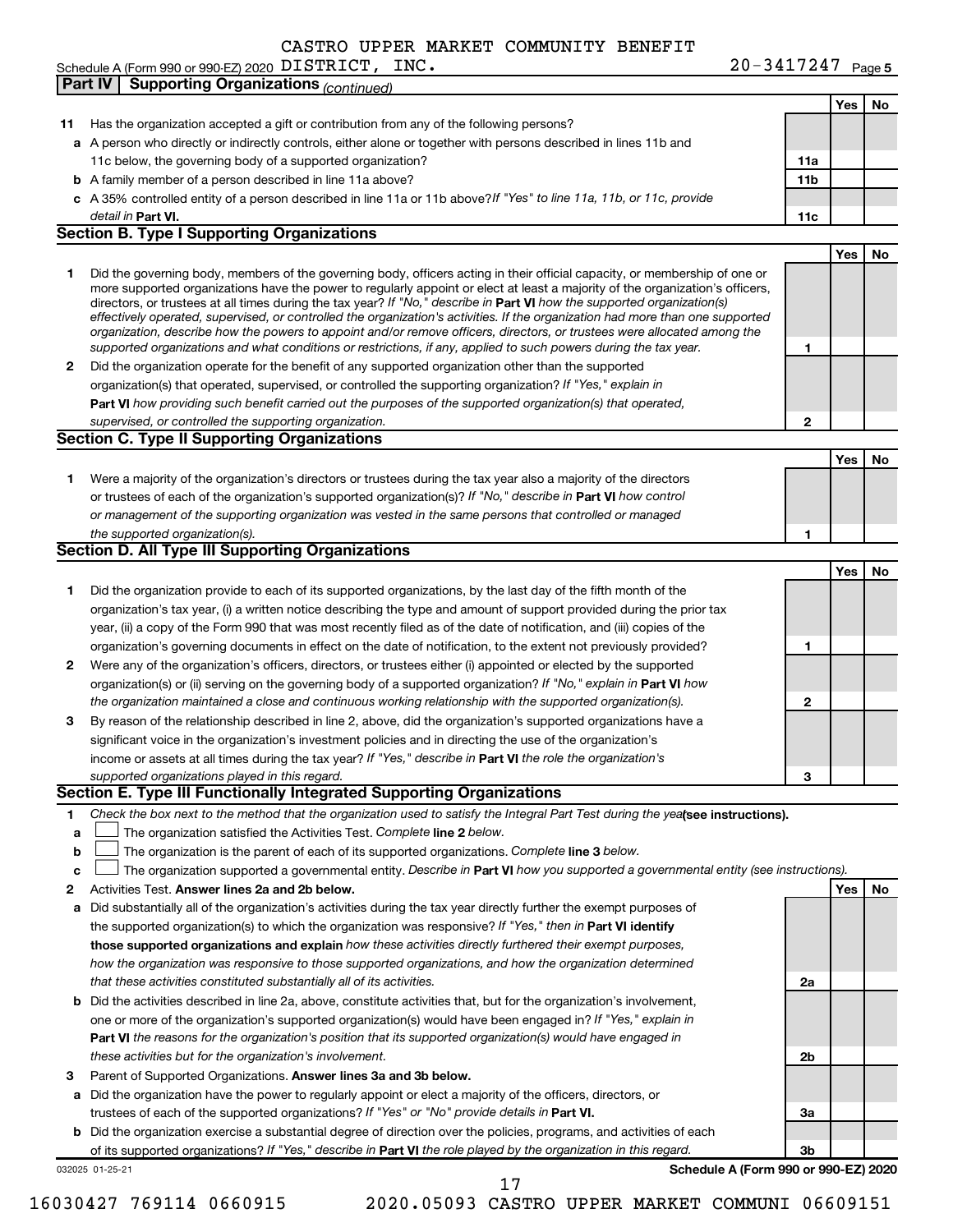Schedule A (Form 990 or 990-EZ) 2020 CASTRO UPPER MARKET COMMUNITY BENEFIT DISTRICT, INC. 20-3417247 Page 5

**Part IV Supporting Organizations** *(continued)*

| | | | Yes | No |
|---|---|---|---|---|
| **11** | Has the organization accepted a gift or contribution from any of the following persons? | | | |
| **a** | A person who directly or indirectly controls, either alone or together with persons described in lines 11b and 11c below, the governing body of a supported organization? | **11a** | | |
| **b** | A family member of a person described in line 11a above? | **11b** | | |
| **c** | A 35% controlled entity of a person described in line 11a or 11b above? *If "Yes" to line 11a, 11b, or 11c, provide detail in* **Part VI.** | **11c** | | |

**Section B. Type I Supporting Organizations**

| | | | Yes | No |
|---|---|---|---|---|
| **1** | Did the governing body, members of the governing body, officers acting in their official capacity, or membership of one or more supported organizations have the power to regularly appoint or elect at least a majority of the organization's officers, directors, or trustees at all times during the tax year? *If "No," describe in* **Part VI** *how the supported organization(s) effectively operated, supervised, or controlled the organization's activities. If the organization had more than one supported organization, describe how the powers to appoint and/or remove officers, directors, or trustees were allocated among the supported organizations and what conditions or restrictions, if any, applied to such powers during the tax year.* | **1** | | |
| **2** | Did the organization operate for the benefit of any supported organization other than the supported organization(s) that operated, supervised, or controlled the supporting organization? *If "Yes," explain in* **Part VI** *how providing such benefit carried out the purposes of the supported organization(s) that operated, supervised, or controlled the supporting organization.* | **2** | | |

**Section C. Type II Supporting Organizations**

| | | | Yes | No |
|---|---|---|---|---|
| **1** | Were a majority of the organization's directors or trustees during the tax year also a majority of the directors or trustees of each of the organization's supported organization(s)? *If "No," describe in* **Part VI** *how control or management of the supporting organization was vested in the same persons that controlled or managed the supported organization(s).* | **1** | | |

**Section D. All Type III Supporting Organizations**

| | | | Yes | No |
|---|---|---|---|---|
| **1** | Did the organization provide to each of its supported organizations, by the last day of the fifth month of the organization's tax year, (i) a written notice describing the type and amount of support provided during the prior tax year, (ii) a copy of the Form 990 that was most recently filed as of the date of notification, and (iii) copies of the organization's governing documents in effect on the date of notification, to the extent not previously provided? | **1** | | |
| **2** | Were any of the organization's officers, directors, or trustees either (i) appointed or elected by the supported organization(s) or (ii) serving on the governing body of a supported organization? *If "No," explain in* **Part VI** *how the organization maintained a close and continuous working relationship with the supported organization(s).* | **2** | | |
| **3** | By reason of the relationship described in line 2, above, did the organization's supported organizations have a significant voice in the organization's investment policies and in directing the use of the organization's income or assets at all times during the tax year? *If "Yes," describe in* **Part VI** *the role the organization's supported organizations played in this regard.* | **3** | | |

**Section E. Type III Functionally Integrated Supporting Organizations**

**1** *Check the box next to the method that the organization used to satisfy the Integral Part Test during the year* **(see instructions).**

**a** ☐ The organization satisfied the Activities Test. *Complete* **line 2** *below.*

**b** ☐ The organization is the parent of each of its supported organizations. *Complete* **line 3** *below.*

**c** ☐ The organization supported a governmental entity. *Describe in* **Part VI** *how you supported a governmental entity (see instructions).*

| | | | Yes | No |
|---|---|---|---|---|
| **2** | Activities Test. **Answer lines 2a and 2b below.** | | | |
| **a** | Did substantially all of the organization's activities during the tax year directly further the exempt purposes of the supported organization(s) to which the organization was responsive? *If "Yes," then in* **Part VI identify those supported organizations and explain** *how these activities directly furthered their exempt purposes, how the organization was responsive to those supported organizations, and how the organization determined that these activities constituted substantially all of its activities.* | **2a** | | |
| **b** | Did the activities described in line 2a, above, constitute activities that, but for the organization's involvement, one or more of the organization's supported organization(s) would have been engaged in? *If "Yes," explain in* **Part VI** *the reasons for the organization's position that its supported organization(s) would have engaged in these activities but for the organization's involvement.* | **2b** | | |
| **3** | Parent of Supported Organizations. **Answer lines 3a and 3b below.** | | | |
| **a** | Did the organization have the power to regularly appoint or elect a majority of the officers, directors, or trustees of each of the supported organizations? *If "Yes" or "No" provide details in* **Part VI.** | **3a** | | |
| **b** | Did the organization exercise a substantial degree of direction over the policies, programs, and activities of each of its supported organizations? *If "Yes," describe in* **Part VI** *the role played by the organization in this regard.* | **3b** | | |

032025 01-25-21 **Schedule A (Form 990 or 990-EZ) 2020**

16030427 769114 0660915 2020.05093 CASTRO UPPER MARKET COMMUNI 06609151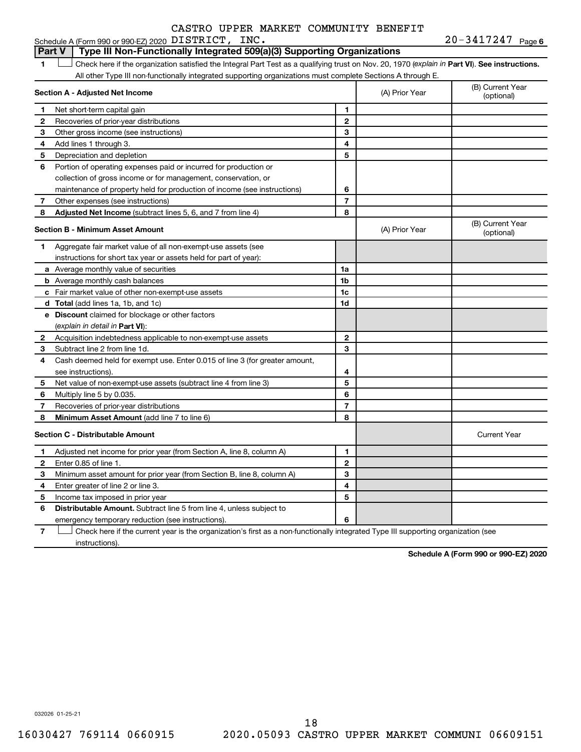CASTRO UPPER MARKET COMMUNITY BENEFIT

Schedule A (Form 990 or 990-EZ) 2020 DISTRICT, INC. 20-3417247 Page 6

## Part V Type III Non-Functionally Integrated 509(a)(3) Supporting Organizations

1 ☐ Check here if the organization satisfied the Integral Part Test as a qualifying trust on Nov. 20, 1970 (*explain in* **Part VI**). **See instructions.** All other Type III non-functionally integrated supporting organizations must complete Sections A through E.

| **Section A - Adjusted Net Income** | | | (A) Prior Year | (B) Current Year (optional) |
|---|---|---|---|---|
| 1 | Net short-term capital gain | 1 | | |
| 2 | Recoveries of prior-year distributions | 2 | | |
| 3 | Other gross income (see instructions) | 3 | | |
| 4 | Add lines 1 through 3. | 4 | | |
| 5 | Depreciation and depletion | 5 | | |
| 6 | Portion of operating expenses paid or incurred for production or collection of gross income or for management, conservation, or maintenance of property held for production of income (see instructions) | 6 | | |
| 7 | Other expenses (see instructions) | 7 | | |
| 8 | **Adjusted Net Income** (subtract lines 5, 6, and 7 from line 4) | 8 | | |

| **Section B - Minimum Asset Amount** | | | (A) Prior Year | (B) Current Year (optional) |
|---|---|---|---|---|
| 1 | Aggregate fair market value of all non-exempt-use assets (see instructions for short tax year or assets held for part of year): | | | |
| a | Average monthly value of securities | 1a | | |
| b | Average monthly cash balances | 1b | | |
| c | Fair market value of other non-exempt-use assets | 1c | | |
| d | **Total** (add lines 1a, 1b, and 1c) | 1d | | |
| e | **Discount** claimed for blockage or other factors (*explain in detail in* **Part VI**): | | | |
| 2 | Acquisition indebtedness applicable to non-exempt-use assets | 2 | | |
| 3 | Subtract line 2 from line 1d. | 3 | | |
| 4 | Cash deemed held for exempt use. Enter 0.015 of line 3 (for greater amount, see instructions). | 4 | | |
| 5 | Net value of non-exempt-use assets (subtract line 4 from line 3) | 5 | | |
| 6 | Multiply line 5 by 0.035. | 6 | | |
| 7 | Recoveries of prior-year distributions | 7 | | |
| 8 | **Minimum Asset Amount** (add line 7 to line 6) | 8 | | |

| **Section C - Distributable Amount** | | | | Current Year |
|---|---|---|---|---|
| 1 | Adjusted net income for prior year (from Section A, line 8, column A) | 1 | | |
| 2 | Enter 0.85 of line 1. | 2 | | |
| 3 | Minimum asset amount for prior year (from Section B, line 8, column A) | 3 | | |
| 4 | Enter greater of line 2 or line 3. | 4 | | |
| 5 | Income tax imposed in prior year | 5 | | |
| 6 | **Distributable Amount.** Subtract line 5 from line 4, unless subject to emergency temporary reduction (see instructions). | 6 | | |

7 ☐ Check here if the current year is the organization's first as a non-functionally integrated Type III supporting organization (see instructions).

**Schedule A (Form 990 or 990-EZ) 2020**

032026 01-25-21

16030427 769114 0660915 2020.05093 CASTRO UPPER MARKET COMMUNI 06609151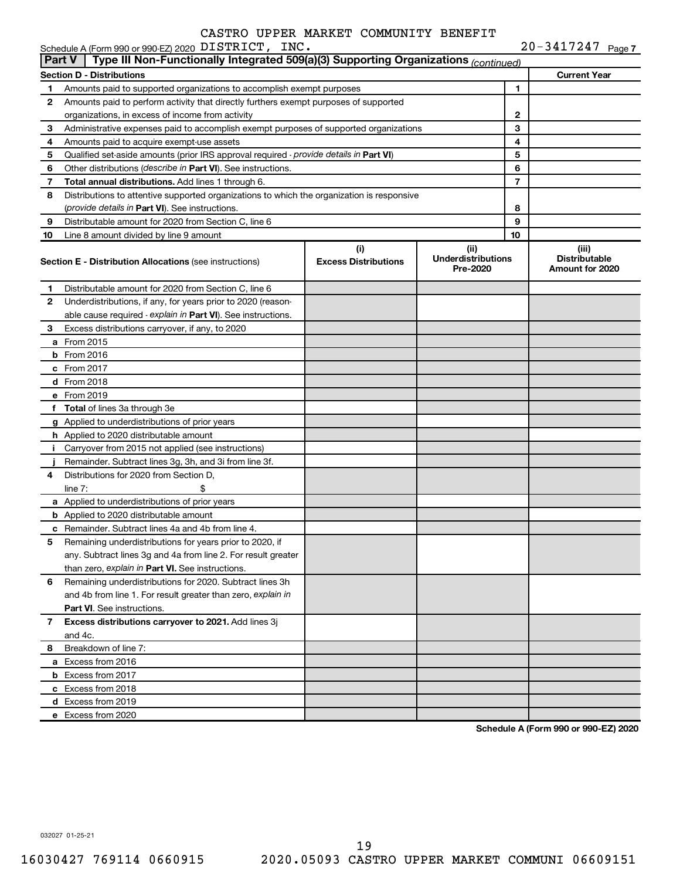CASTRO UPPER MARKET COMMUNITY BENEFIT

Schedule A (Form 990 or 990-EZ) 2020 DISTRICT, INC. 20-3417247 Page 7

**Part V | Type III Non-Functionally Integrated 509(a)(3) Supporting Organizations** *(continued)*

| **Section D - Distributions** | | | **Current Year** |
|---|---|---|---|
| 1 | Amounts paid to supported organizations to accomplish exempt purposes | 1 | |
| 2 | Amounts paid to perform activity that directly furthers exempt purposes of supported organizations, in excess of income from activity | 2 | |
| 3 | Administrative expenses paid to accomplish exempt purposes of supported organizations | 3 | |
| 4 | Amounts paid to acquire exempt-use assets | 4 | |
| 5 | Qualified set-aside amounts (prior IRS approval required - *provide details in* **Part VI**) | 5 | |
| 6 | Other distributions (*describe in* **Part VI**). See instructions. | 6 | |
| 7 | **Total annual distributions.** Add lines 1 through 6. | 7 | |
| 8 | Distributions to attentive supported organizations to which the organization is responsive (*provide details in* **Part VI**). See instructions. | 8 | |
| 9 | Distributable amount for 2020 from Section C, line 6 | 9 | |
| 10 | Line 8 amount divided by line 9 amount | 10 | |

| **Section E - Distribution Allocations** (see instructions) | (i) **Excess Distributions** | (ii) **Underdistributions Pre-2020** | (iii) **Distributable Amount for 2020** |
|---|---|---|---|
| **1** Distributable amount for 2020 from Section C, line 6 | | | |
| **2** Underdistributions, if any, for years prior to 2020 (reasonable cause required - *explain in* **Part VI**). See instructions. | | | |
| **3** Excess distributions carryover, if any, to 2020 | | | |
| **a** From 2015 | | | |
| **b** From 2016 | | | |
| **c** From 2017 | | | |
| **d** From 2018 | | | |
| **e** From 2019 | | | |
| **f** **Total** of lines 3a through 3e | | | |
| **g** Applied to underdistributions of prior years | | | |
| **h** Applied to 2020 distributable amount | | | |
| **i** Carryover from 2015 not applied (see instructions) | | | |
| **j** Remainder. Subtract lines 3g, 3h, and 3i from line 3f. | | | |
| **4** Distributions for 2020 from Section D, line 7: $ | | | |
| **a** Applied to underdistributions of prior years | | | |
| **b** Applied to 2020 distributable amount | | | |
| **c** Remainder. Subtract lines 4a and 4b from line 4. | | | |
| **5** Remaining underdistributions for years prior to 2020, if any. Subtract lines 3g and 4a from line 2. For result greater than zero, *explain in* **Part VI.** See instructions. | | | |
| **6** Remaining underdistributions for 2020. Subtract lines 3h and 4b from line 1. For result greater than zero, *explain in* **Part VI**. See instructions. | | | |
| **7** **Excess distributions carryover to 2021.** Add lines 3j and 4c. | | | |
| **8** Breakdown of line 7: | | | |
| **a** Excess from 2016 | | | |
| **b** Excess from 2017 | | | |
| **c** Excess from 2018 | | | |
| **d** Excess from 2019 | | | |
| **e** Excess from 2020 | | | |

**Schedule A (Form 990 or 990-EZ) 2020**

032027 01-25-21

16030427 769114 0660915 2020.05093 CASTRO UPPER MARKET COMMUNI 06609151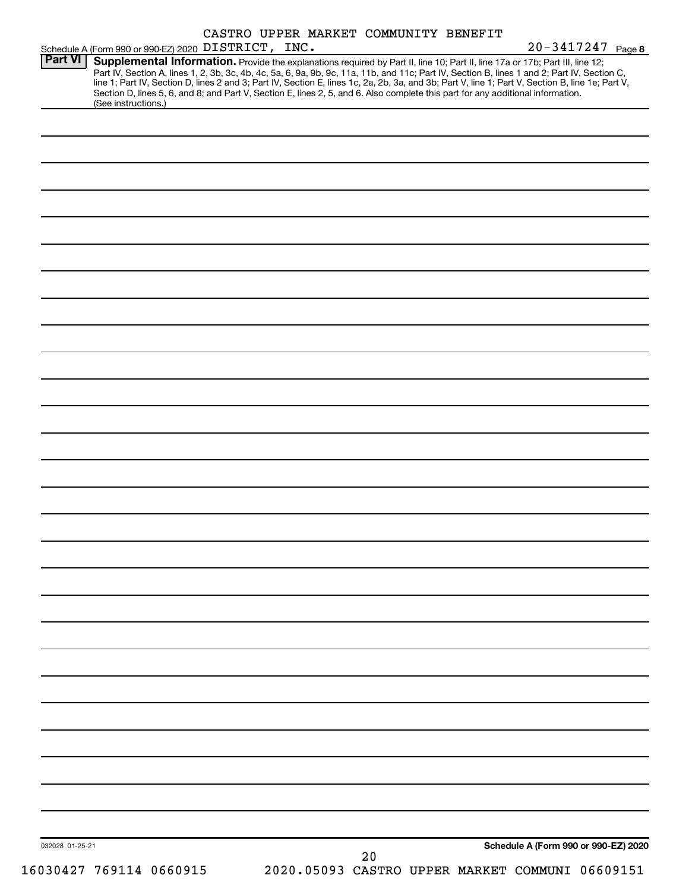CASTRO UPPER MARKET COMMUNITY BENEFIT

Schedule A (Form 990 or 990-EZ) 2020 DISTRICT, INC. 20-3417247 Page 8

**Part VI** **Supplemental Information.** Provide the explanations required by Part II, line 10; Part II, line 17a or 17b; Part III, line 12; Part IV, Section A, lines 1, 2, 3b, 3c, 4b, 4c, 5a, 6, 9a, 9b, 9c, 11a, 11b, and 11c; Part IV, Section B, lines 1 and 2; Part IV, Section C, line 1; Part IV, Section D, lines 2 and 3; Part IV, Section E, lines 1c, 2a, 2b, 3a, and 3b; Part V, line 1; Part V, Section B, line 1e; Part V, Section D, lines 5, 6, and 8; and Part V, Section E, lines 2, 5, and 6. Also complete this part for any additional information. (See instructions.)

032028 01-25-21

**Schedule A (Form 990 or 990-EZ) 2020**

16030427 769114 0660915 2020.05093 CASTRO UPPER MARKET COMMUNI 06609151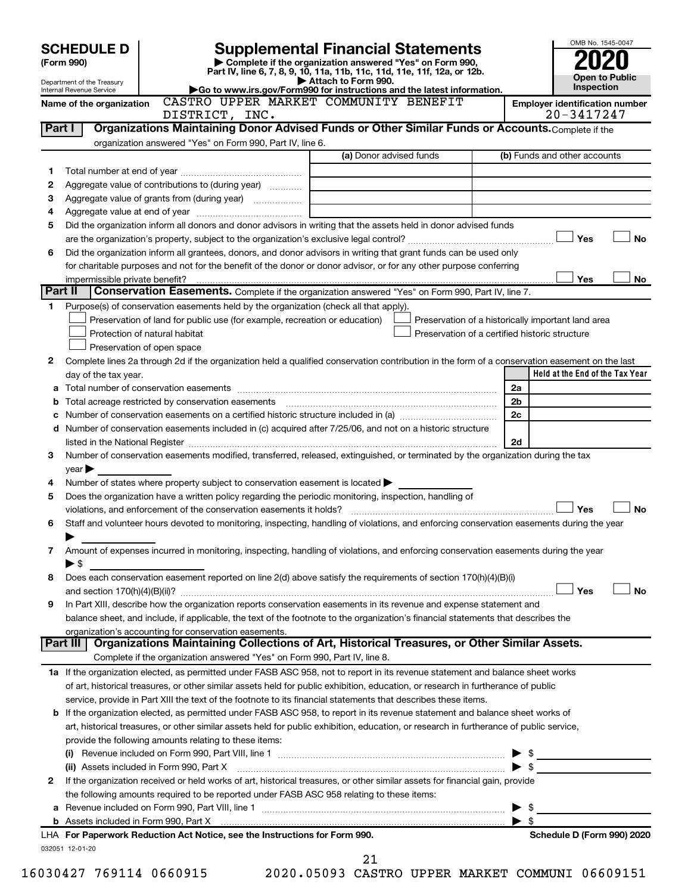# SCHEDULE D (Form 990)

Department of the Treasury
Internal Revenue Service

# Supplemental Financial Statements

▶ Complete if the organization answered "Yes" on Form 990, Part IV, line 6, 7, 8, 9, 10, 11a, 11b, 11c, 11d, 11e, 11f, 12a, or 12b.
▶ Attach to Form 990.
▶Go to www.irs.gov/Form990 for instructions and the latest information.

OMB No. 1545-0047

**2020**

**Open to Public Inspection**

**Name of the organization:** CASTRO UPPER MARKET COMMUNITY BENEFIT DISTRICT, INC.

**Employer identification number:** 20-3417247

## Part I Organizations Maintaining Donor Advised Funds or Other Similar Funds or Accounts.

Complete if the organization answered "Yes" on Form 990, Part IV, line 6.

| | | (a) Donor advised funds | (b) Funds and other accounts |
|---|---|---|---|
| 1 | Total number at end of year | | |
| 2 | Aggregate value of contributions to (during year) | | |
| 3 | Aggregate value of grants from (during year) | | |
| 4 | Aggregate value at end of year | | |

5 Did the organization inform all donors and donor advisors in writing that the assets held in donor advised funds are the organization's property, subject to the organization's exclusive legal control? ☐ Yes ☐ No

6 Did the organization inform all grantees, donors, and donor advisors in writing that grant funds can be used only for charitable purposes and not for the benefit of the donor or donor advisor, or for any other purpose conferring impermissible private benefit? ☐ Yes ☐ No

## Part II Conservation Easements.

Complete if the organization answered "Yes" on Form 990, Part IV, line 7.

1 Purpose(s) of conservation easements held by the organization (check all that apply).

- ☐ Preservation of land for public use (for example, recreation or education)
- ☐ Protection of natural habitat
- ☐ Preservation of open space
- ☐ Preservation of a historically important land area
- ☐ Preservation of a certified historic structure

2 Complete lines 2a through 2d if the organization held a qualified conservation contribution in the form of a conservation easement on the last day of the tax year.

| | | | Held at the End of the Tax Year |
|---|---|---|---|
| a | Total number of conservation easements | 2a | |
| b | Total acreage restricted by conservation easements | 2b | |
| c | Number of conservation easements on a certified historic structure included in (a) | 2c | |
| d | Number of conservation easements included in (c) acquired after 7/25/06, and not on a historic structure listed in the National Register | 2d | |

3 Number of conservation easements modified, transferred, released, extinguished, or terminated by the organization during the tax year ▶

4 Number of states where property subject to conservation easement is located ▶

5 Does the organization have a written policy regarding the periodic monitoring, inspection, handling of violations, and enforcement of the conservation easements it holds? ☐ Yes ☐ No

6 Staff and volunteer hours devoted to monitoring, inspecting, handling of violations, and enforcing conservation easements during the year ▶

7 Amount of expenses incurred in monitoring, inspecting, handling of violations, and enforcing conservation easements during the year ▶ $

8 Does each conservation easement reported on line 2(d) above satisfy the requirements of section 170(h)(4)(B)(i) and section 170(h)(4)(B)(ii)? ☐ Yes ☐ No

9 In Part XIII, describe how the organization reports conservation easements in its revenue and expense statement and balance sheet, and include, if applicable, the text of the footnote to the organization's financial statements that describes the organization's accounting for conservation easements.

## Part III Organizations Maintaining Collections of Art, Historical Treasures, or Other Similar Assets.

Complete if the organization answered "Yes" on Form 990, Part IV, line 8.

1a If the organization elected, as permitted under FASB ASC 958, not to report in its revenue statement and balance sheet works of art, historical treasures, or other similar assets held for public exhibition, education, or research in furtherance of public service, provide in Part XIII the text of the footnote to its financial statements that describes these items.

b If the organization elected, as permitted under FASB ASC 958, to report in its revenue statement and balance sheet works of art, historical treasures, or other similar assets held for public exhibition, education, or research in furtherance of public service, provide the following amounts relating to these items:

(i) Revenue included on Form 990, Part VIII, line 1 ▶ $

(ii) Assets included in Form 990, Part X ▶ $

2 If the organization received or held works of art, historical treasures, or other similar assets for financial gain, provide the following amounts required to be reported under FASB ASC 958 relating to these items:

a Revenue included on Form 990, Part VIII, line 1 ▶ $

b Assets included in Form 990, Part X ▶ $

LHA For Paperwork Reduction Act Notice, see the Instructions for Form 990. **Schedule D (Form 990) 2020**

032051 12-01-20

16030427 769114 0660915 2020.05093 CASTRO UPPER MARKET COMMUNI 06609151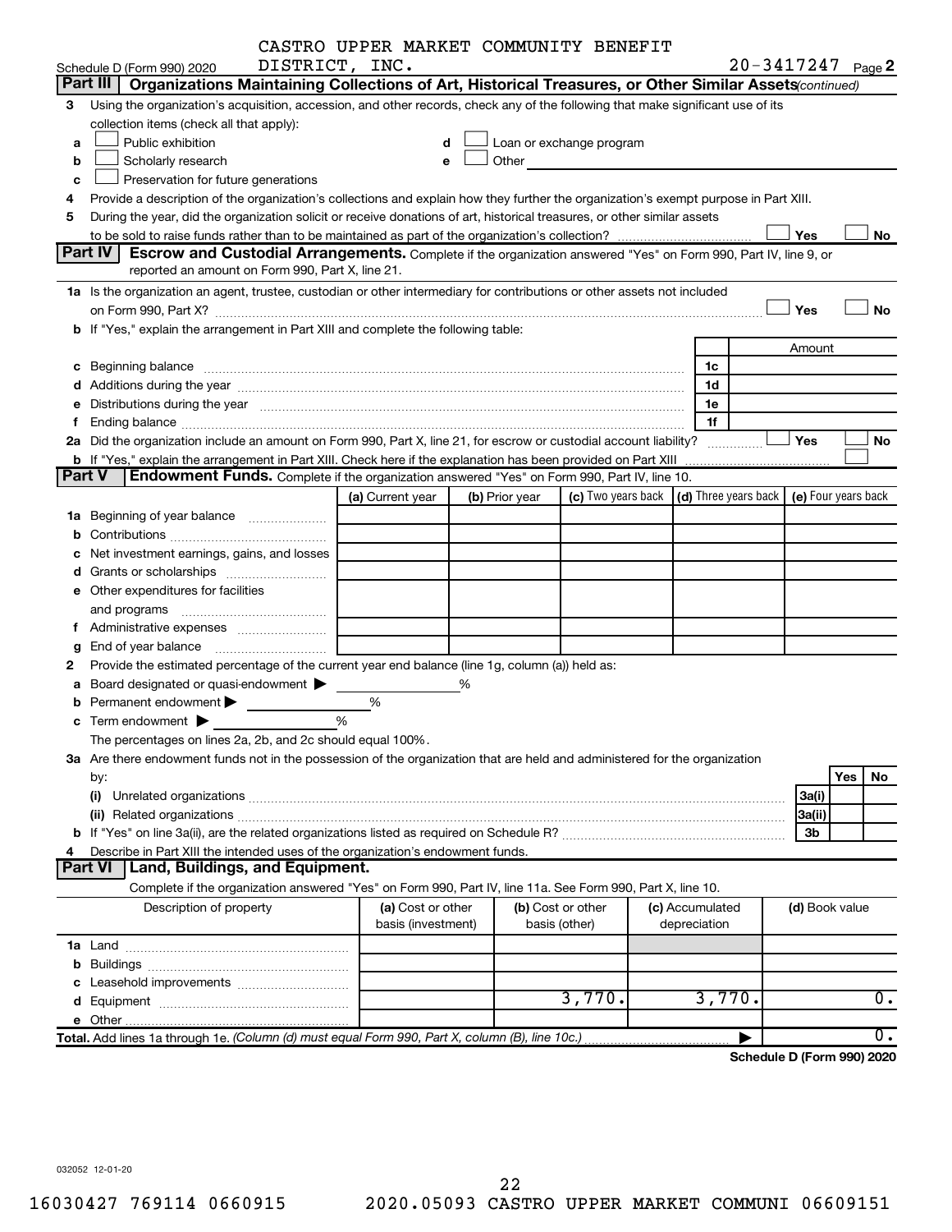CASTRO UPPER MARKET COMMUNITY BENEFIT DISTRICT, INC.

Schedule D (Form 990) 2020 — 20-3417247 Page 2

## Part III Organizations Maintaining Collections of Art, Historical Treasures, or Other Similar Assets (continued)

3 Using the organization's acquisition, accession, and other records, check any of the following that make significant use of its collection items (check all that apply):

- a ☐ Public exhibition
- b ☐ Scholarly research
- c ☐ Preservation for future generations
- d ☐ Loan or exchange program
- e ☐ Other

4 Provide a description of the organization's collections and explain how they further the organization's exempt purpose in Part XIII.

5 During the year, did the organization solicit or receive donations of art, historical treasures, or other similar assets to be sold to raise funds rather than to be maintained as part of the organization's collection? ☐ Yes ☐ No

## Part IV Escrow and Custodial Arrangements.

Complete if the organization answered "Yes" on Form 990, Part IV, line 9, or reported an amount on Form 990, Part X, line 21.

1a Is the organization an agent, trustee, custodian or other intermediary for contributions or other assets not included on Form 990, Part X? ☐ Yes ☐ No

b If "Yes," explain the arrangement in Part XIII and complete the following table:

| | | Amount |
|---|---|---|
| c Beginning balance | 1c | |
| d Additions during the year | 1d | |
| e Distributions during the year | 1e | |
| f Ending balance | 1f | |

2a Did the organization include an amount on Form 990, Part X, line 21, for escrow or custodial account liability? ☐ Yes ☐ No

b If "Yes," explain the arrangement in Part XIII. Check here if the explanation has been provided on Part XIII ☐

## Part V Endowment Funds.

Complete if the organization answered "Yes" on Form 990, Part IV, line 10.

| | (a) Current year | (b) Prior year | (c) Two years back | (d) Three years back | (e) Four years back |
|---|---|---|---|---|---|
| 1a Beginning of year balance | | | | | |
| b Contributions | | | | | |
| c Net investment earnings, gains, and losses | | | | | |
| d Grants or scholarships | | | | | |
| e Other expenditures for facilities and programs | | | | | |
| f Administrative expenses | | | | | |
| g End of year balance | | | | | |

2 Provide the estimated percentage of the current year end balance (line 1g, column (a)) held as:

- a Board designated or quasi-endowment ▶ %
- b Permanent endowment ▶ %
- c Term endowment ▶ %

The percentages on lines 2a, 2b, and 2c should equal 100%.

3a Are there endowment funds not in the possession of the organization that are held and administered for the organization by:

| | | Yes | No |
|---|---|---|---|
| (i) Unrelated organizations | 3a(i) | | |
| (ii) Related organizations | 3a(ii) | | |
| b If "Yes" on line 3a(ii), are the related organizations listed as required on Schedule R? | 3b | | |

4 Describe in Part XIII the intended uses of the organization's endowment funds.

## Part VI Land, Buildings, and Equipment.

Complete if the organization answered "Yes" on Form 990, Part IV, line 11a. See Form 990, Part X, line 10.

| Description of property | (a) Cost or other basis (investment) | (b) Cost or other basis (other) | (c) Accumulated depreciation | (d) Book value |
|---|---|---|---|---|
| 1a Land | | | | |
| b Buildings | | | | |
| c Leasehold improvements | | | | |
| d Equipment | | 3,770. | 3,770. | 0. |
| e Other | | | | |
| **Total.** Add lines 1a through 1e. *(Column (d) must equal Form 990, Part X, column (B), line 10c.)* ▶ | | | | 0. |

**Schedule D (Form 990) 2020**

032052 12-01-20

16030427 769114 0660915 2020.05093 CASTRO UPPER MARKET COMMUNI 06609151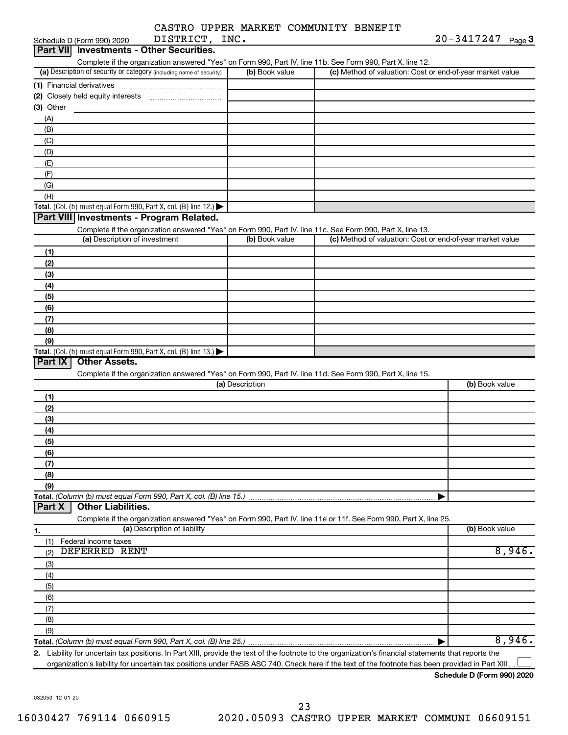CASTRO UPPER MARKET COMMUNITY BENEFIT DISTRICT, INC. 20-3417247

Schedule D (Form 990) 2020

## Part VII Investments - Other Securities.

Complete if the organization answered "Yes" on Form 990, Part IV, line 11b. See Form 990, Part X, line 12.

| (a) Description of security or category (including name of security) | (b) Book value | (c) Method of valuation: Cost or end-of-year market value |
|---|---|---|
| (1) Financial derivatives | | |
| (2) Closely held equity interests | | |
| (3) Other | | |
| (A) | | |
| (B) | | |
| (C) | | |
| (D) | | |
| (E) | | |
| (F) | | |
| (G) | | |
| (H) | | |
| **Total.** (Col. (b) must equal Form 990, Part X, col. (B) line 12.) | | |

## Part VIII Investments - Program Related.

Complete if the organization answered "Yes" on Form 990, Part IV, line 11c. See Form 990, Part X, line 13.

| (a) Description of investment | (b) Book value | (c) Method of valuation: Cost or end-of-year market value |
|---|---|---|
| (1) | | |
| (2) | | |
| (3) | | |
| (4) | | |
| (5) | | |
| (6) | | |
| (7) | | |
| (8) | | |
| (9) | | |
| **Total.** (Col. (b) must equal Form 990, Part X, col. (B) line 13.) | | |

## Part IX Other Assets.

Complete if the organization answered "Yes" on Form 990, Part IV, line 11d. See Form 990, Part X, line 15.

| (a) Description | (b) Book value |
|---|---|
| (1) | |
| (2) | |
| (3) | |
| (4) | |
| (5) | |
| (6) | |
| (7) | |
| (8) | |
| (9) | |
| **Total.** *(Column (b) must equal Form 990, Part X, col. (B) line 15.)* | |

## Part X Other Liabilities.

Complete if the organization answered "Yes" on Form 990, Part IV, line 11e or 11f. See Form 990, Part X, line 25.

| 1. (a) Description of liability | (b) Book value |
|---|---|
| (1) Federal income taxes | |
| (2) DEFERRED RENT | 8,946. |
| (3) | |
| (4) | |
| (5) | |
| (6) | |
| (7) | |
| (8) | |
| (9) | |
| **Total.** *(Column (b) must equal Form 990, Part X, col. (B) line 25.)* | 8,946. |

2. Liability for uncertain tax positions. In Part XIII, provide the text of the footnote to the organization's financial statements that reports the organization's liability for uncertain tax positions under FASB ASC 740. Check here if the text of the footnote has been provided in Part XIII ☐

**Schedule D (Form 990) 2020**

032053 12-01-20

16030427 769114 0660915 2020.05093 CASTRO UPPER MARKET COMMUNI 06609151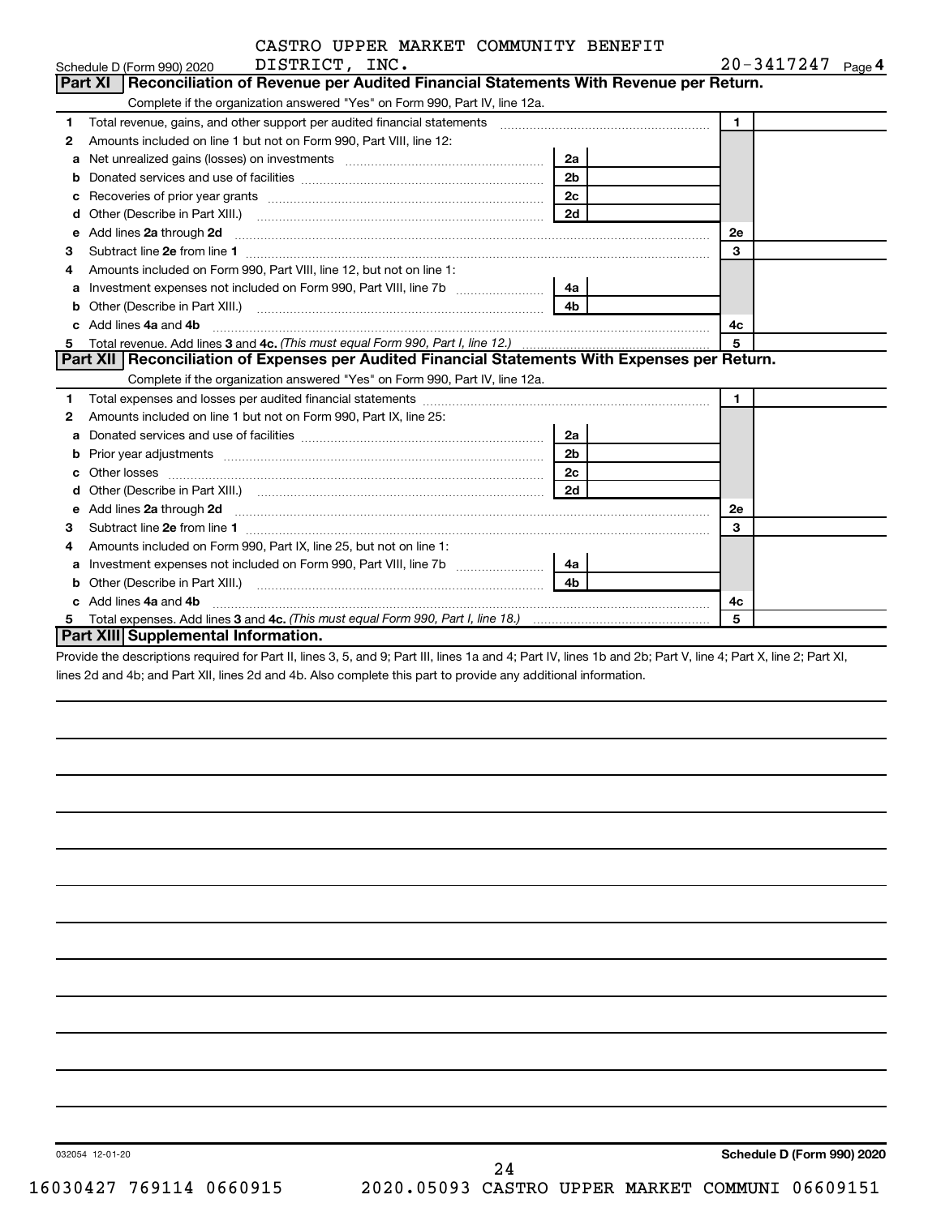CASTRO UPPER MARKET COMMUNITY BENEFIT DISTRICT, INC.

Schedule D (Form 990) 2020 — 20-3417247 Page 4

## Part XI Reconciliation of Revenue per Audited Financial Statements With Revenue per Return.

Complete if the organization answered "Yes" on Form 990, Part IV, line 12a.

| | | | | | |
|---|---|---|---|---|---|
| 1 | Total revenue, gains, and other support per audited financial statements | | | 1 | |
| 2 | Amounts included on line 1 but not on Form 990, Part VIII, line 12: | | | | |
| a | Net unrealized gains (losses) on investments | 2a | | | |
| b | Donated services and use of facilities | 2b | | | |
| c | Recoveries of prior year grants | 2c | | | |
| d | Other (Describe in Part XIII.) | 2d | | | |
| e | Add lines **2a** through **2d** | | | 2e | |
| 3 | Subtract line **2e** from line **1** | | | 3 | |
| 4 | Amounts included on Form 990, Part VIII, line 12, but not on line 1: | | | | |
| a | Investment expenses not included on Form 990, Part VIII, line 7b | 4a | | | |
| b | Other (Describe in Part XIII.) | 4b | | | |
| c | Add lines **4a** and **4b** | | | 4c | |
| 5 | Total revenue. Add lines **3** and **4c.** *(This must equal Form 990, Part I, line 12.)* | | | 5 | |

## Part XII Reconciliation of Expenses per Audited Financial Statements With Expenses per Return.

Complete if the organization answered "Yes" on Form 990, Part IV, line 12a.

| | | | | | |
|---|---|---|---|---|---|
| 1 | Total expenses and losses per audited financial statements | | | 1 | |
| 2 | Amounts included on line 1 but not on Form 990, Part IX, line 25: | | | | |
| a | Donated services and use of facilities | 2a | | | |
| b | Prior year adjustments | 2b | | | |
| c | Other losses | 2c | | | |
| d | Other (Describe in Part XIII.) | 2d | | | |
| e | Add lines **2a** through **2d** | | | 2e | |
| 3 | Subtract line **2e** from line **1** | | | 3 | |
| 4 | Amounts included on Form 990, Part IX, line 25, but not on line 1: | | | | |
| a | Investment expenses not included on Form 990, Part VIII, line 7b | 4a | | | |
| b | Other (Describe in Part XIII.) | 4b | | | |
| c | Add lines **4a** and **4b** | | | 4c | |
| 5 | Total expenses. Add lines **3** and **4c.** *(This must equal Form 990, Part I, line 18.)* | | | 5 | |

## Part XIII Supplemental Information.

Provide the descriptions required for Part II, lines 3, 5, and 9; Part III, lines 1a and 4; Part IV, lines 1b and 2b; Part V, line 4; Part X, line 2; Part XI, lines 2d and 4b; and Part XII, lines 2d and 4b. Also complete this part to provide any additional information.

032054 12-01-20 — Schedule D (Form 990) 2020

16030427 769114 0660915 2020.05093 CASTRO UPPER MARKET COMMUNI 06609151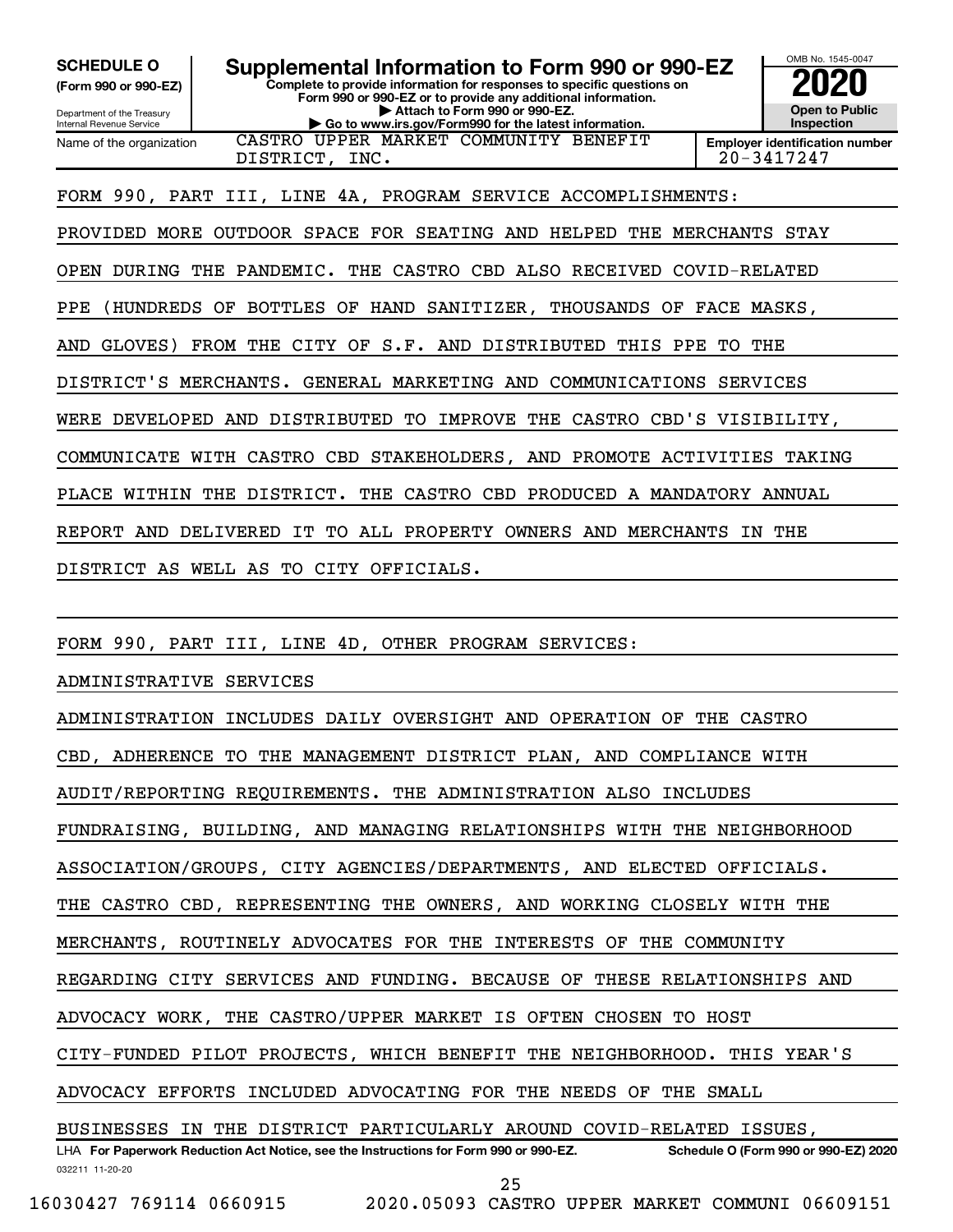**SCHEDULE O**
**(Form 990 or 990-EZ)**

Department of the Treasury
Internal Revenue Service

# Supplemental Information to Form 990 or 990-EZ

**Complete to provide information for responses to specific questions on Form 990 or 990-EZ or to provide any additional information.**
**▶ Attach to Form 990 or 990-EZ.**
**▶ Go to www.irs.gov/Form990 for the latest information.**

OMB No. 1545-0047
**2020**
**Open to Public Inspection**

Name of the organization: CASTRO UPPER MARKET COMMUNITY BENEFIT DISTRICT, INC.

**Employer identification number** 20-3417247

FORM 990, PART III, LINE 4A, PROGRAM SERVICE ACCOMPLISHMENTS:

PROVIDED MORE OUTDOOR SPACE FOR SEATING AND HELPED THE MERCHANTS STAY OPEN DURING THE PANDEMIC. THE CASTRO CBD ALSO RECEIVED COVID-RELATED PPE (HUNDREDS OF BOTTLES OF HAND SANITIZER, THOUSANDS OF FACE MASKS, AND GLOVES) FROM THE CITY OF S.F. AND DISTRIBUTED THIS PPE TO THE DISTRICT'S MERCHANTS. GENERAL MARKETING AND COMMUNICATIONS SERVICES WERE DEVELOPED AND DISTRIBUTED TO IMPROVE THE CASTRO CBD'S VISIBILITY, COMMUNICATE WITH CASTRO CBD STAKEHOLDERS, AND PROMOTE ACTIVITIES TAKING PLACE WITHIN THE DISTRICT. THE CASTRO CBD PRODUCED A MANDATORY ANNUAL REPORT AND DELIVERED IT TO ALL PROPERTY OWNERS AND MERCHANTS IN THE DISTRICT AS WELL AS TO CITY OFFICIALS.

FORM 990, PART III, LINE 4D, OTHER PROGRAM SERVICES:

ADMINISTRATIVE SERVICES

ADMINISTRATION INCLUDES DAILY OVERSIGHT AND OPERATION OF THE CASTRO CBD, ADHERENCE TO THE MANAGEMENT DISTRICT PLAN, AND COMPLIANCE WITH AUDIT/REPORTING REQUIREMENTS. THE ADMINISTRATION ALSO INCLUDES FUNDRAISING, BUILDING, AND MANAGING RELATIONSHIPS WITH THE NEIGHBORHOOD ASSOCIATION/GROUPS, CITY AGENCIES/DEPARTMENTS, AND ELECTED OFFICIALS. THE CASTRO CBD, REPRESENTING THE OWNERS, AND WORKING CLOSELY WITH THE MERCHANTS, ROUTINELY ADVOCATES FOR THE INTERESTS OF THE COMMUNITY REGARDING CITY SERVICES AND FUNDING. BECAUSE OF THESE RELATIONSHIPS AND ADVOCACY WORK, THE CASTRO/UPPER MARKET IS OFTEN CHOSEN TO HOST CITY-FUNDED PILOT PROJECTS, WHICH BENEFIT THE NEIGHBORHOOD. THIS YEAR'S ADVOCACY EFFORTS INCLUDED ADVOCATING FOR THE NEEDS OF THE SMALL BUSINESSES IN THE DISTRICT PARTICULARLY AROUND COVID-RELATED ISSUES,

LHA **For Paperwork Reduction Act Notice, see the Instructions for Form 990 or 990-EZ.** **Schedule O (Form 990 or 990-EZ) 2020**

032211 11-20-20

16030427 769114 0660915 2020.05093 CASTRO UPPER MARKET COMMUNI 06609151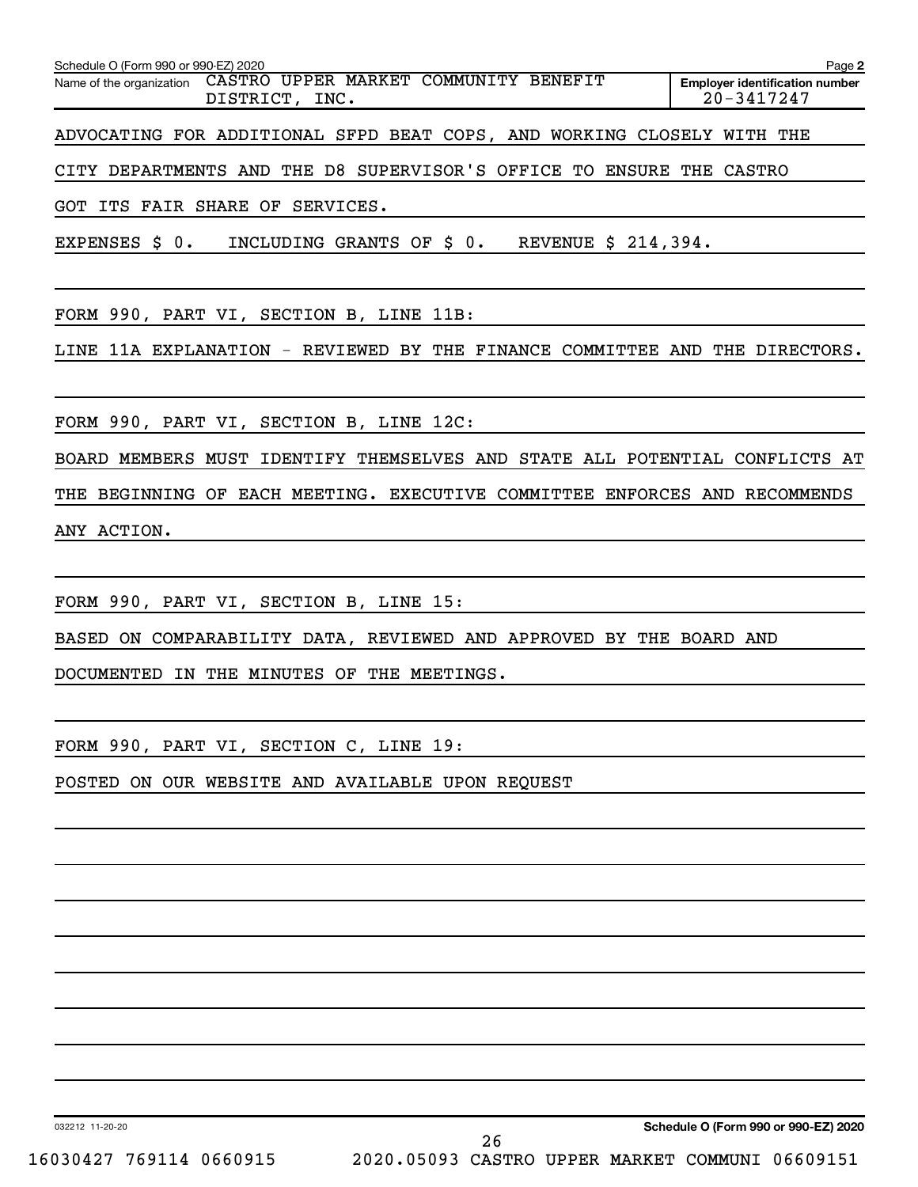Schedule O (Form 990 or 990-EZ) 2020

Name of the organization CASTRO UPPER MARKET COMMUNITY BENEFIT DISTRICT, INC.

**Employer identification number** 20-3417247

ADVOCATING FOR ADDITIONAL SFPD BEAT COPS, AND WORKING CLOSELY WITH THE CITY DEPARTMENTS AND THE D8 SUPERVISOR'S OFFICE TO ENSURE THE CASTRO GOT ITS FAIR SHARE OF SERVICES.

EXPENSES $ 0. INCLUDING GRANTS OF $ 0. REVENUE $ 214,394.

FORM 990, PART VI, SECTION B, LINE 11B:

LINE 11A EXPLANATION - REVIEWED BY THE FINANCE COMMITTEE AND THE DIRECTORS.

FORM 990, PART VI, SECTION B, LINE 12C:

BOARD MEMBERS MUST IDENTIFY THEMSELVES AND STATE ALL POTENTIAL CONFLICTS AT THE BEGINNING OF EACH MEETING. EXECUTIVE COMMITTEE ENFORCES AND RECOMMENDS ANY ACTION.

FORM 990, PART VI, SECTION B, LINE 15:

BASED ON COMPARABILITY DATA, REVIEWED AND APPROVED BY THE BOARD AND DOCUMENTED IN THE MINUTES OF THE MEETINGS.

FORM 990, PART VI, SECTION C, LINE 19:

POSTED ON OUR WEBSITE AND AVAILABLE UPON REQUEST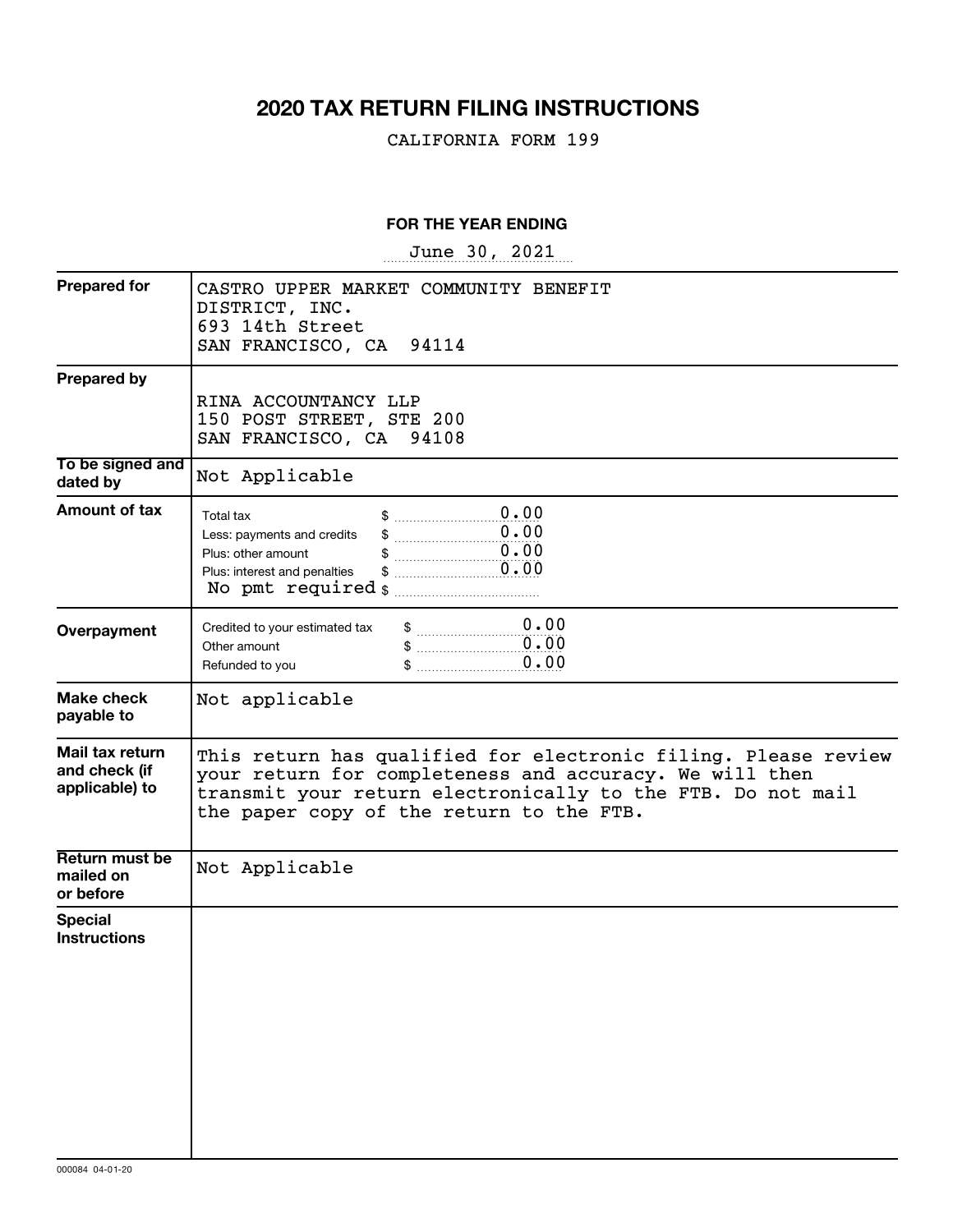# 2020 TAX RETURN FILING INSTRUCTIONS

CALIFORNIA FORM 199

**FOR THE YEAR ENDING**

June 30, 2021

| | |
|---|---|
| **Prepared for** | CASTRO UPPER MARKET COMMUNITY BENEFIT DISTRICT, INC.<br>693 14th Street<br>SAN FRANCISCO, CA 94114 |
| **Prepared by** | RINA ACCOUNTANCY LLP<br>150 POST STREET, STE 200<br>SAN FRANCISCO, CA 94108 |
| **To be signed and dated by** | Not Applicable |
| **Amount of tax** | Total tax $ 0.00<br>Less: payments and credits $ 0.00<br>Plus: other amount $ 0.00<br>Plus: interest and penalties $ 0.00<br>No pmt required $ |
| **Overpayment** | Credited to your estimated tax $ 0.00<br>Other amount $ 0.00<br>Refunded to you $ 0.00 |
| **Make check payable to** | Not applicable |
| **Mail tax return and check (if applicable) to** | This return has qualified for electronic filing. Please review your return for completeness and accuracy. We will then transmit your return electronically to the FTB. Do not mail the paper copy of the return to the FTB. |
| **Return must be mailed on or before** | Not Applicable |
| **Special Instructions** | |

000084 04-01-20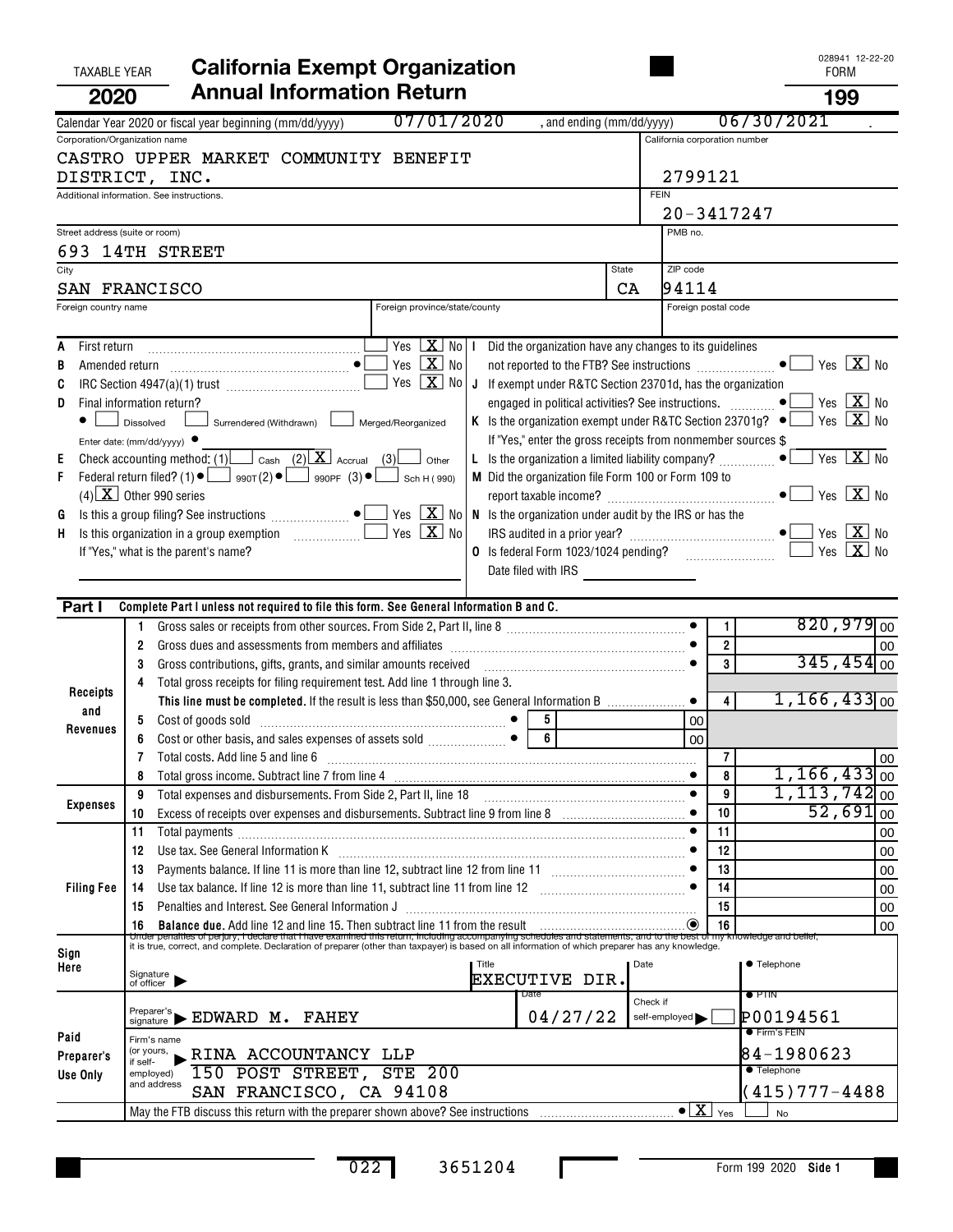TAXABLE YEAR **2020**

# California Exempt Organization Annual Information Return

028941 12-22-20

FORM **199**

Calendar Year 2020 or fiscal year beginning (mm/dd/yyyy) 07/01/2020 , and ending (mm/dd/yyyy) 06/30/2021 .

| | |
|---|---|
| Corporation/Organization name: CASTRO UPPER MARKET COMMUNITY BENEFIT DISTRICT, INC. | California corporation number: 2799121 |
| Additional information. See instructions. | FEIN: 20-3417247 |
| Street address (suite or room): 693 14TH STREET | PMB no. |
| City: SAN FRANCISCO | State: CA | ZIP code: 94114 |
| Foreign country name | Foreign province/state/county | Foreign postal code |

A First return .......... ☐ Yes ☒ No

B Amended return .......... ● ☐ Yes ☒ No

C IRC Section 4947(a)(1) trust .......... ☐ Yes ☒ No

D Final information return?
● ☐ Dissolved ☐ Surrendered (Withdrawn) ☐ Merged/Reorganized
Enter date: (mm/dd/yyyy) ●

E Check accounting method: (1) ☐ Cash (2) ☒ Accrual (3) ☐ Other

F Federal return filed? (1) ● ☐ 990T (2) ● ☐ 990PF (3) ● ☐ Sch H (990)
(4) ☒ Other 990 series

G Is this a group filing? See instructions .......... ● ☐ Yes ☒ No

H Is this organization in a group exemption .......... ☐ Yes ☒ No
If "Yes," what is the parent's name?

I Did the organization have any changes to its guidelines not reported to the FTB? See instructions .......... ● ☐ Yes ☒ No

J If exempt under R&TC Section 23701d, has the organization engaged in political activities? See instructions. .......... ● ☐ Yes ☒ No

K Is the organization exempt under R&TC Section 23701g? ● ☐ Yes ☒ No
If "Yes," enter the gross receipts from nonmember sources $

L Is the organization a limited liability company? .......... ● ☐ Yes ☒ No

M Did the organization file Form 100 or Form 109 to report taxable income? .......... ● ☐ Yes ☒ No

N Is the organization under audit by the IRS or has the IRS audited in a prior year? .......... ● ☐ Yes ☒ No

O Is federal Form 1023/1024 pending? .......... ☐ Yes ☒ No
Date filed with IRS

## Part I Complete Part I unless not required to file this form. See General Information B and C.

| Section | Line | Description | | Amount |
|---|---|---|---|---|
| Receipts and Revenues | 1 | Gross sales or receipts from other sources. From Side 2, Part II, line 8 | 1 | 820,979 00 |
| | 2 | Gross dues and assessments from members and affiliates | 2 | 00 |
| | 3 | Gross contributions, gifts, grants, and similar amounts received | 3 | 345,454 00 |
| | 4 | Total gross receipts for filing requirement test. Add line 1 through line 3. **This line must be completed.** If the result is less than $50,000, see General Information B | 4 | 1,166,433 00 |
| | 5 | Cost of goods sold | 5 | 00 |
| | 6 | Cost or other basis, and sales expenses of assets sold | 6 | 00 |
| | 7 | Total costs. Add line 5 and line 6 | 7 | 00 |
| | 8 | Total gross income. Subtract line 7 from line 4 | 8 | 1,166,433 00 |
| Expenses | 9 | Total expenses and disbursements. From Side 2, Part II, line 18 | 9 | 1,113,742 00 |
| | 10 | Excess of receipts over expenses and disbursements. Subtract line 9 from line 8 | 10 | 52,691 00 |
| Filing Fee | 11 | Total payments | 11 | 00 |
| | 12 | Use tax. See General Information K | 12 | 00 |
| | 13 | Payments balance. If line 11 is more than line 12, subtract line 12 from line 11 | 13 | 00 |
| | 14 | Use tax balance. If line 12 is more than line 11, subtract line 11 from line 12 | 14 | 00 |
| | 15 | Penalties and Interest. See General Information J | 15 | 00 |
| | 16 | **Balance due.** Add line 12 and line 15. Then subtract line 11 from the result | 16 | 00 |

**Sign Here** — Under penalties of perjury, I declare that I have examined this return, including accompanying schedules and statements, and to the best of my knowledge and belief, it is true, correct, and complete. Declaration of preparer (other than taxpayer) is based on all information of which preparer has any knowledge.

Signature of officer ▶ | Title: EXECUTIVE DIR. | Date | ● Telephone

**Paid Preparer's Use Only**

| | | | |
|---|---|---|---|
| Preparer's signature ▶ EDWARD M. FAHEY | Date: 04/27/22 | Check if self-employed ▶ ☐ | ● PTIN: P00194561 |
| Firm's name (or yours, if self-employed) and address ▶ RINA ACCOUNTANCY LLP, 150 POST STREET, STE 200, SAN FRANCISCO, CA 94108 | | | ● Firm's FEIN: 84-1980623 |
| | | | ● Telephone: (415)777-4488 |

May the FTB discuss this return with the preparer shown above? See instructions .......... ● ☒ Yes ☐ No

022 3651204

Form 199 2020 Side 1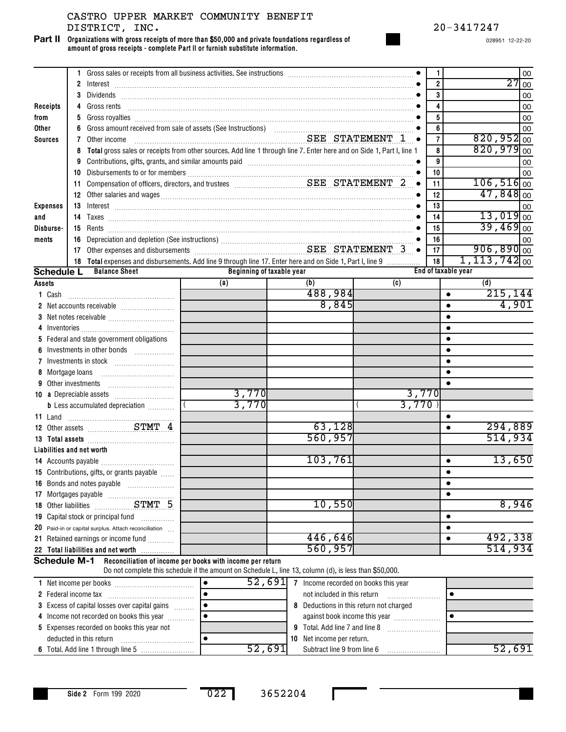CASTRO UPPER MARKET COMMUNITY BENEFIT DISTRICT, INC.

20-3417247

028951 12-22-20

**Part II Organizations with gross receipts of more than $50,000 and private foundations regardless of amount of gross receipts - complete Part II or furnish substitute information.**

| Section | Line | Description | Line No. | Amount |
|---|---|---|---|---|
| Receipts from Other Sources | 1 | Gross sales or receipts from all business activities. See instructions | 1 | 00 |
| | 2 | Interest | 2 | 27 00 |
| | 3 | Dividends | 3 | 00 |
| | 4 | Gross rents | 4 | 00 |
| | 5 | Gross royalties | 5 | 00 |
| | 6 | Gross amount received from sale of assets (See Instructions) | 6 | 00 |
| | 7 | Other income SEE STATEMENT 1 | 7 | 820,952 00 |
| | 8 | **Total** gross sales or receipts from other sources. Add line 1 through line 7. Enter here and on Side 1, Part I, line 1 | 8 | 820,979 00 |
| Expenses and Disbursements | 9 | Contributions, gifts, grants, and similar amounts paid | 9 | 00 |
| | 10 | Disbursements to or for members | 10 | 00 |
| | 11 | Compensation of officers, directors, and trustees SEE STATEMENT 2 | 11 | 106,516 00 |
| | 12 | Other salaries and wages | 12 | 47,848 00 |
| | 13 | Interest | 13 | 00 |
| | 14 | Taxes | 14 | 13,019 00 |
| | 15 | Rents | 15 | 39,469 00 |
| | 16 | Depreciation and depletion (See instructions) | 16 | 00 |
| | 17 | Other expenses and disbursements SEE STATEMENT 3 | 17 | 906,890 00 |
| | 18 | **Total** expenses and disbursements. Add line 9 through line 17. Enter here and on Side 1, Part I, line 9 | 18 | 1,113,742 00 |

**Schedule L Balance Sheet**

| | Beginning of taxable year (a) | (b) | End of taxable year (c) | (d) |
|---|---|---|---|---|
| **Assets** | | | | |
| 1 Cash | | 488,984 | | 215,144 |
| 2 Net accounts receivable | | 8,845 | | 4,901 |
| 3 Net notes receivable | | | | |
| 4 Inventories | | | | |
| 5 Federal and state government obligations | | | | |
| 6 Investments in other bonds | | | | |
| 7 Investments in stock | | | | |
| 8 Mortgage loans | | | | |
| 9 Other investments | | | | |
| 10 a Depreciable assets | 3,770 | | 3,770 | |
| b Less accumulated depreciation | ( 3,770 ) | | ( 3,770 ) | |
| 11 Land | | | | |
| 12 Other assets STMT 4 | | 63,128 | | 294,889 |
| 13 **Total assets** | | 560,957 | | 514,934 |
| **Liabilities and net worth** | | | | |
| 14 Accounts payable | | 103,761 | | 13,650 |
| 15 Contributions, gifts, or grants payable | | | | |
| 16 Bonds and notes payable | | | | |
| 17 Mortgages payable | | | | |
| 18 Other liabilities STMT 5 | | 10,550 | | 8,946 |
| 19 Capital stock or principal fund | | | | |
| 20 Paid-in or capital surplus. Attach reconciliation | | | | |
| 21 Retained earnings or income fund | | 446,646 | | 492,338 |
| 22 **Total liabilities and net worth** | | 560,957 | | 514,934 |

**Schedule M-1 Reconciliation of income per books with income per return**

Do not complete this schedule if the amount on Schedule L, line 13, column (d), is less than $50,000.

| | | | |
|---|---|---|---|
| 1 Net income per books | 52,691 | 7 Income recorded on books this year not included in this return | |
| 2 Federal income tax | | | |
| 3 Excess of capital losses over capital gains | | 8 Deductions in this return not charged against book income this year | |
| 4 Income not recorded on books this year | | | |
| 5 Expenses recorded on books this year not deducted in this return | | 9 Total. Add line 7 and line 8 | |
| | | 10 Net income per return. Subtract line 9 from line 6 | 52,691 |
| 6 Total. Add line 1 through line 5 | 52,691 | | |

Side 2 Form 199 2020

022 3652204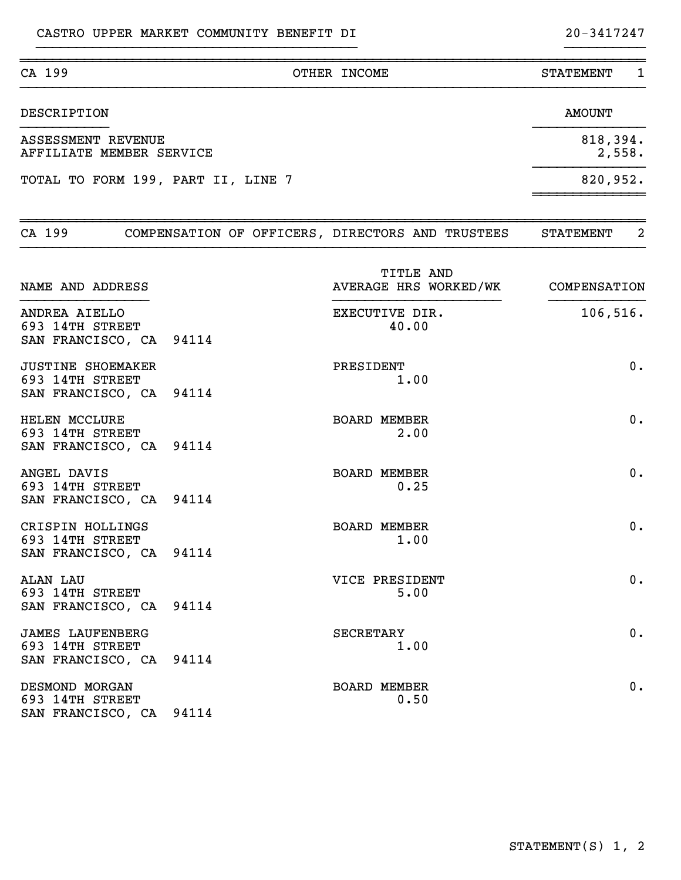CASTRO UPPER MARKET COMMUNITY BENEFIT DI — 20-3417247

## CA 199 — OTHER INCOME — STATEMENT 1

| DESCRIPTION | AMOUNT |
|---|---|
| ASSESSMENT REVENUE | 818,394. |
| AFFILIATE MEMBER SERVICE | 2,558. |
| TOTAL TO FORM 199, PART II, LINE 7 | 820,952. |

## CA 199 — COMPENSATION OF OFFICERS, DIRECTORS AND TRUSTEES — STATEMENT 2

| NAME AND ADDRESS | TITLE AND AVERAGE HRS WORKED/WK | COMPENSATION |
|---|---|---|
| ANDREA AIELLO<br>693 14TH STREET<br>SAN FRANCISCO, CA 94114 | EXECUTIVE DIR.<br>40.00 | 106,516. |
| JUSTINE SHOEMAKER<br>693 14TH STREET<br>SAN FRANCISCO, CA 94114 | PRESIDENT<br>1.00 | 0. |
| HELEN MCCLURE<br>693 14TH STREET<br>SAN FRANCISCO, CA 94114 | BOARD MEMBER<br>2.00 | 0. |
| ANGEL DAVIS<br>693 14TH STREET<br>SAN FRANCISCO, CA 94114 | BOARD MEMBER<br>0.25 | 0. |
| CRISPIN HOLLINGS<br>693 14TH STREET<br>SAN FRANCISCO, CA 94114 | BOARD MEMBER<br>1.00 | 0. |
| ALAN LAU<br>693 14TH STREET<br>SAN FRANCISCO, CA 94114 | VICE PRESIDENT<br>5.00 | 0. |
| JAMES LAUFENBERG<br>693 14TH STREET<br>SAN FRANCISCO, CA 94114 | SECRETARY<br>1.00 | 0. |
| DESMOND MORGAN<br>693 14TH STREET<br>SAN FRANCISCO, CA 94114 | BOARD MEMBER<br>0.50 | 0. |

STATEMENT(S) 1, 2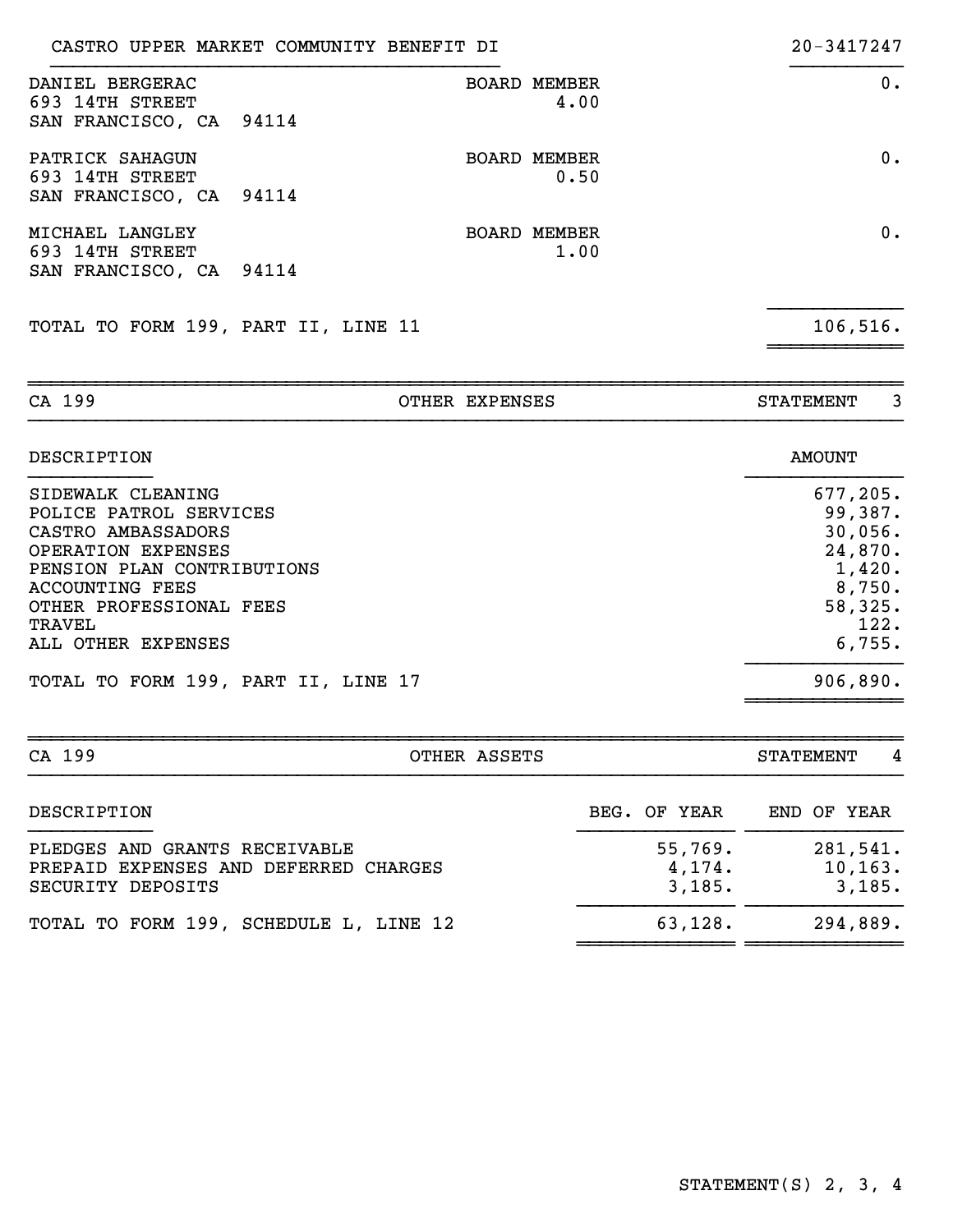CASTRO UPPER MARKET COMMUNITY BENEFIT DI — 20-3417247

| Name and Address | Title / Hours | Amount |
|---|---|---|
| DANIEL BERGERAC<br>693 14TH STREET<br>SAN FRANCISCO, CA 94114 | BOARD MEMBER<br>4.00 | 0. |
| PATRICK SAHAGUN<br>693 14TH STREET<br>SAN FRANCISCO, CA 94114 | BOARD MEMBER<br>0.50 | 0. |
| MICHAEL LANGLEY<br>693 14TH STREET<br>SAN FRANCISCO, CA 94114 | BOARD MEMBER<br>1.00 | 0. |
| TOTAL TO FORM 199, PART II, LINE 11 | | 106,516. |

## CA 199 — OTHER EXPENSES — STATEMENT 3

| DESCRIPTION | AMOUNT |
|---|---|
| SIDEWALK CLEANING | 677,205. |
| POLICE PATROL SERVICES | 99,387. |
| CASTRO AMBASSADORS | 30,056. |
| OPERATION EXPENSES | 24,870. |
| PENSION PLAN CONTRIBUTIONS | 1,420. |
| ACCOUNTING FEES | 8,750. |
| OTHER PROFESSIONAL FEES | 58,325. |
| TRAVEL | 122. |
| ALL OTHER EXPENSES | 6,755. |
| TOTAL TO FORM 199, PART II, LINE 17 | 906,890. |

## CA 199 — OTHER ASSETS — STATEMENT 4

| DESCRIPTION | BEG. OF YEAR | END OF YEAR |
|---|---|---|
| PLEDGES AND GRANTS RECEIVABLE | 55,769. | 281,541. |
| PREPAID EXPENSES AND DEFERRED CHARGES | 4,174. | 10,163. |
| SECURITY DEPOSITS | 3,185. | 3,185. |
| TOTAL TO FORM 199, SCHEDULE L, LINE 12 | 63,128. | 294,889. |

STATEMENT(S) 2, 3, 4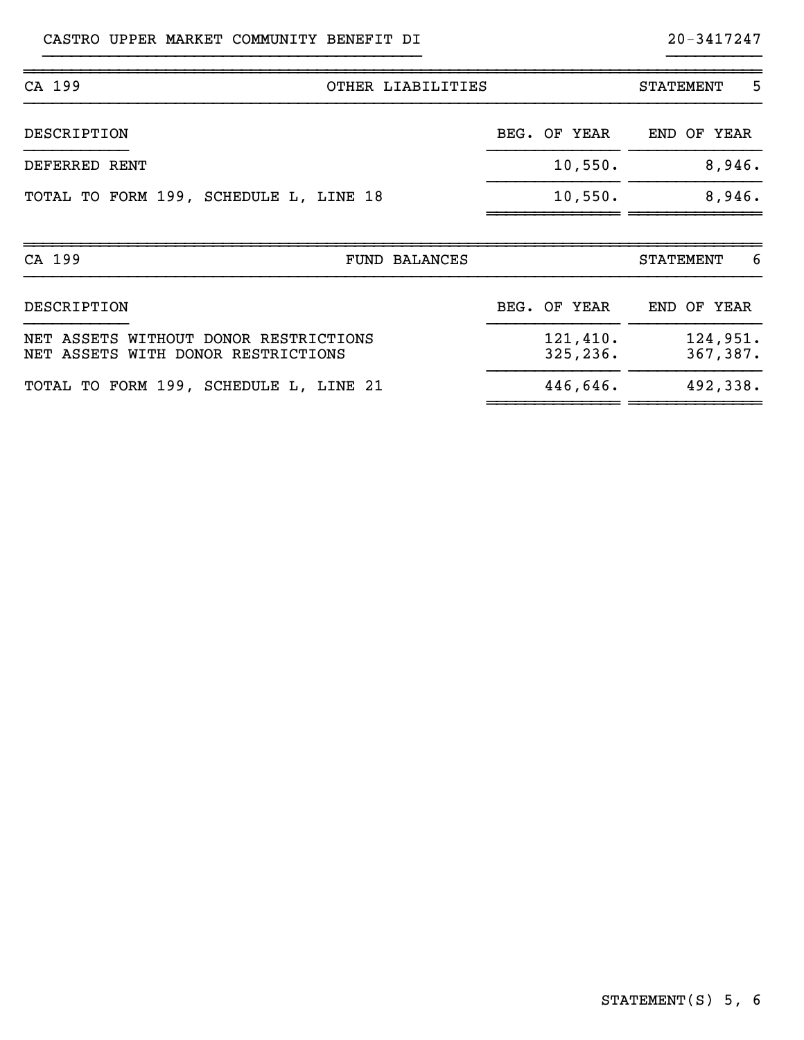CASTRO UPPER MARKET COMMUNITY BENEFIT DI 20-3417247

| CA 199 | OTHER LIABILITIES | STATEMENT 5 |
|---|---|---|
| DESCRIPTION | BEG. OF YEAR | END OF YEAR |
| DEFERRED RENT | 10,550. | 8,946. |
| TOTAL TO FORM 199, SCHEDULE L, LINE 18 | 10,550. | 8,946. |

| CA 199 | FUND BALANCES | STATEMENT 6 |
|---|---|---|
| DESCRIPTION | BEG. OF YEAR | END OF YEAR |
| NET ASSETS WITHOUT DONOR RESTRICTIONS | 121,410. | 124,951. |
| NET ASSETS WITH DONOR RESTRICTIONS | 325,236. | 367,387. |
| TOTAL TO FORM 199, SCHEDULE L, LINE 21 | 446,646. | 492,338. |

STATEMENT(S) 5, 6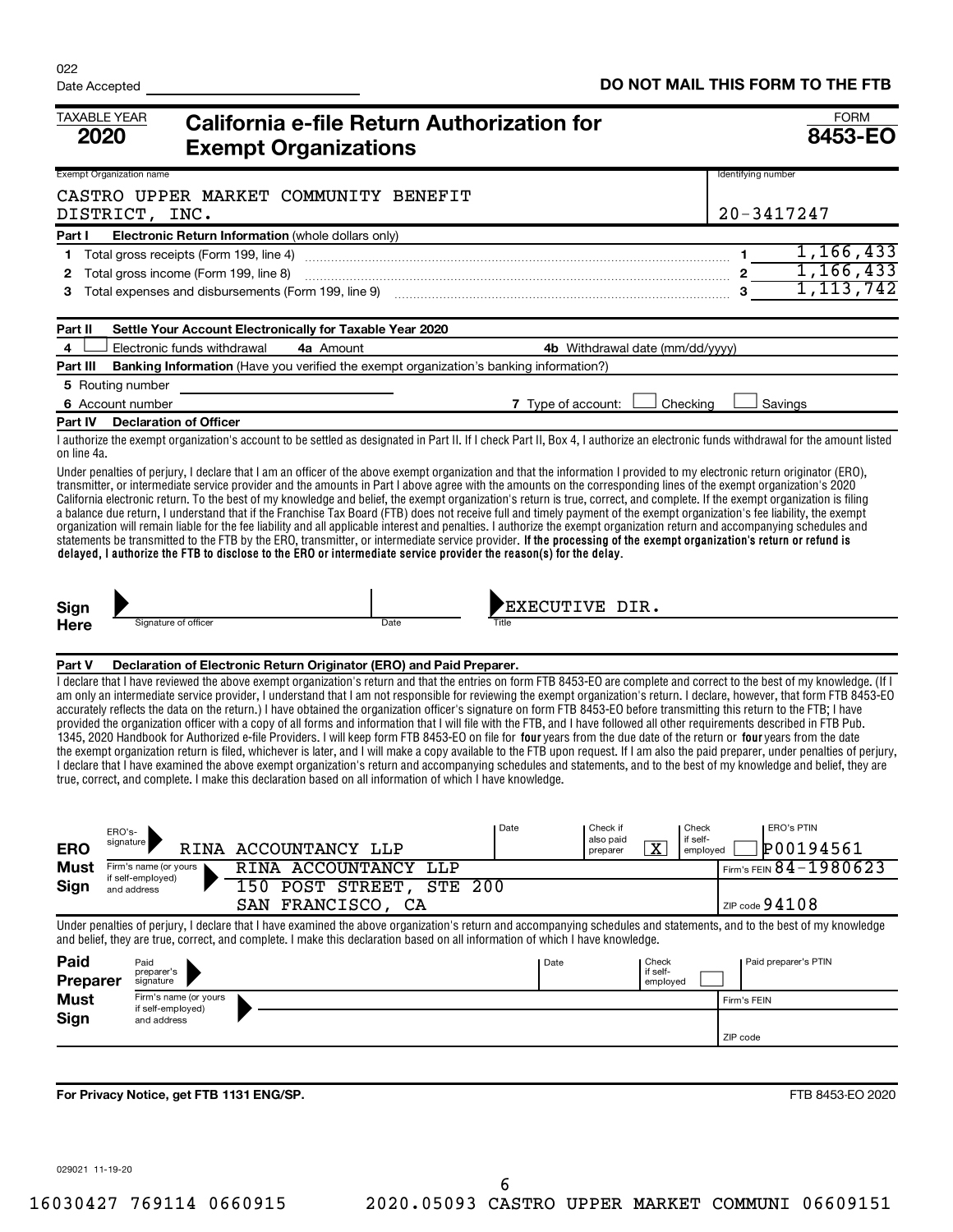022

Date Accepted

**DO NOT MAIL THIS FORM TO THE FTB**

TAXABLE YEAR **2020**

# California e-file Return Authorization for Exempt Organizations

FORM **8453-EO**

| Exempt Organization name | Identifying number |
|---|---|
| CASTRO UPPER MARKET COMMUNITY BENEFIT DISTRICT, INC. | 20-3417247 |

**Part I Electronic Return Information** (whole dollars only)

| | | | |
|---|---|---|---|
| 1 | Total gross receipts (Form 199, line 4) | 1 | 1,166,433 |
| 2 | Total gross income (Form 199, line 8) | 2 | 1,166,433 |
| 3 | Total expenses and disbursements (Form 199, line 9) | 3 | 1,113,742 |

**Part II Settle Your Account Electronically for Taxable Year 2020**

4 ☐ Electronic funds withdrawal **4a** Amount **4b** Withdrawal date (mm/dd/yyyy)

**Part III Banking Information** (Have you verified the exempt organization's banking information?)

5 Routing number

6 Account number 7 Type of account: ☐ Checking ☐ Savings

**Part IV Declaration of Officer**

I authorize the exempt organization's account to be settled as designated in Part II. If I check Part II, Box 4, I authorize an electronic funds withdrawal for the amount listed on line 4a.

Under penalties of perjury, I declare that I am an officer of the above exempt organization and that the information I provided to my electronic return originator (ERO), transmitter, or intermediate service provider and the amounts in Part I above agree with the amounts on the corresponding lines of the exempt organization's 2020 California electronic return. To the best of my knowledge and belief, the exempt organization's return is true, correct, and complete. If the exempt organization is filing a balance due return, I understand that if the Franchise Tax Board (FTB) does not receive full and timely payment of the exempt organization's fee liability, the exempt organization will remain liable for the fee liability and all applicable interest and penalties. I authorize the exempt organization return and accompanying schedules and statements be transmitted to the FTB by the ERO, transmitter, or intermediate service provider. **If the processing of the exempt organization's return or refund is delayed, I authorize the FTB to disclose to the ERO or intermediate service provider the reason(s) for the delay.**

**Sign Here** Signature of officer | Date | Title: EXECUTIVE DIR.

**Part V Declaration of Electronic Return Originator (ERO) and Paid Preparer.**

I declare that I have reviewed the above exempt organization's return and that the entries on form FTB 8453-EO are complete and correct to the best of my knowledge. (If I am only an intermediate service provider, I understand that I am not responsible for reviewing the exempt organization's return. I declare, however, that form FTB 8453-EO accurately reflects the data on the return.) I have obtained the organization officer's signature on form FTB 8453-EO before transmitting this return to the FTB; I have provided the organization officer with a copy of all forms and information that I will file with the FTB, and I have followed all other requirements described in FTB Pub. 1345, 2020 Handbook for Authorized e-file Providers. I will keep form FTB 8453-EO on file for **four** years from the due date of the return or **four** years from the date the exempt organization return is filed, whichever is later, and I will make a copy available to the FTB upon request. If I am also the paid preparer, under penalties of perjury, I declare that I have examined the above exempt organization's return and accompanying schedules and statements, and to the best of my knowledge and belief, they are true, correct, and complete. I make this declaration based on all information of which I have knowledge.

**ERO Must Sign**

| | |
|---|---|
| ERO's signature | RINA ACCOUNTANCY LLP |
| Date | |
| Check if also paid preparer | X |
| Check if self-employed | ☐ |
| ERO's PTIN | P00194561 |
| Firm's name (or yours if self-employed) and address | RINA ACCOUNTANCY LLP, 150 POST STREET, STE 200, SAN FRANCISCO, CA |
| Firm's FEIN | 84-1980623 |
| ZIP code | 94108 |

Under penalties of perjury, I declare that I have examined the above organization's return and accompanying schedules and statements, and to the best of my knowledge and belief, they are true, correct, and complete. I make this declaration based on all information of which I have knowledge.

**Paid Preparer Must Sign**

| | |
|---|---|
| Paid preparer's signature | |
| Date | |
| Check if self-employed | ☐ |
| Paid preparer's PTIN | |
| Firm's name (or yours if self-employed) and address | |
| Firm's FEIN | |
| ZIP code | |

**For Privacy Notice, get FTB 1131 ENG/SP.**

FTB 8453-EO 2020

029021 11-19-20

16030427 769114 0660915 2020.05093 CASTRO UPPER MARKET COMMUNI 06609151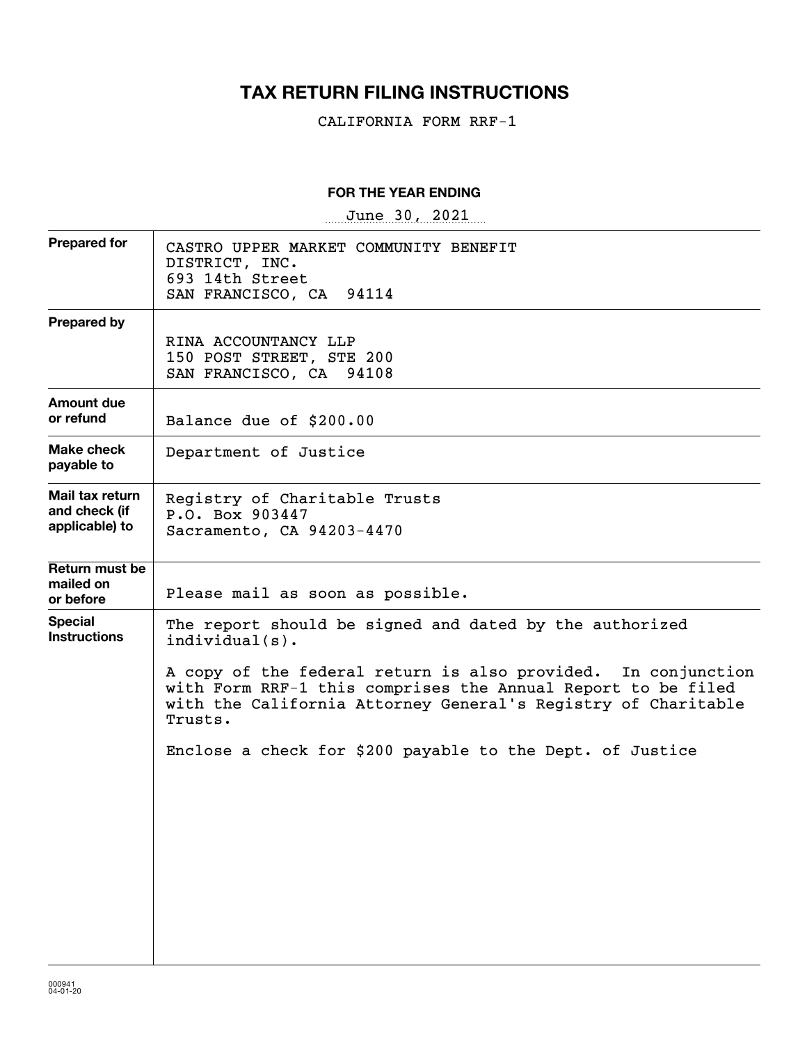# TAX RETURN FILING INSTRUCTIONS

CALIFORNIA FORM RRF-1

**FOR THE YEAR ENDING**

June 30, 2021

| | |
|---|---|
| **Prepared for** | CASTRO UPPER MARKET COMMUNITY BENEFIT DISTRICT, INC.<br>693 14th Street<br>SAN FRANCISCO, CA 94114 |
| **Prepared by** | RINA ACCOUNTANCY LLP<br>150 POST STREET, STE 200<br>SAN FRANCISCO, CA 94108 |
| **Amount due or refund** | Balance due of $200.00 |
| **Make check payable to** | Department of Justice |
| **Mail tax return and check (if applicable) to** | Registry of Charitable Trusts<br>P.O. Box 903447<br>Sacramento, CA 94203-4470 |
| **Return must be mailed on or before** | Please mail as soon as possible. |
| **Special Instructions** | The report should be signed and dated by the authorized individual(s).<br><br>A copy of the federal return is also provided. In conjunction with Form RRF-1 this comprises the Annual Report to be filed with the California Attorney General's Registry of Charitable Trusts.<br><br>Enclose a check for $200 payable to the Dept. of Justice |

000941
04-01-20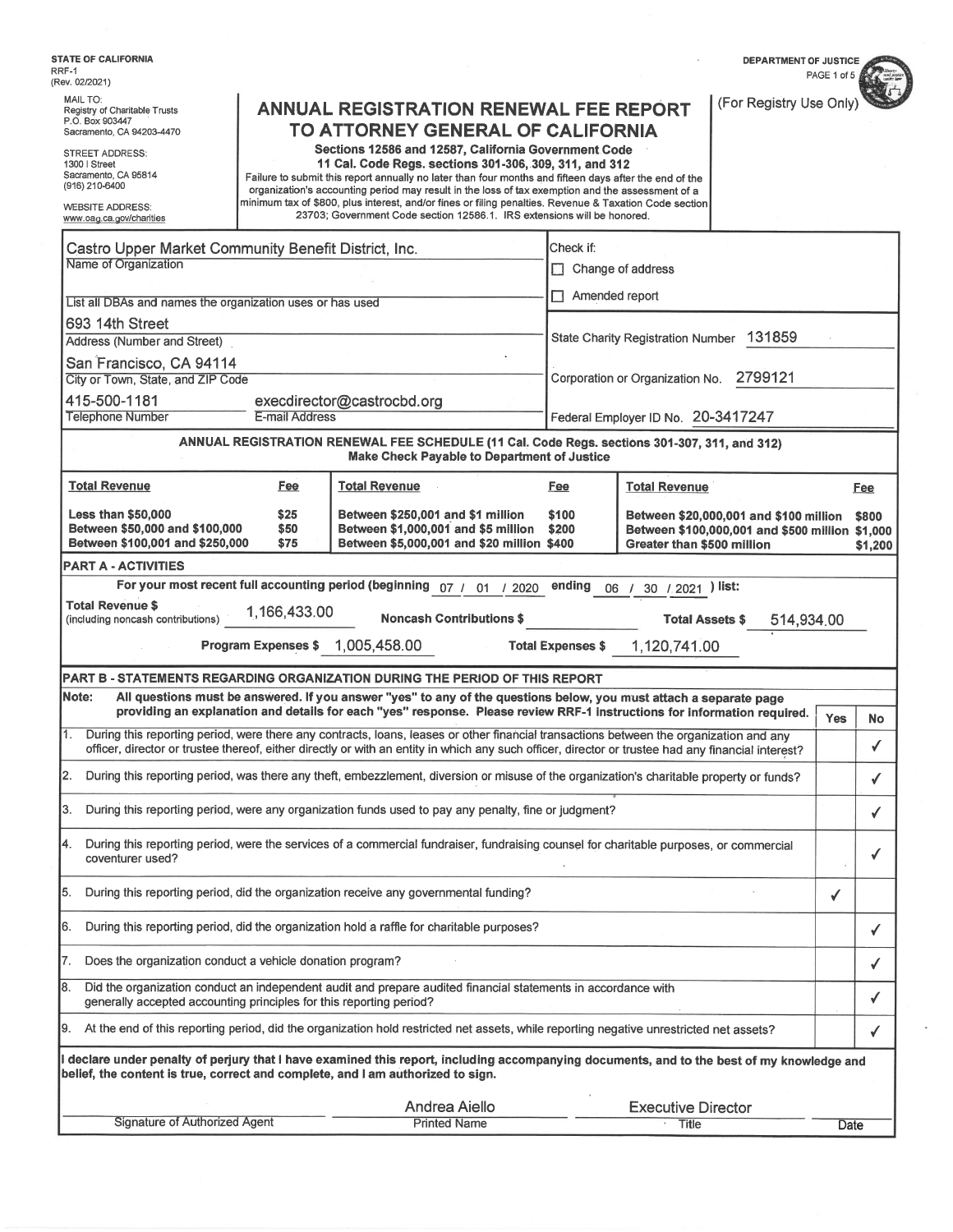STATE OF CALIFORNIA
RRF-1
(Rev. 02/2021)

DEPARTMENT OF JUSTICE

MAIL TO:
Registry of Charitable Trusts
P.O. Box 903447
Sacramento, CA 94203-4470

STREET ADDRESS:
1300 I Street
Sacramento, CA 95814
(916) 210-6400

WEBSITE ADDRESS:
www.oag.ca.gov/charities

# ANNUAL REGISTRATION RENEWAL FEE REPORT TO ATTORNEY GENERAL OF CALIFORNIA

**Sections 12586 and 12587, California Government Code**
**11 Cal. Code Regs. sections 301-306, 309, 311, and 312**

Failure to submit this report annually no later than four months and fifteen days after the end of the organization's accounting period may result in the loss of tax exemption and the assessment of a minimum tax of $800, plus interest, and/or fines or filing penalties. Revenue & Taxation Code section 23703; Government Code section 12586.1. IRS extensions will be honored.

(For Registry Use Only)

Castro Upper Market Community Benefit District, Inc.
Name of Organization

List all DBAs and names the organization uses or has used

693 14th Street
Address (Number and Street)

San Francisco, CA 94114
City or Town, State, and ZIP Code

415-500-1181 — Telephone Number
execdirector@castrocbd.org — E-mail Address

Check if:
☐ Change of address
☐ Amended report

State Charity Registration Number 131859

Corporation or Organization No. 2799121

Federal Employer ID No. 20-3417247

**ANNUAL REGISTRATION RENEWAL FEE SCHEDULE (11 Cal. Code Regs. sections 301-307, 311, and 312)**
**Make Check Payable to Department of Justice**

| Total Revenue | Fee | Total Revenue | Fee | Total Revenue | Fee |
|---|---|---|---|---|---|
| Less than $50,000 | $25 | Between $250,001 and $1 million | $100 | Between $20,000,001 and $100 million | $800 |
| Between $50,000 and $100,000 | $50 | Between $1,000,001 and $5 million | $200 | Between $100,000,001 and $500 million | $1,000 |
| Between $100,001 and $250,000 | $75 | Between $5,000,001 and $20 million | $400 | Greater than $500 million | $1,200 |

## PART A - ACTIVITIES

For your most recent full accounting period (beginning 07 / 01 / 2020 ending 06 / 30 / 2021 ) list:

Total Revenue $ (including noncash contributions) 1,166,433.00 &nbsp;&nbsp; Noncash Contributions $ &nbsp;&nbsp; Total Assets $ 514,934.00

Program Expenses $ 1,005,458.00 &nbsp;&nbsp; Total Expenses $ 1,120,741.00

## PART B - STATEMENTS REGARDING ORGANIZATION DURING THE PERIOD OF THIS REPORT

**Note: All questions must be answered. If you answer "yes" to any of the questions below, you must attach a separate page providing an explanation and details for each "yes" response. Please review RRF-1 instructions for information required.**

| | Question | Yes | No |
|---|---|---|---|
| 1. | During this reporting period, were there any contracts, loans, leases or other financial transactions between the organization and any officer, director or trustee thereof, either directly or with an entity in which any such officer, director or trustee had any financial interest? | | ✓ |
| 2. | During this reporting period, was there any theft, embezzlement, diversion or misuse of the organization's charitable property or funds? | | ✓ |
| 3. | During this reporting period, were any organization funds used to pay any penalty, fine or judgment? | | ✓ |
| 4. | During this reporting period, were the services of a commercial fundraiser, fundraising counsel for charitable purposes, or commercial coventurer used? | | ✓ |
| 5. | During this reporting period, did the organization receive any governmental funding? | ✓ | |
| 6. | During this reporting period, did the organization hold a raffle for charitable purposes? | | ✓ |
| 7. | Does the organization conduct a vehicle donation program? | | ✓ |
| 8. | Did the organization conduct an independent audit and prepare audited financial statements in accordance with generally accepted accounting principles for this reporting period? | | ✓ |
| 9. | At the end of this reporting period, did the organization hold restricted net assets, while reporting negative unrestricted net assets? | | ✓ |

**I declare under penalty of perjury that I have examined this report, including accompanying documents, and to the best of my knowledge and belief, the content is true, correct and complete, and I am authorized to sign.**

| Signature of Authorized Agent | Printed Name | Title | Date |
|---|---|---|---|
| | Andrea Aiello | Executive Director | |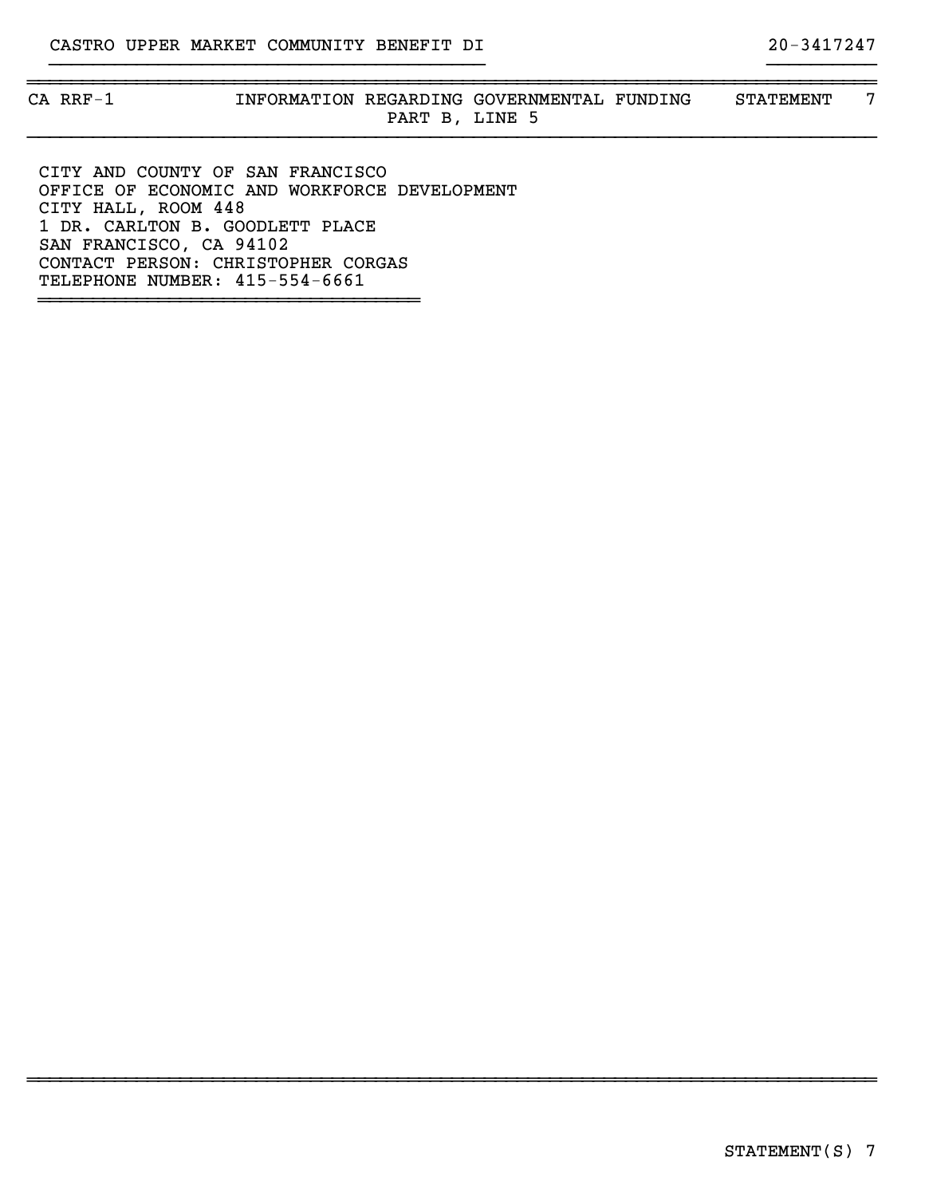CASTRO UPPER MARKET COMMUNITY BENEFIT DI 20-3417247

CA RRF-1 INFORMATION REGARDING GOVERNMENTAL FUNDING STATEMENT 7
PART B, LINE 5

CITY AND COUNTY OF SAN FRANCISCO
OFFICE OF ECONOMIC AND WORKFORCE DEVELOPMENT
CITY HALL, ROOM 448
1 DR. CARLTON B. GOODLETT PLACE
SAN FRANCISCO, CA 94102
CONTACT PERSON: CHRISTOPHER CORGAS
TELEPHONE NUMBER: 415-554-6661